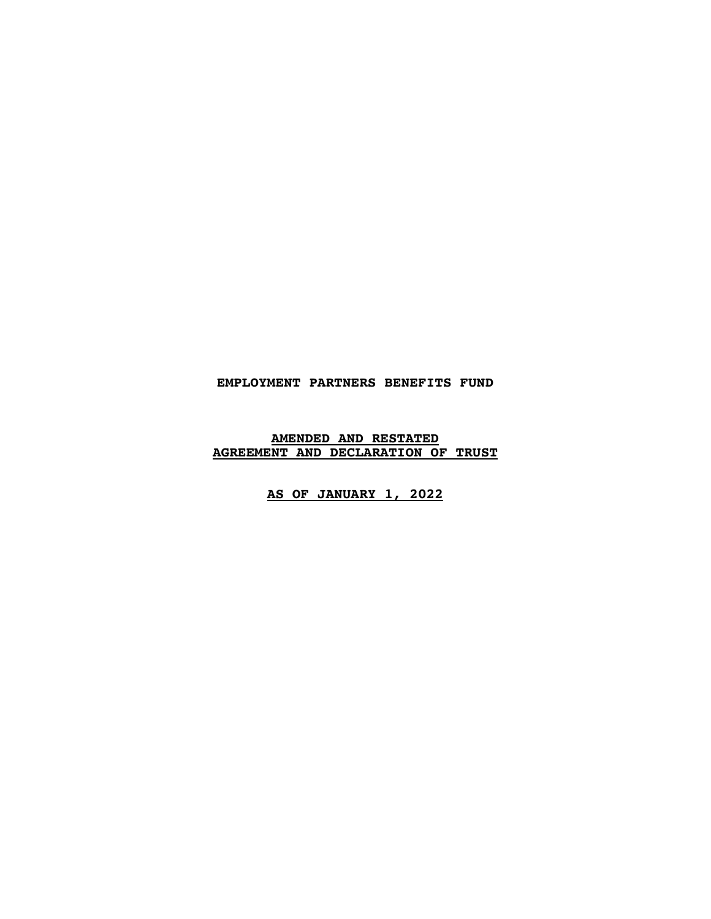# EMPLOYMENT PARTNERS BENEFITS FUND

## AMENDED AND RESTATED AGREEMENT AND DECLARATION OF TRUST

## AS OF JANUARY 1, 2022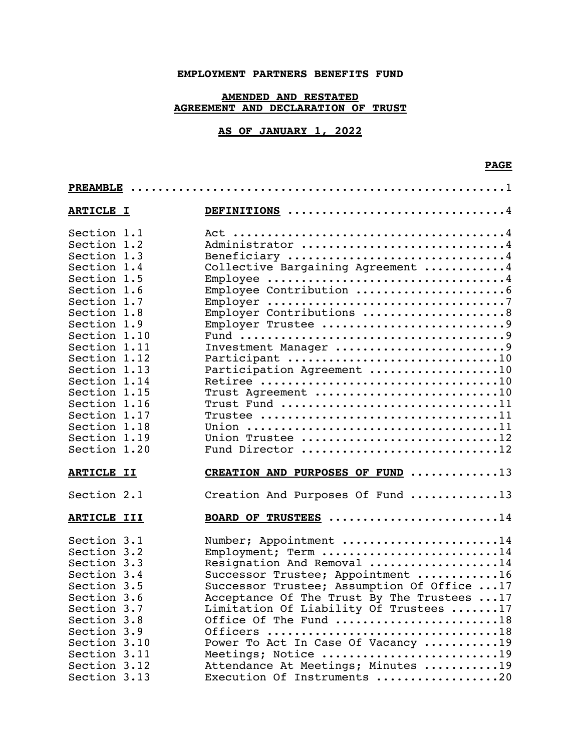**EMPLOYMENT PARTNERS BENEFITS FUND**

**AMENDED AND RESTATED**
**AGREEMENT AND DECLARATION OF TRUST**

**AS OF JANUARY 1, 2022**

| | | **PAGE** |
|---|---|---|
| **PREAMBLE** | | 1 |
| **ARTICLE I** | **DEFINITIONS** | 4 |
| Section 1.1 | Act | 4 |
| Section 1.2 | Administrator | 4 |
| Section 1.3 | Beneficiary | 4 |
| Section 1.4 | Collective Bargaining Agreement | 4 |
| Section 1.5 | Employee | 4 |
| Section 1.6 | Employee Contribution | 6 |
| Section 1.7 | Employer | 7 |
| Section 1.8 | Employer Contributions | 8 |
| Section 1.9 | Employer Trustee | 9 |
| Section 1.10 | Fund | 9 |
| Section 1.11 | Investment Manager | 9 |
| Section 1.12 | Participant | 10 |
| Section 1.13 | Participation Agreement | 10 |
| Section 1.14 | Retiree | 10 |
| Section 1.15 | Trust Agreement | 10 |
| Section 1.16 | Trust Fund | 11 |
| Section 1.17 | Trustee | 11 |
| Section 1.18 | Union | 11 |
| Section 1.19 | Union Trustee | 12 |
| Section 1.20 | Fund Director | 12 |
| **ARTICLE II** | **CREATION AND PURPOSES OF FUND** | 13 |
| Section 2.1 | Creation And Purposes Of Fund | 13 |
| **ARTICLE III** | **BOARD OF TRUSTEES** | 14 |
| Section 3.1 | Number; Appointment | 14 |
| Section 3.2 | Employment; Term | 14 |
| Section 3.3 | Resignation And Removal | 14 |
| Section 3.4 | Successor Trustee; Appointment | 16 |
| Section 3.5 | Successor Trustee; Assumption Of Office | 17 |
| Section 3.6 | Acceptance Of The Trust By The Trustees | 17 |
| Section 3.7 | Limitation Of Liability Of Trustees | 17 |
| Section 3.8 | Office Of The Fund | 18 |
| Section 3.9 | Officers | 18 |
| Section 3.10 | Power To Act In Case Of Vacancy | 19 |
| Section 3.11 | Meetings; Notice | 19 |
| Section 3.12 | Attendance At Meetings; Minutes | 19 |
| Section 3.13 | Execution Of Instruments | 20 |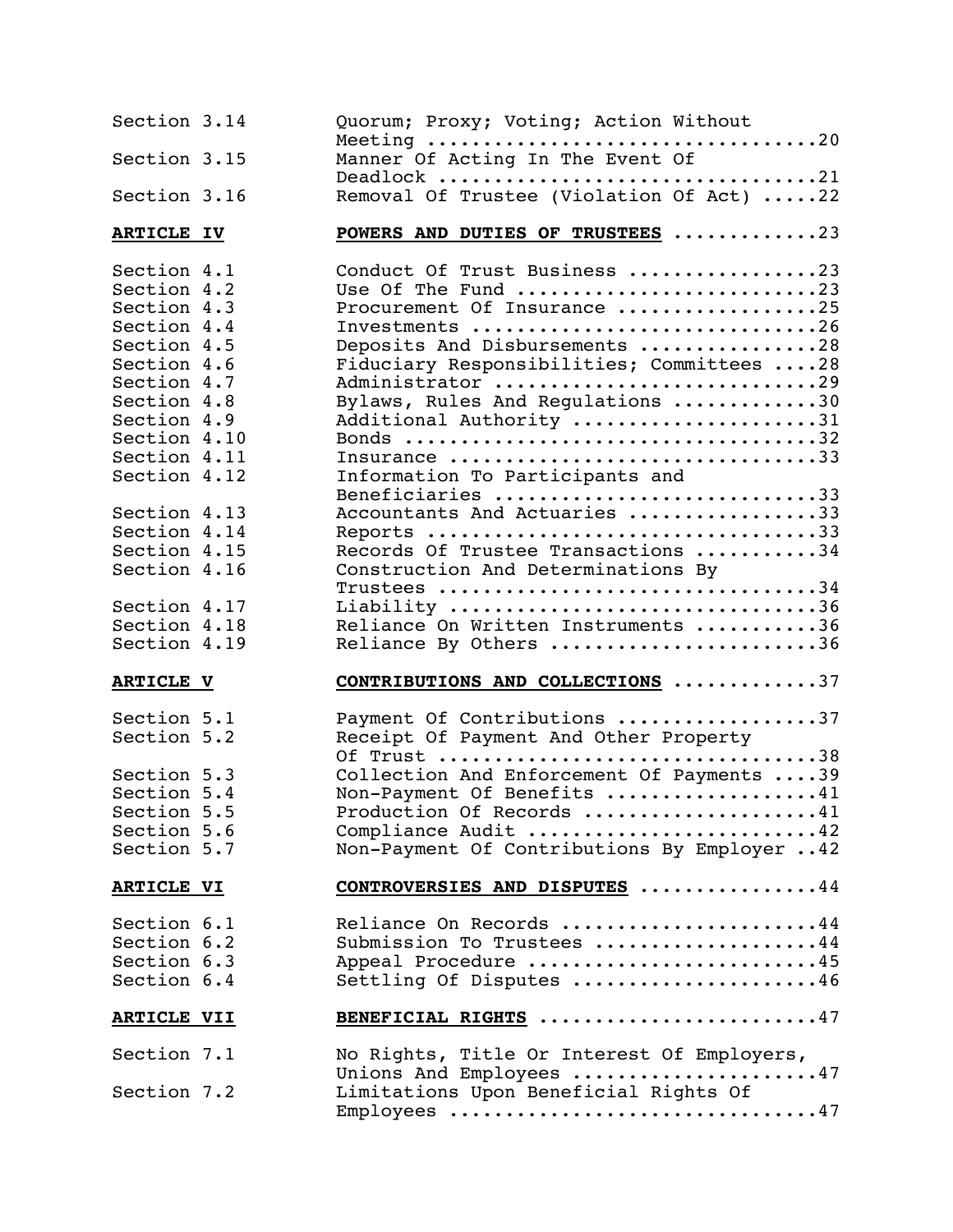| | | |
|---|---|---|
| Section 3.14 | Quorum; Proxy; Voting; Action Without Meeting | 20 |
| Section 3.15 | Manner Of Acting In The Event Of Deadlock | 21 |
| Section 3.16 | Removal Of Trustee (Violation Of Act) | 22 |
| **ARTICLE IV** | **POWERS AND DUTIES OF TRUSTEES** | 23 |
| Section 4.1 | Conduct Of Trust Business | 23 |
| Section 4.2 | Use Of The Fund | 23 |
| Section 4.3 | Procurement Of Insurance | 25 |
| Section 4.4 | Investments | 26 |
| Section 4.5 | Deposits And Disbursements | 28 |
| Section 4.6 | Fiduciary Responsibilities; Committees | 28 |
| Section 4.7 | Administrator | 29 |
| Section 4.8 | Bylaws, Rules And Regulations | 30 |
| Section 4.9 | Additional Authority | 31 |
| Section 4.10 | Bonds | 32 |
| Section 4.11 | Insurance | 33 |
| Section 4.12 | Information To Participants and Beneficiaries | 33 |
| Section 4.13 | Accountants And Actuaries | 33 |
| Section 4.14 | Reports | 33 |
| Section 4.15 | Records Of Trustee Transactions | 34 |
| Section 4.16 | Construction And Determinations By Trustees | 34 |
| Section 4.17 | Liability | 36 |
| Section 4.18 | Reliance On Written Instruments | 36 |
| Section 4.19 | Reliance By Others | 36 |
| **ARTICLE V** | **CONTRIBUTIONS AND COLLECTIONS** | 37 |
| Section 5.1 | Payment Of Contributions | 37 |
| Section 5.2 | Receipt Of Payment And Other Property Of Trust | 38 |
| Section 5.3 | Collection And Enforcement Of Payments | 39 |
| Section 5.4 | Non-Payment Of Benefits | 41 |
| Section 5.5 | Production Of Records | 41 |
| Section 5.6 | Compliance Audit | 42 |
| Section 5.7 | Non-Payment Of Contributions By Employer | 42 |
| **ARTICLE VI** | **CONTROVERSIES AND DISPUTES** | 44 |
| Section 6.1 | Reliance On Records | 44 |
| Section 6.2 | Submission To Trustees | 44 |
| Section 6.3 | Appeal Procedure | 45 |
| Section 6.4 | Settling Of Disputes | 46 |
| **ARTICLE VII** | **BENEFICIAL RIGHTS** | 47 |
| Section 7.1 | No Rights, Title Or Interest Of Employers, Unions And Employees | 47 |
| Section 7.2 | Limitations Upon Beneficial Rights Of Employees | 47 |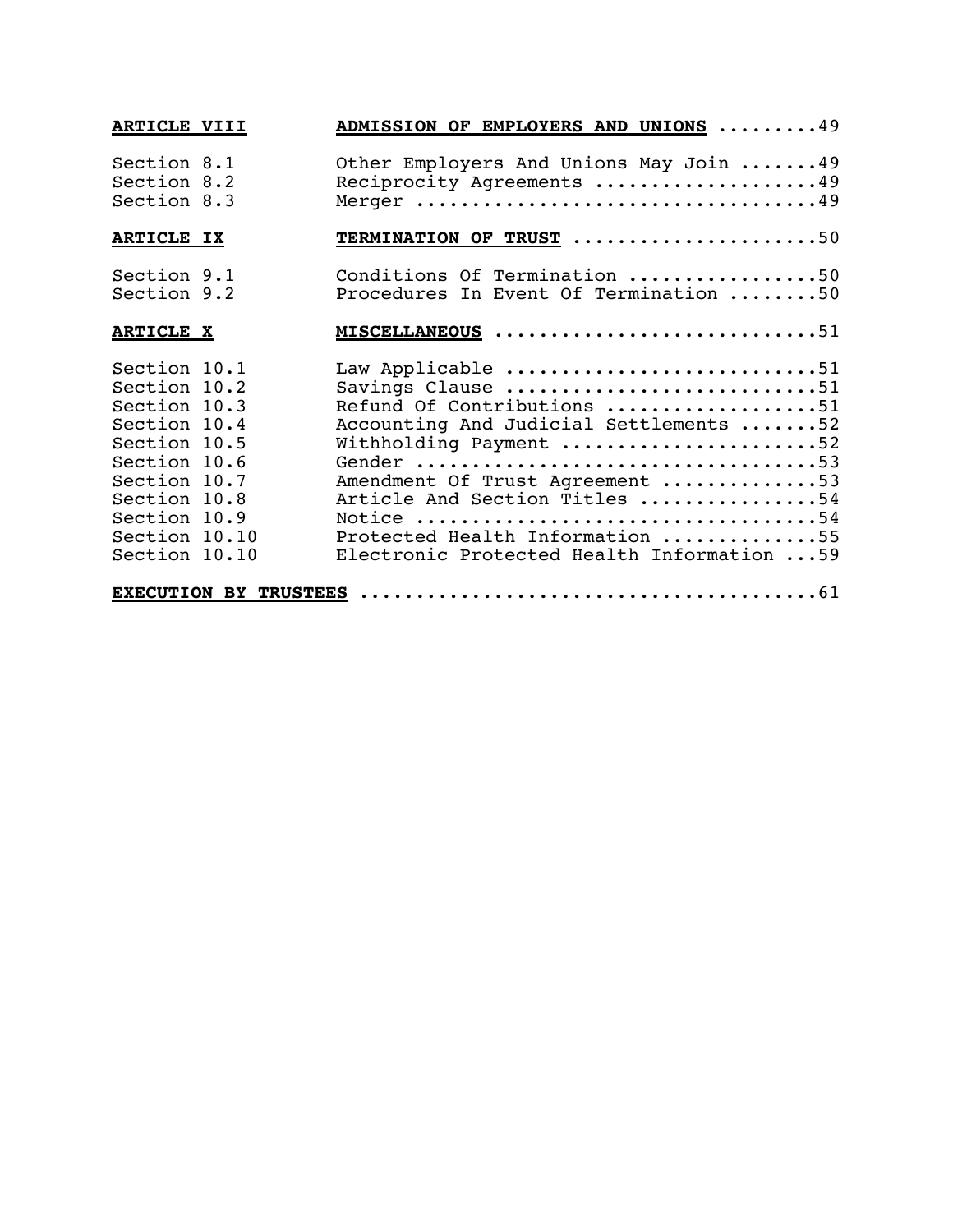| | | |
|---|---|---|
| **ARTICLE VIII** | **ADMISSION OF EMPLOYERS AND UNIONS** | 49 |
| Section 8.1 | Other Employers And Unions May Join | 49 |
| Section 8.2 | Reciprocity Agreements | 49 |
| Section 8.3 | Merger | 49 |
| **ARTICLE IX** | **TERMINATION OF TRUST** | 50 |
| Section 9.1 | Conditions Of Termination | 50 |
| Section 9.2 | Procedures In Event Of Termination | 50 |
| **ARTICLE X** | **MISCELLANEOUS** | 51 |
| Section 10.1 | Law Applicable | 51 |
| Section 10.2 | Savings Clause | 51 |
| Section 10.3 | Refund Of Contributions | 51 |
| Section 10.4 | Accounting And Judicial Settlements | 52 |
| Section 10.5 | Withholding Payment | 52 |
| Section 10.6 | Gender | 53 |
| Section 10.7 | Amendment Of Trust Agreement | 53 |
| Section 10.8 | Article And Section Titles | 54 |
| Section 10.9 | Notice | 54 |
| Section 10.10 | Protected Health Information | 55 |
| Section 10.10 | Electronic Protected Health Information | 59 |
| **EXECUTION BY TRUSTEES** | | 61 |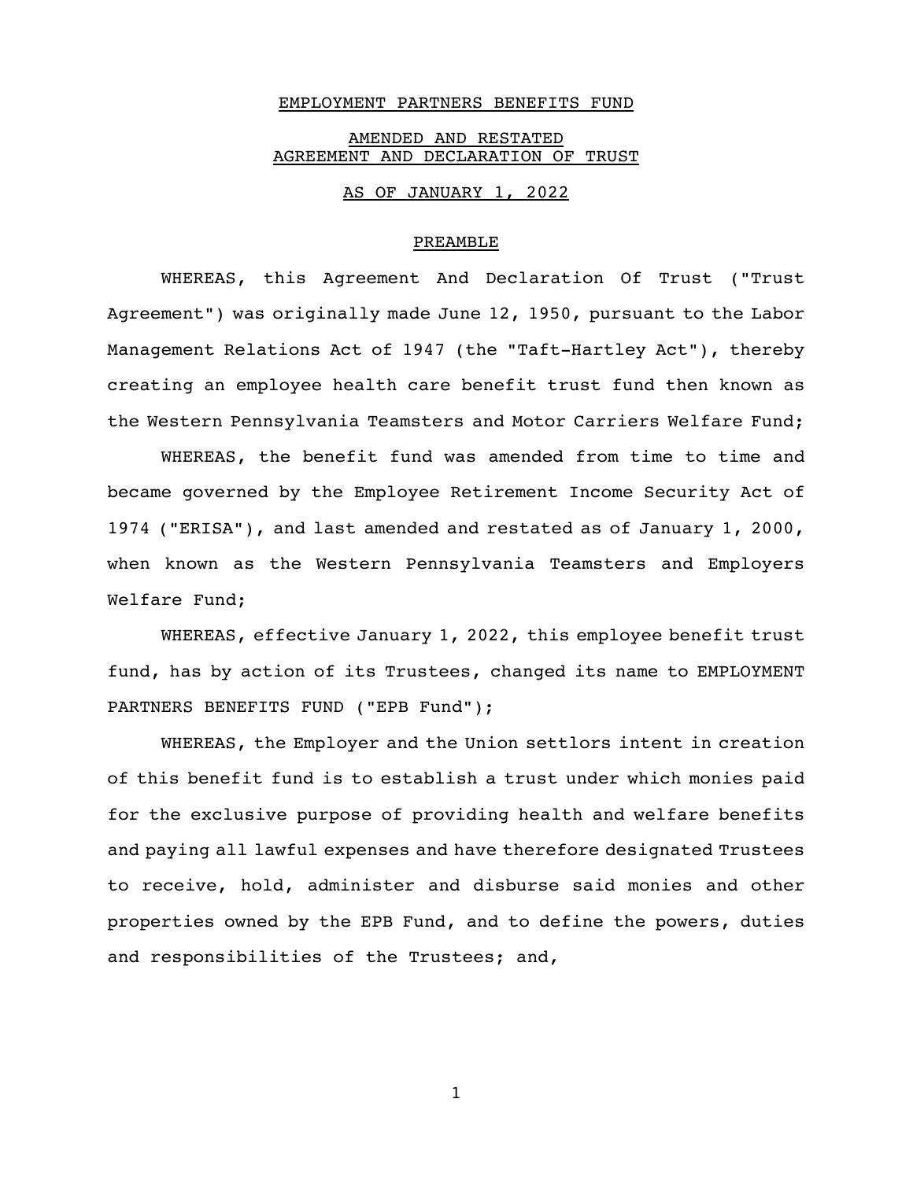EMPLOYMENT PARTNERS BENEFITS FUND

AMENDED AND RESTATED
AGREEMENT AND DECLARATION OF TRUST

AS OF JANUARY 1, 2022

## PREAMBLE

WHEREAS, this Agreement And Declaration Of Trust ("Trust Agreement") was originally made June 12, 1950, pursuant to the Labor Management Relations Act of 1947 (the "Taft-Hartley Act"), thereby creating an employee health care benefit trust fund then known as the Western Pennsylvania Teamsters and Motor Carriers Welfare Fund;

WHEREAS, the benefit fund was amended from time to time and became governed by the Employee Retirement Income Security Act of 1974 ("ERISA"), and last amended and restated as of January 1, 2000, when known as the Western Pennsylvania Teamsters and Employers Welfare Fund;

WHEREAS, effective January 1, 2022, this employee benefit trust fund, has by action of its Trustees, changed its name to EMPLOYMENT PARTNERS BENEFITS FUND ("EPB Fund");

WHEREAS, the Employer and the Union settlors intent in creation of this benefit fund is to establish a trust under which monies paid for the exclusive purpose of providing health and welfare benefits and paying all lawful expenses and have therefore designated Trustees to receive, hold, administer and disburse said monies and other properties owned by the EPB Fund, and to define the powers, duties and responsibilities of the Trustees; and,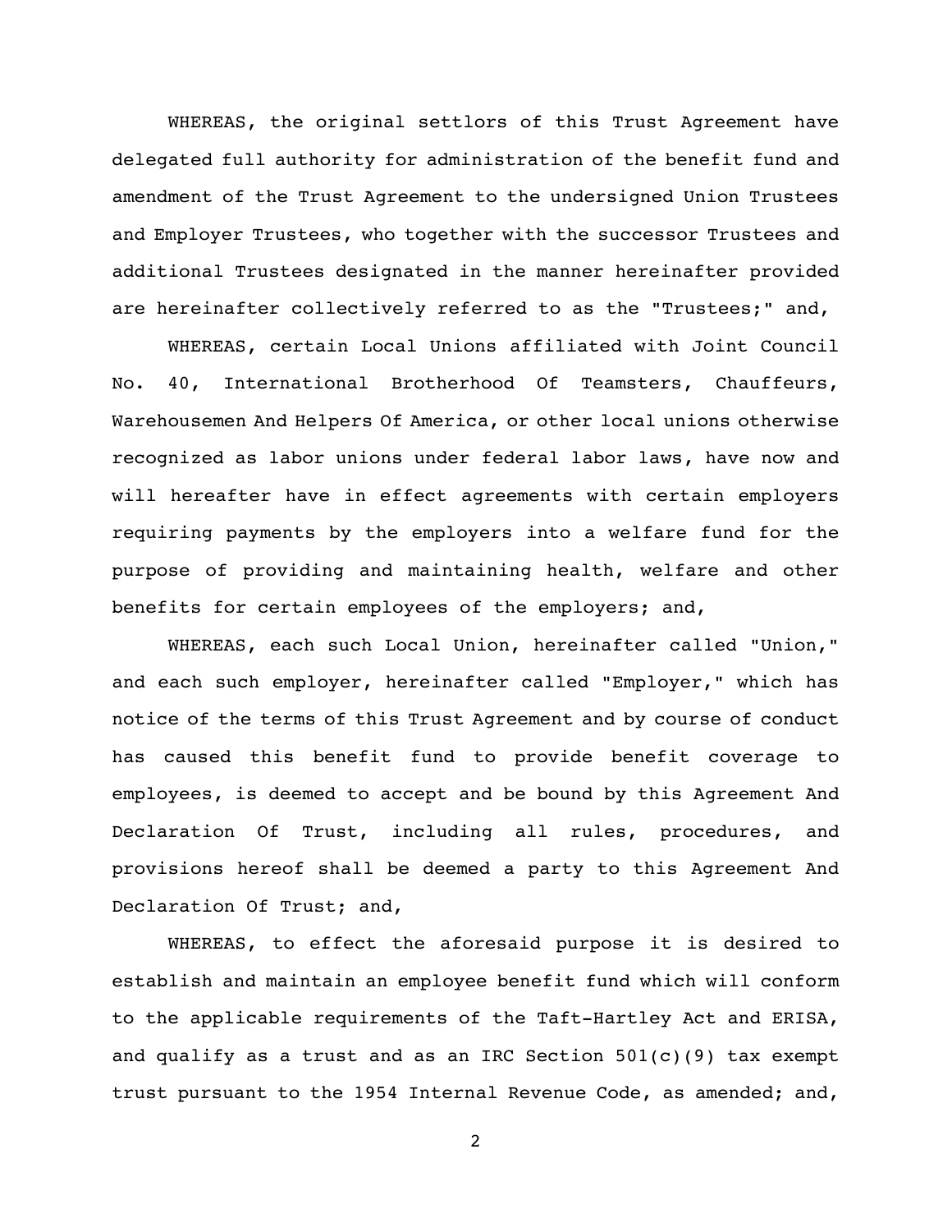WHEREAS, the original settlors of this Trust Agreement have delegated full authority for administration of the benefit fund and amendment of the Trust Agreement to the undersigned Union Trustees and Employer Trustees, who together with the successor Trustees and additional Trustees designated in the manner hereinafter provided are hereinafter collectively referred to as the "Trustees;" and,

WHEREAS, certain Local Unions affiliated with Joint Council No. 40, International Brotherhood Of Teamsters, Chauffeurs, Warehousemen And Helpers Of America, or other local unions otherwise recognized as labor unions under federal labor laws, have now and will hereafter have in effect agreements with certain employers requiring payments by the employers into a welfare fund for the purpose of providing and maintaining health, welfare and other benefits for certain employees of the employers; and,

WHEREAS, each such Local Union, hereinafter called "Union," and each such employer, hereinafter called "Employer," which has notice of the terms of this Trust Agreement and by course of conduct has caused this benefit fund to provide benefit coverage to employees, is deemed to accept and be bound by this Agreement And Declaration Of Trust, including all rules, procedures, and provisions hereof shall be deemed a party to this Agreement And Declaration Of Trust; and,

WHEREAS, to effect the aforesaid purpose it is desired to establish and maintain an employee benefit fund which will conform to the applicable requirements of the Taft-Hartley Act and ERISA, and qualify as a trust and as an IRC Section 501(c)(9) tax exempt trust pursuant to the 1954 Internal Revenue Code, as amended; and,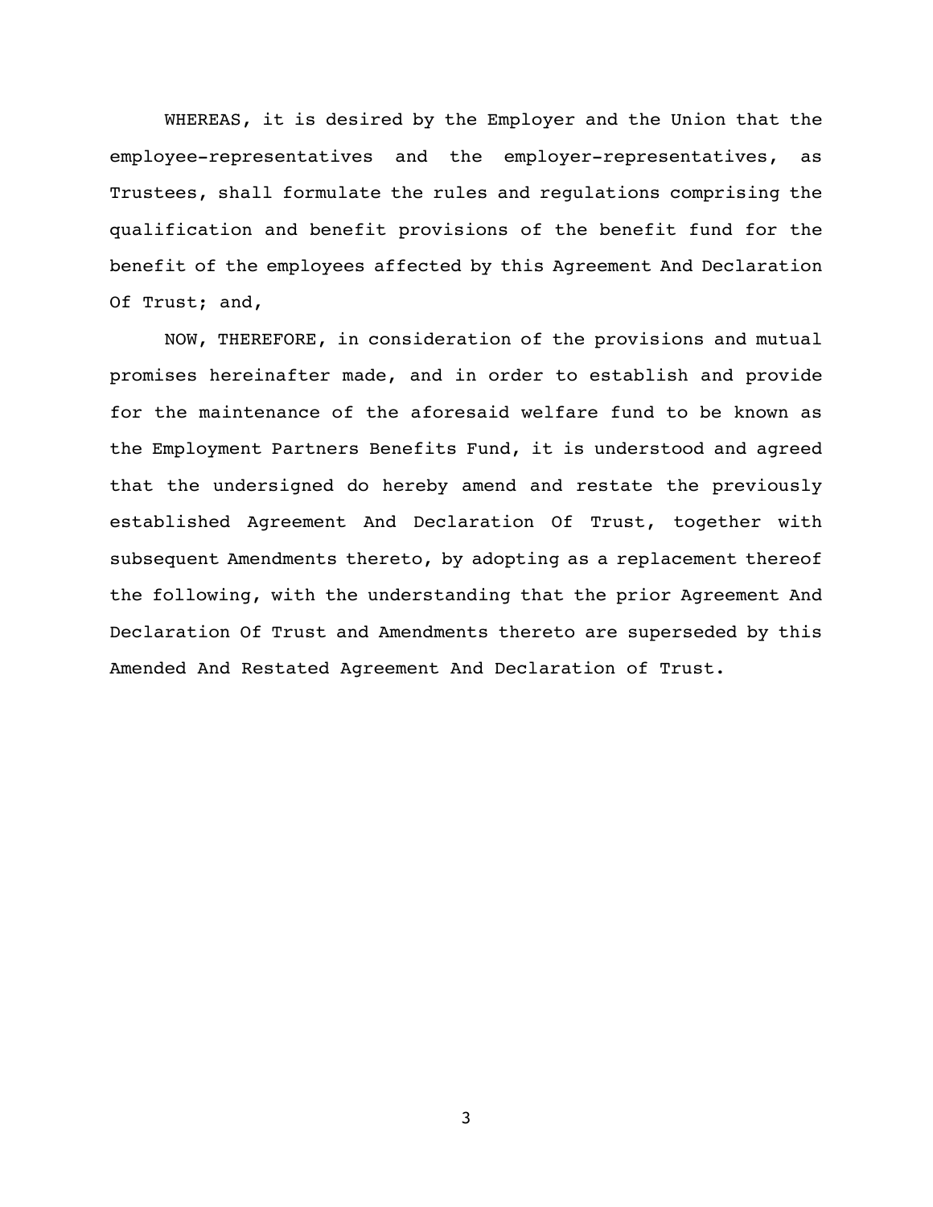WHEREAS, it is desired by the Employer and the Union that the employee-representatives and the employer-representatives, as Trustees, shall formulate the rules and regulations comprising the qualification and benefit provisions of the benefit fund for the benefit of the employees affected by this Agreement And Declaration Of Trust; and,

NOW, THEREFORE, in consideration of the provisions and mutual promises hereinafter made, and in order to establish and provide for the maintenance of the aforesaid welfare fund to be known as the Employment Partners Benefits Fund, it is understood and agreed that the undersigned do hereby amend and restate the previously established Agreement And Declaration Of Trust, together with subsequent Amendments thereto, by adopting as a replacement thereof the following, with the understanding that the prior Agreement And Declaration Of Trust and Amendments thereto are superseded by this Amended And Restated Agreement And Declaration of Trust.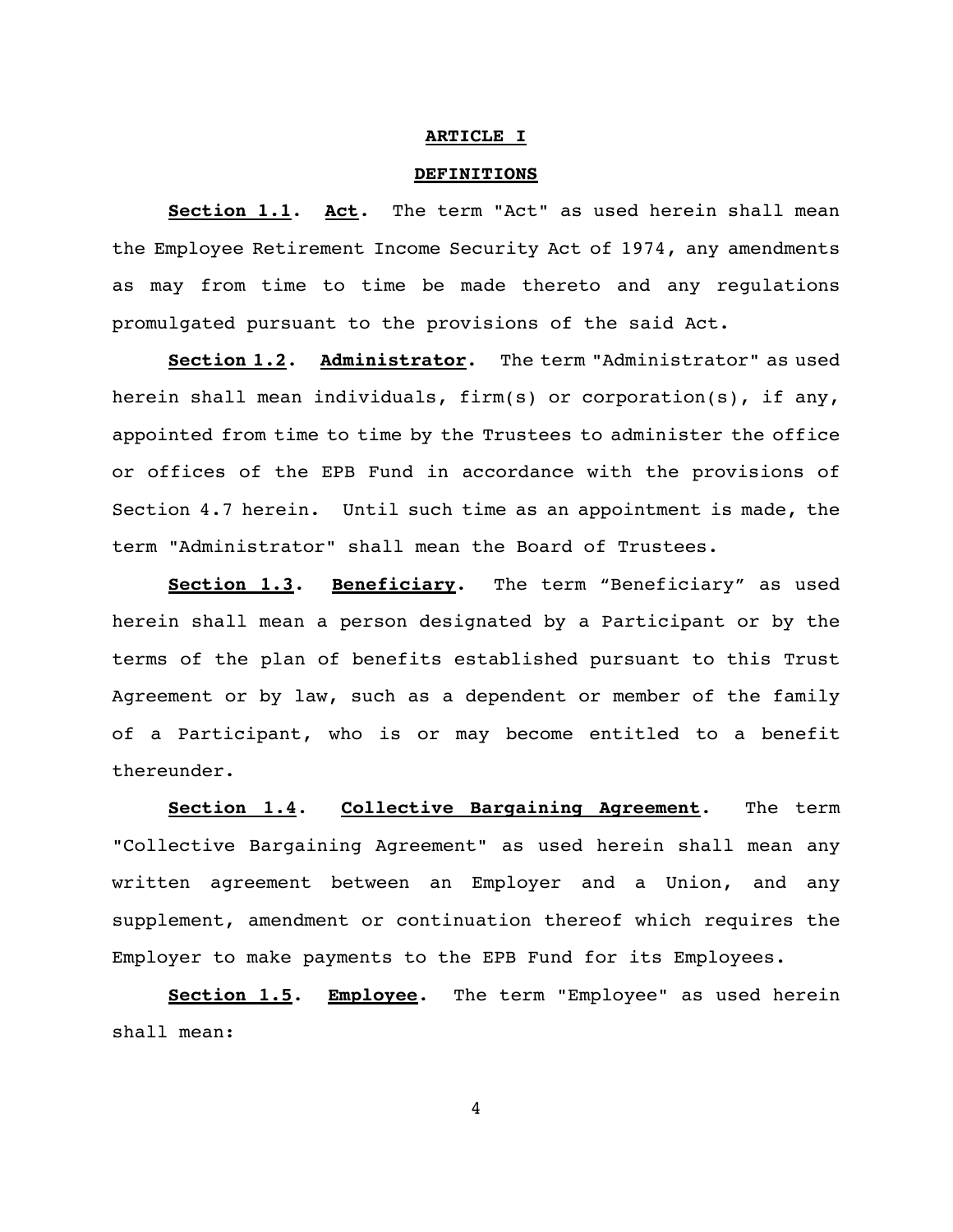# ARTICLE I

## DEFINITIONS

**Section 1.1. Act.** The term "Act" as used herein shall mean the Employee Retirement Income Security Act of 1974, any amendments as may from time to time be made thereto and any regulations promulgated pursuant to the provisions of the said Act.

**Section 1.2. Administrator.** The term "Administrator" as used herein shall mean individuals, firm(s) or corporation(s), if any, appointed from time to time by the Trustees to administer the office or offices of the EPB Fund in accordance with the provisions of Section 4.7 herein. Until such time as an appointment is made, the term "Administrator" shall mean the Board of Trustees.

**Section 1.3. Beneficiary.** The term "Beneficiary" as used herein shall mean a person designated by a Participant or by the terms of the plan of benefits established pursuant to this Trust Agreement or by law, such as a dependent or member of the family of a Participant, who is or may become entitled to a benefit thereunder.

**Section 1.4. Collective Bargaining Agreement.** The term "Collective Bargaining Agreement" as used herein shall mean any written agreement between an Employer and a Union, and any supplement, amendment or continuation thereof which requires the Employer to make payments to the EPB Fund for its Employees.

**Section 1.5. Employee.** The term "Employee" as used herein shall mean: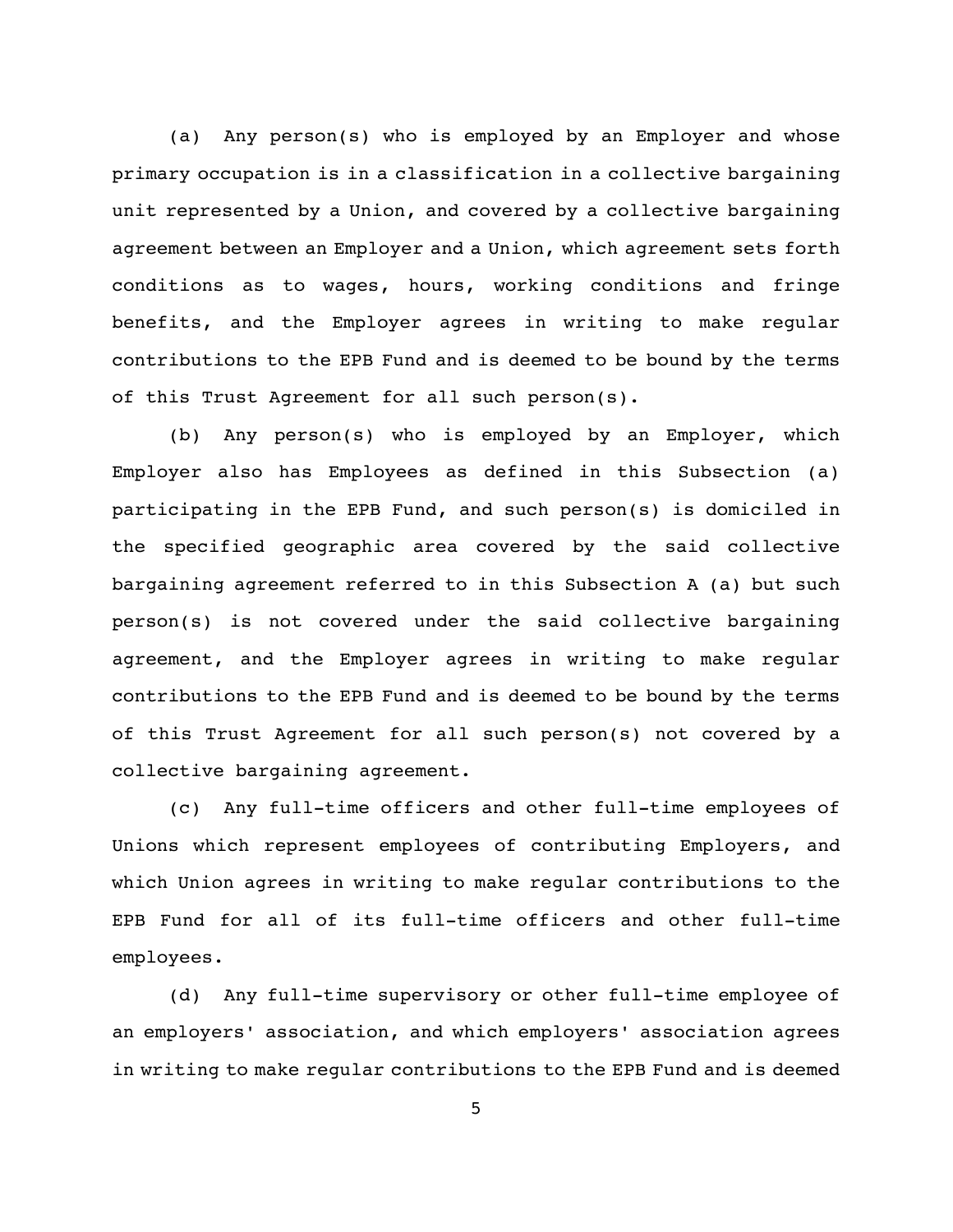(a) Any person(s) who is employed by an Employer and whose primary occupation is in a classification in a collective bargaining unit represented by a Union, and covered by a collective bargaining agreement between an Employer and a Union, which agreement sets forth conditions as to wages, hours, working conditions and fringe benefits, and the Employer agrees in writing to make regular contributions to the EPB Fund and is deemed to be bound by the terms of this Trust Agreement for all such person(s).

(b) Any person(s) who is employed by an Employer, which Employer also has Employees as defined in this Subsection (a) participating in the EPB Fund, and such person(s) is domiciled in the specified geographic area covered by the said collective bargaining agreement referred to in this Subsection A (a) but such person(s) is not covered under the said collective bargaining agreement, and the Employer agrees in writing to make regular contributions to the EPB Fund and is deemed to be bound by the terms of this Trust Agreement for all such person(s) not covered by a collective bargaining agreement.

(c) Any full-time officers and other full-time employees of Unions which represent employees of contributing Employers, and which Union agrees in writing to make regular contributions to the EPB Fund for all of its full-time officers and other full-time employees.

(d) Any full-time supervisory or other full-time employee of an employers' association, and which employers' association agrees in writing to make regular contributions to the EPB Fund and is deemed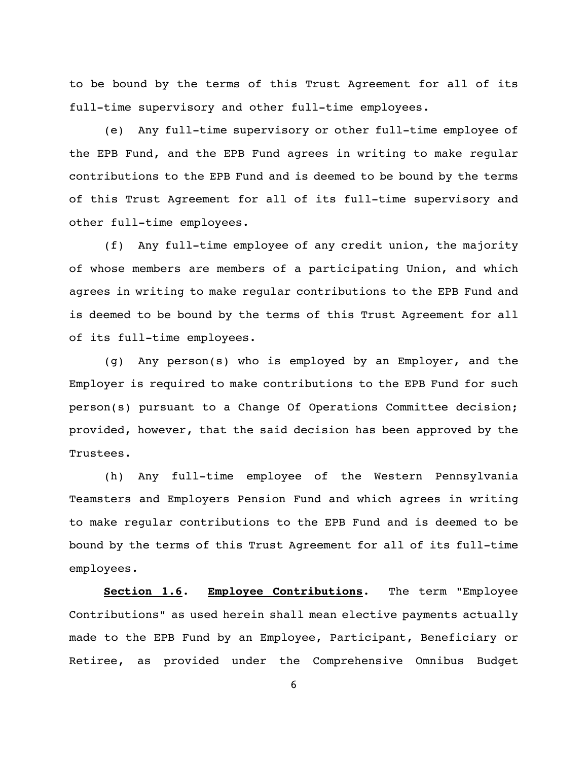to be bound by the terms of this Trust Agreement for all of its full-time supervisory and other full-time employees.

(e) Any full-time supervisory or other full-time employee of the EPB Fund, and the EPB Fund agrees in writing to make regular contributions to the EPB Fund and is deemed to be bound by the terms of this Trust Agreement for all of its full-time supervisory and other full-time employees.

(f) Any full-time employee of any credit union, the majority of whose members are members of a participating Union, and which agrees in writing to make regular contributions to the EPB Fund and is deemed to be bound by the terms of this Trust Agreement for all of its full-time employees.

(g) Any person(s) who is employed by an Employer, and the Employer is required to make contributions to the EPB Fund for such person(s) pursuant to a Change Of Operations Committee decision; provided, however, that the said decision has been approved by the Trustees.

(h) Any full-time employee of the Western Pennsylvania Teamsters and Employers Pension Fund and which agrees in writing to make regular contributions to the EPB Fund and is deemed to be bound by the terms of this Trust Agreement for all of its full-time employees.

**Section 1.6. Employee Contributions.** The term "Employee Contributions" as used herein shall mean elective payments actually made to the EPB Fund by an Employee, Participant, Beneficiary or Retiree, as provided under the Comprehensive Omnibus Budget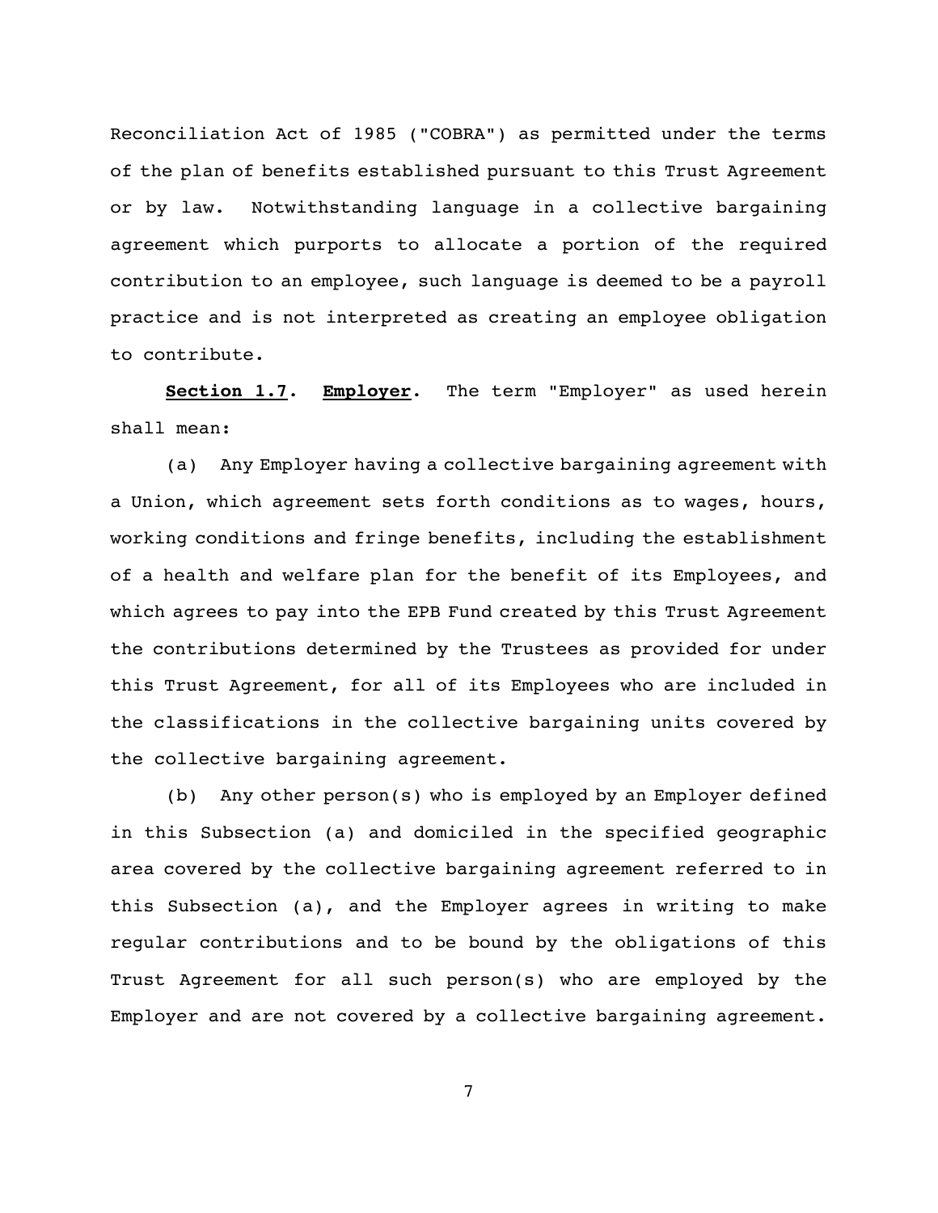Reconciliation Act of 1985 ("COBRA") as permitted under the terms of the plan of benefits established pursuant to this Trust Agreement or by law. Notwithstanding language in a collective bargaining agreement which purports to allocate a portion of the required contribution to an employee, such language is deemed to be a payroll practice and is not interpreted as creating an employee obligation to contribute.

**Section 1.7. Employer.** The term "Employer" as used herein shall mean:

(a) Any Employer having a collective bargaining agreement with a Union, which agreement sets forth conditions as to wages, hours, working conditions and fringe benefits, including the establishment of a health and welfare plan for the benefit of its Employees, and which agrees to pay into the EPB Fund created by this Trust Agreement the contributions determined by the Trustees as provided for under this Trust Agreement, for all of its Employees who are included in the classifications in the collective bargaining units covered by the collective bargaining agreement.

(b) Any other person(s) who is employed by an Employer defined in this Subsection (a) and domiciled in the specified geographic area covered by the collective bargaining agreement referred to in this Subsection (a), and the Employer agrees in writing to make regular contributions and to be bound by the obligations of this Trust Agreement for all such person(s) who are employed by the Employer and are not covered by a collective bargaining agreement.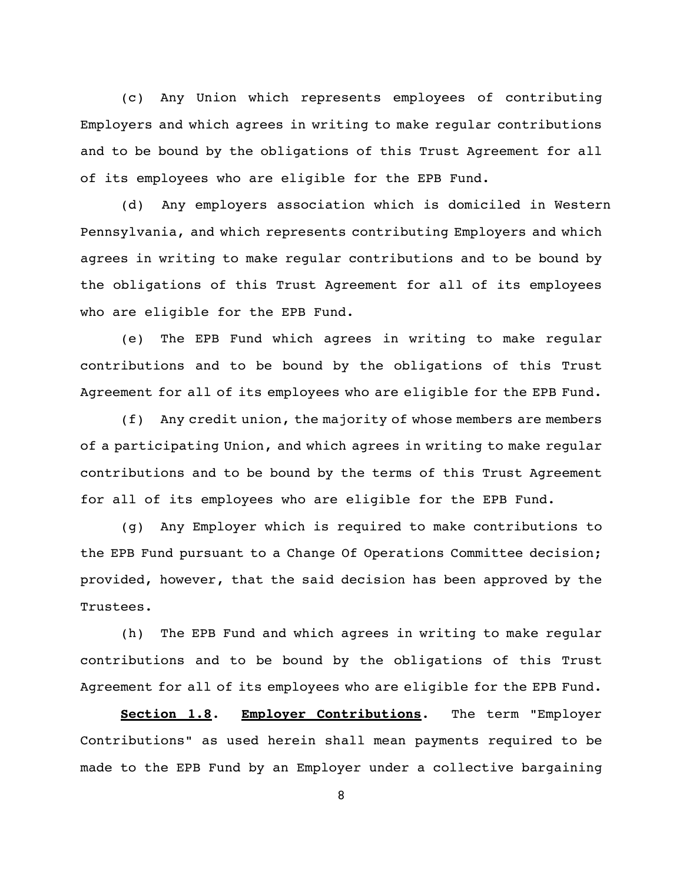(c) Any Union which represents employees of contributing Employers and which agrees in writing to make regular contributions and to be bound by the obligations of this Trust Agreement for all of its employees who are eligible for the EPB Fund.

(d) Any employers association which is domiciled in Western Pennsylvania, and which represents contributing Employers and which agrees in writing to make regular contributions and to be bound by the obligations of this Trust Agreement for all of its employees who are eligible for the EPB Fund.

(e) The EPB Fund which agrees in writing to make regular contributions and to be bound by the obligations of this Trust Agreement for all of its employees who are eligible for the EPB Fund.

(f) Any credit union, the majority of whose members are members of a participating Union, and which agrees in writing to make regular contributions and to be bound by the terms of this Trust Agreement for all of its employees who are eligible for the EPB Fund.

(g) Any Employer which is required to make contributions to the EPB Fund pursuant to a Change Of Operations Committee decision; provided, however, that the said decision has been approved by the Trustees.

(h) The EPB Fund and which agrees in writing to make regular contributions and to be bound by the obligations of this Trust Agreement for all of its employees who are eligible for the EPB Fund.

**<u>Section 1.8</u>. <u>Employer Contributions</u>.** The term "Employer Contributions" as used herein shall mean payments required to be made to the EPB Fund by an Employer under a collective bargaining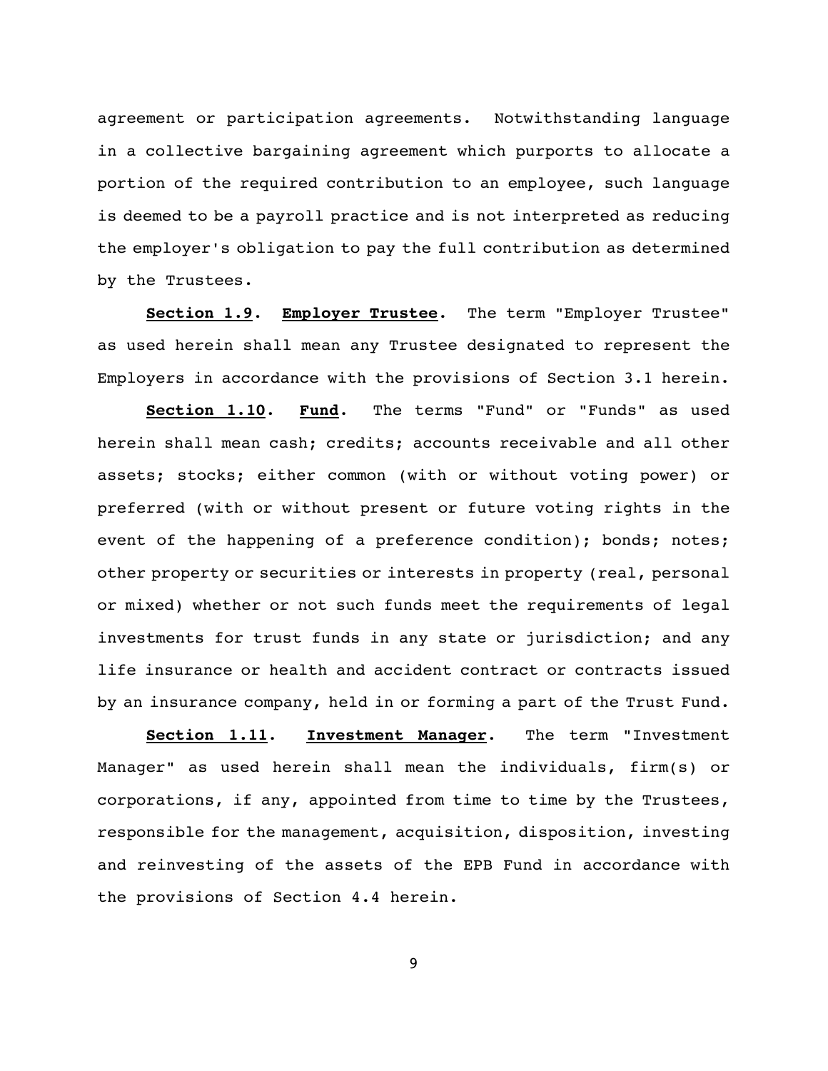agreement or participation agreements. Notwithstanding language in a collective bargaining agreement which purports to allocate a portion of the required contribution to an employee, such language is deemed to be a payroll practice and is not interpreted as reducing the employer's obligation to pay the full contribution as determined by the Trustees.

**Section 1.9. Employer Trustee.** The term "Employer Trustee" as used herein shall mean any Trustee designated to represent the Employers in accordance with the provisions of Section 3.1 herein.

**Section 1.10. Fund.** The terms "Fund" or "Funds" as used herein shall mean cash; credits; accounts receivable and all other assets; stocks; either common (with or without voting power) or preferred (with or without present or future voting rights in the event of the happening of a preference condition); bonds; notes; other property or securities or interests in property (real, personal or mixed) whether or not such funds meet the requirements of legal investments for trust funds in any state or jurisdiction; and any life insurance or health and accident contract or contracts issued by an insurance company, held in or forming a part of the Trust Fund.

**Section 1.11. Investment Manager.** The term "Investment Manager" as used herein shall mean the individuals, firm(s) or corporations, if any, appointed from time to time by the Trustees, responsible for the management, acquisition, disposition, investing and reinvesting of the assets of the EPB Fund in accordance with the provisions of Section 4.4 herein.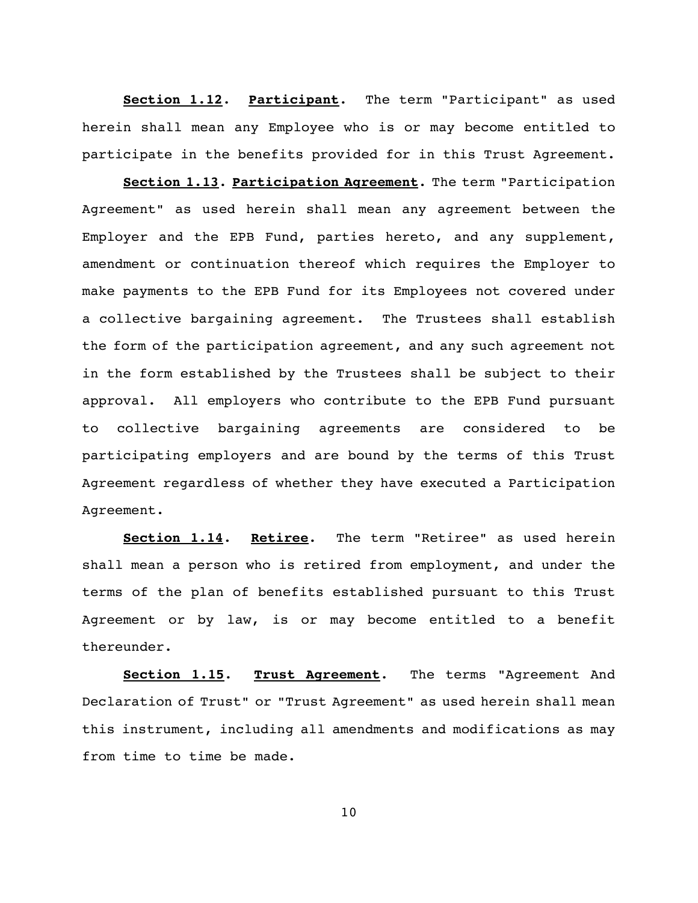**Section 1.12**. **Participant**. The term "Participant" as used herein shall mean any Employee who is or may become entitled to participate in the benefits provided for in this Trust Agreement.

**Section 1.13**. **Participation Agreement**. The term "Participation Agreement" as used herein shall mean any agreement between the Employer and the EPB Fund, parties hereto, and any supplement, amendment or continuation thereof which requires the Employer to make payments to the EPB Fund for its Employees not covered under a collective bargaining agreement. The Trustees shall establish the form of the participation agreement, and any such agreement not in the form established by the Trustees shall be subject to their approval. All employers who contribute to the EPB Fund pursuant to collective bargaining agreements are considered to be participating employers and are bound by the terms of this Trust Agreement regardless of whether they have executed a Participation Agreement.

**Section 1.14**. **Retiree**. The term "Retiree" as used herein shall mean a person who is retired from employment, and under the terms of the plan of benefits established pursuant to this Trust Agreement or by law, is or may become entitled to a benefit thereunder.

**Section 1.15**. **Trust Agreement**. The terms "Agreement And Declaration of Trust" or "Trust Agreement" as used herein shall mean this instrument, including all amendments and modifications as may from time to time be made.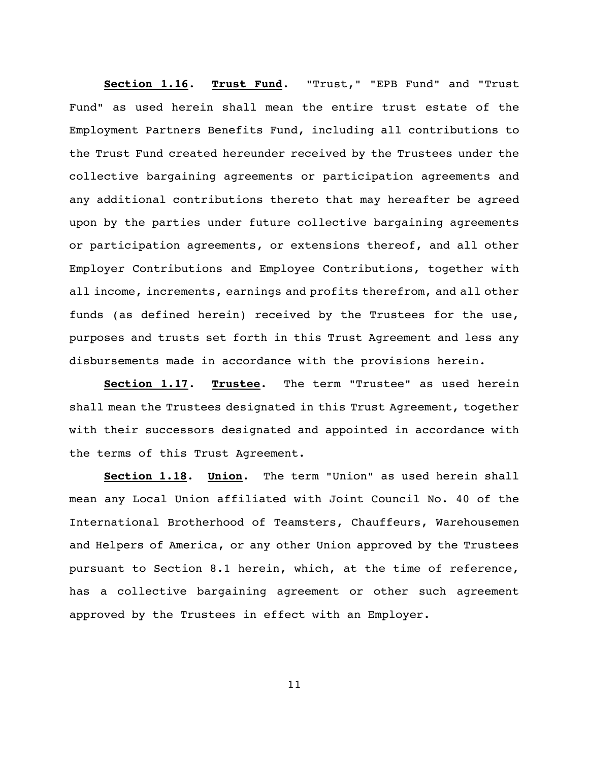**<u>Section 1.16</u>. <u>Trust Fund</u>.** "Trust," "EPB Fund" and "Trust Fund" as used herein shall mean the entire trust estate of the Employment Partners Benefits Fund, including all contributions to the Trust Fund created hereunder received by the Trustees under the collective bargaining agreements or participation agreements and any additional contributions thereto that may hereafter be agreed upon by the parties under future collective bargaining agreements or participation agreements, or extensions thereof, and all other Employer Contributions and Employee Contributions, together with all income, increments, earnings and profits therefrom, and all other funds (as defined herein) received by the Trustees for the use, purposes and trusts set forth in this Trust Agreement and less any disbursements made in accordance with the provisions herein.

**<u>Section 1.17</u>. <u>Trustee</u>.** The term "Trustee" as used herein shall mean the Trustees designated in this Trust Agreement, together with their successors designated and appointed in accordance with the terms of this Trust Agreement.

**<u>Section 1.18</u>. <u>Union</u>.** The term "Union" as used herein shall mean any Local Union affiliated with Joint Council No. 40 of the International Brotherhood of Teamsters, Chauffeurs, Warehousemen and Helpers of America, or any other Union approved by the Trustees pursuant to Section 8.1 herein, which, at the time of reference, has a collective bargaining agreement or other such agreement approved by the Trustees in effect with an Employer.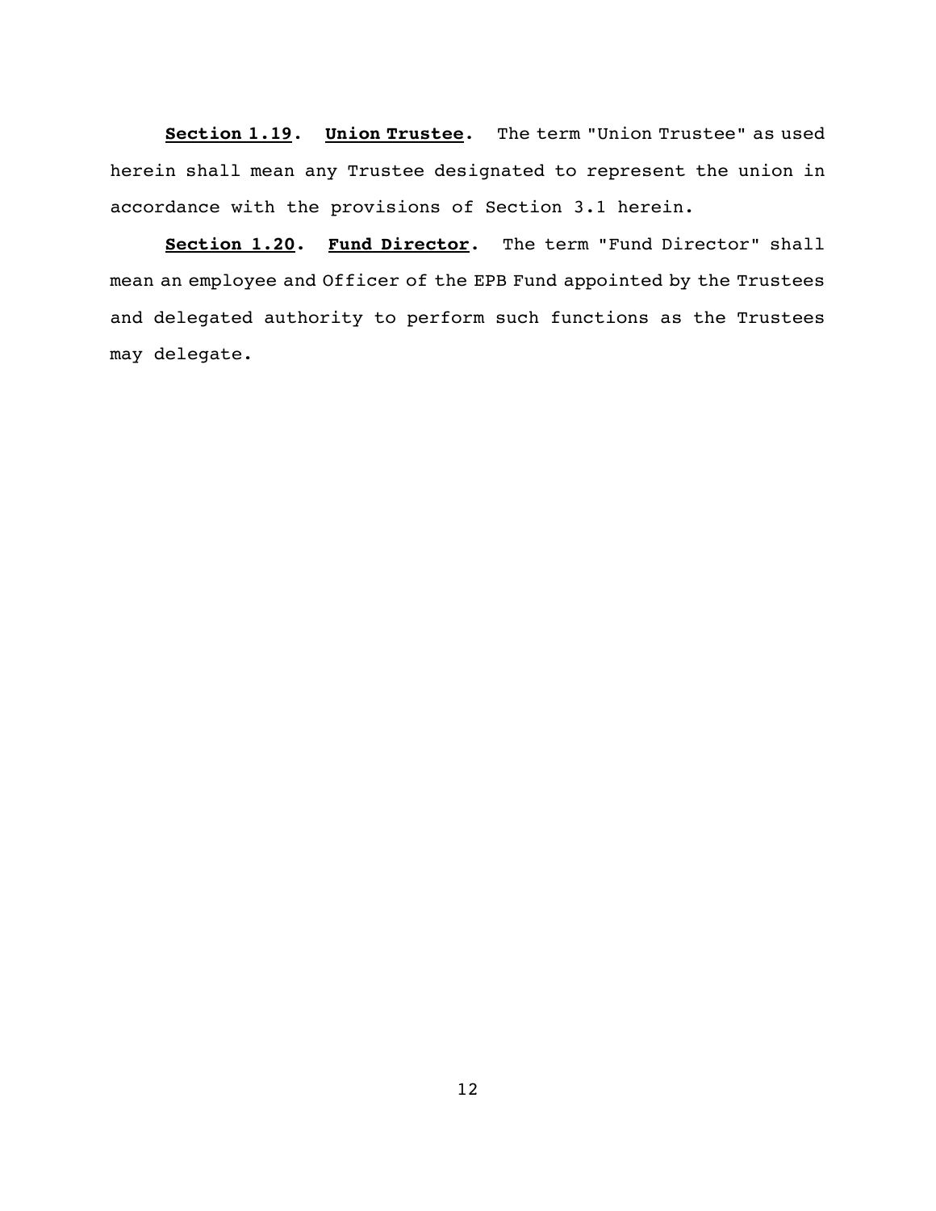**<u>Section 1.19</u>. <u>Union Trustee</u>.** The term "Union Trustee" as used herein shall mean any Trustee designated to represent the union in accordance with the provisions of Section 3.1 herein.

**<u>Section 1.20</u>. <u>Fund Director</u>.** The term "Fund Director" shall mean an employee and Officer of the EPB Fund appointed by the Trustees and delegated authority to perform such functions as the Trustees may delegate.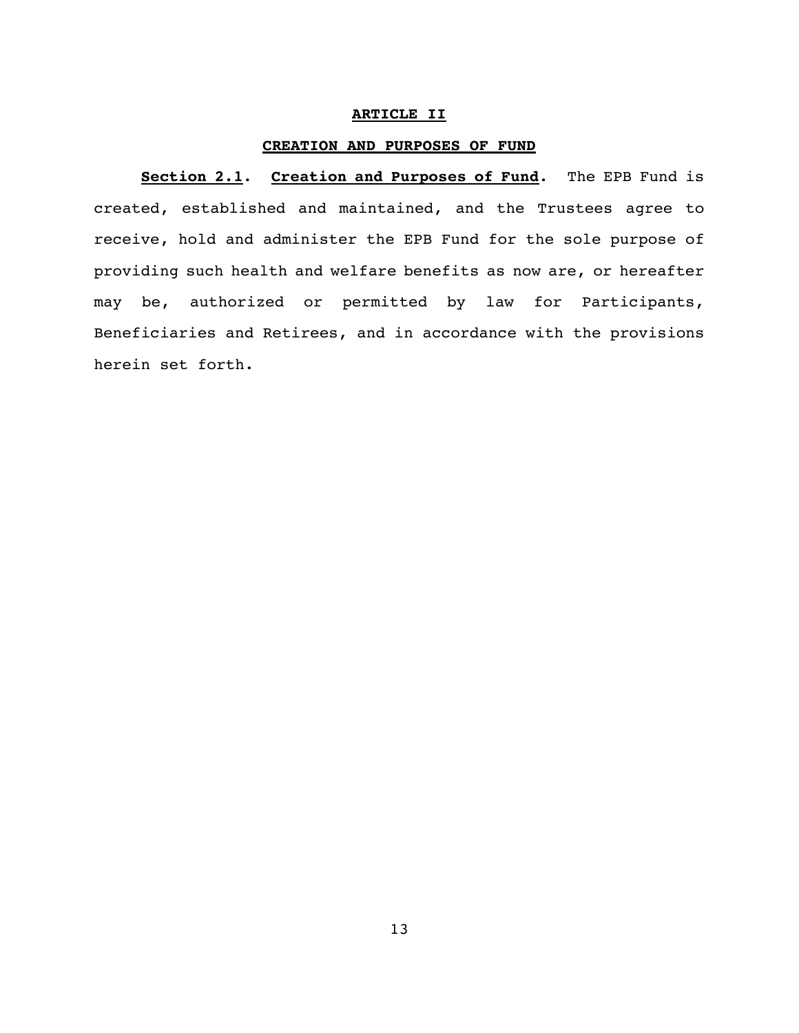## ARTICLE II

## CREATION AND PURPOSES OF FUND

**Section 2.1. Creation and Purposes of Fund.** The EPB Fund is created, established and maintained, and the Trustees agree to receive, hold and administer the EPB Fund for the sole purpose of providing such health and welfare benefits as now are, or hereafter may be, authorized or permitted by law for Participants, Beneficiaries and Retirees, and in accordance with the provisions herein set forth.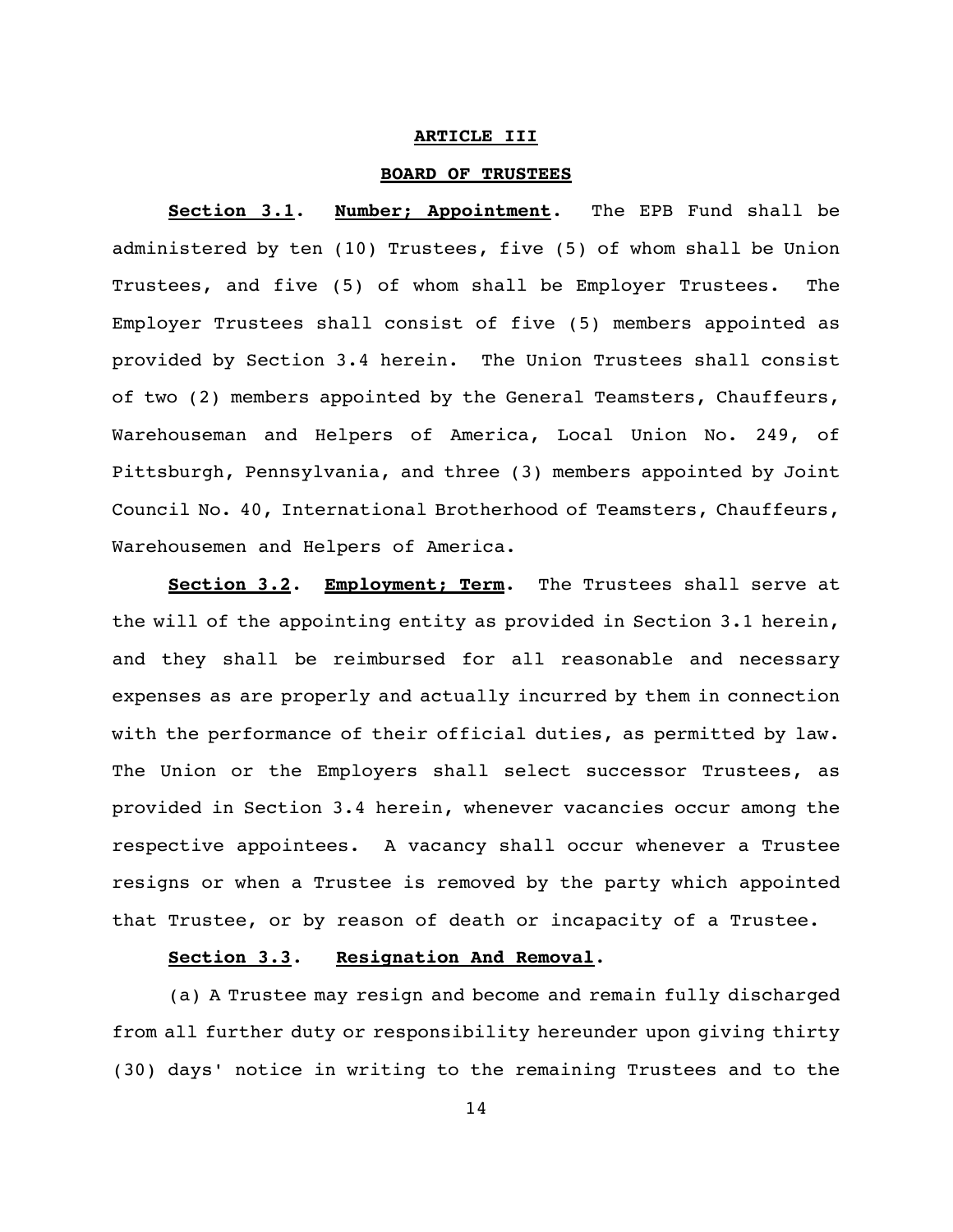## ARTICLE III

## BOARD OF TRUSTEES

**Section 3.1. Number; Appointment.** The EPB Fund shall be administered by ten (10) Trustees, five (5) of whom shall be Union Trustees, and five (5) of whom shall be Employer Trustees. The Employer Trustees shall consist of five (5) members appointed as provided by Section 3.4 herein. The Union Trustees shall consist of two (2) members appointed by the General Teamsters, Chauffeurs, Warehouseman and Helpers of America, Local Union No. 249, of Pittsburgh, Pennsylvania, and three (3) members appointed by Joint Council No. 40, International Brotherhood of Teamsters, Chauffeurs, Warehousemen and Helpers of America.

**Section 3.2. Employment; Term.** The Trustees shall serve at the will of the appointing entity as provided in Section 3.1 herein, and they shall be reimbursed for all reasonable and necessary expenses as are properly and actually incurred by them in connection with the performance of their official duties, as permitted by law. The Union or the Employers shall select successor Trustees, as provided in Section 3.4 herein, whenever vacancies occur among the respective appointees. A vacancy shall occur whenever a Trustee resigns or when a Trustee is removed by the party which appointed that Trustee, or by reason of death or incapacity of a Trustee.

**Section 3.3. Resignation And Removal.**

(a) A Trustee may resign and become and remain fully discharged from all further duty or responsibility hereunder upon giving thirty (30) days' notice in writing to the remaining Trustees and to the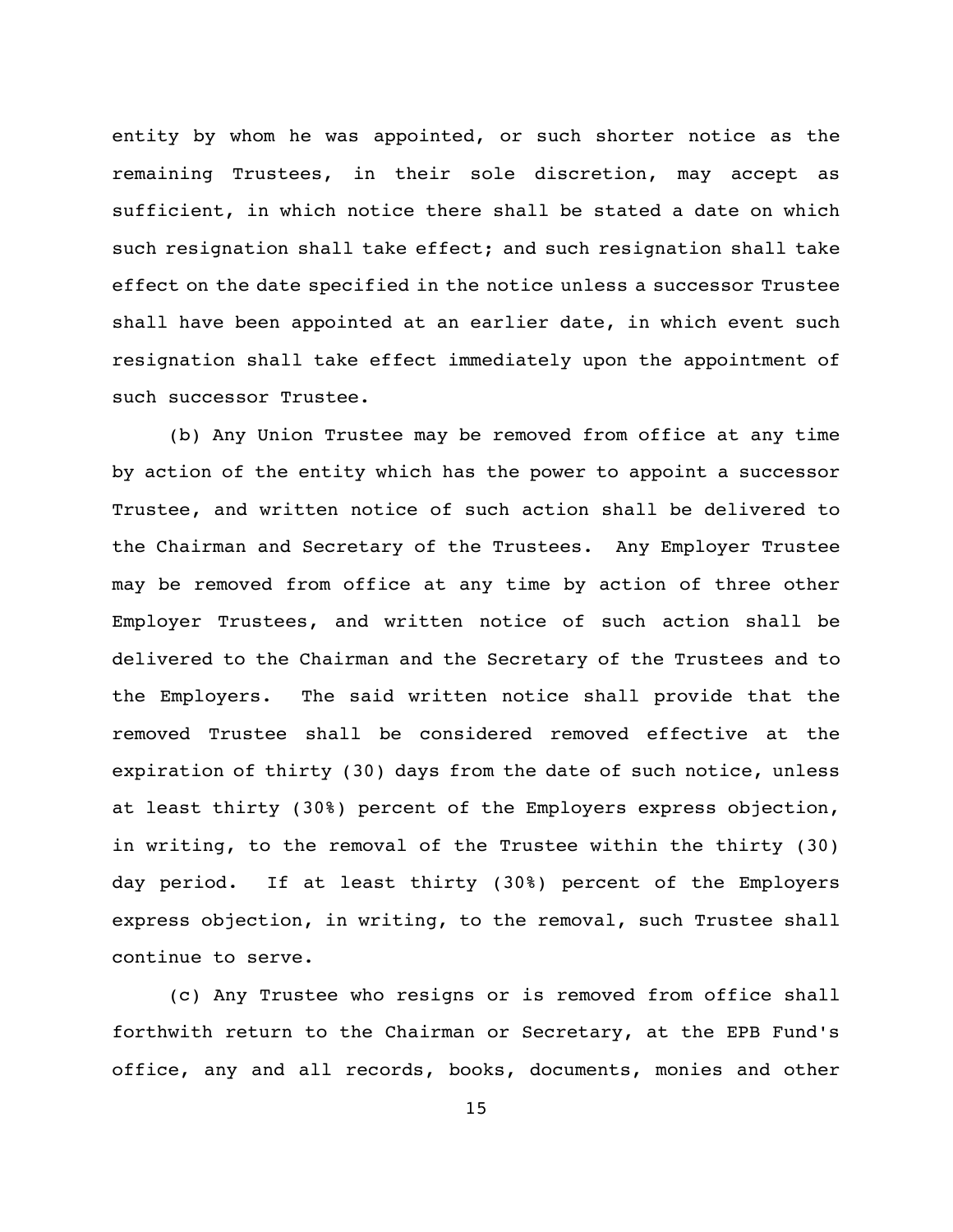entity by whom he was appointed, or such shorter notice as the remaining Trustees, in their sole discretion, may accept as sufficient, in which notice there shall be stated a date on which such resignation shall take effect; and such resignation shall take effect on the date specified in the notice unless a successor Trustee shall have been appointed at an earlier date, in which event such resignation shall take effect immediately upon the appointment of such successor Trustee.

(b) Any Union Trustee may be removed from office at any time by action of the entity which has the power to appoint a successor Trustee, and written notice of such action shall be delivered to the Chairman and Secretary of the Trustees. Any Employer Trustee may be removed from office at any time by action of three other Employer Trustees, and written notice of such action shall be delivered to the Chairman and the Secretary of the Trustees and to the Employers. The said written notice shall provide that the removed Trustee shall be considered removed effective at the expiration of thirty (30) days from the date of such notice, unless at least thirty (30%) percent of the Employers express objection, in writing, to the removal of the Trustee within the thirty (30) day period. If at least thirty (30%) percent of the Employers express objection, in writing, to the removal, such Trustee shall continue to serve.

(c) Any Trustee who resigns or is removed from office shall forthwith return to the Chairman or Secretary, at the EPB Fund's office, any and all records, books, documents, monies and other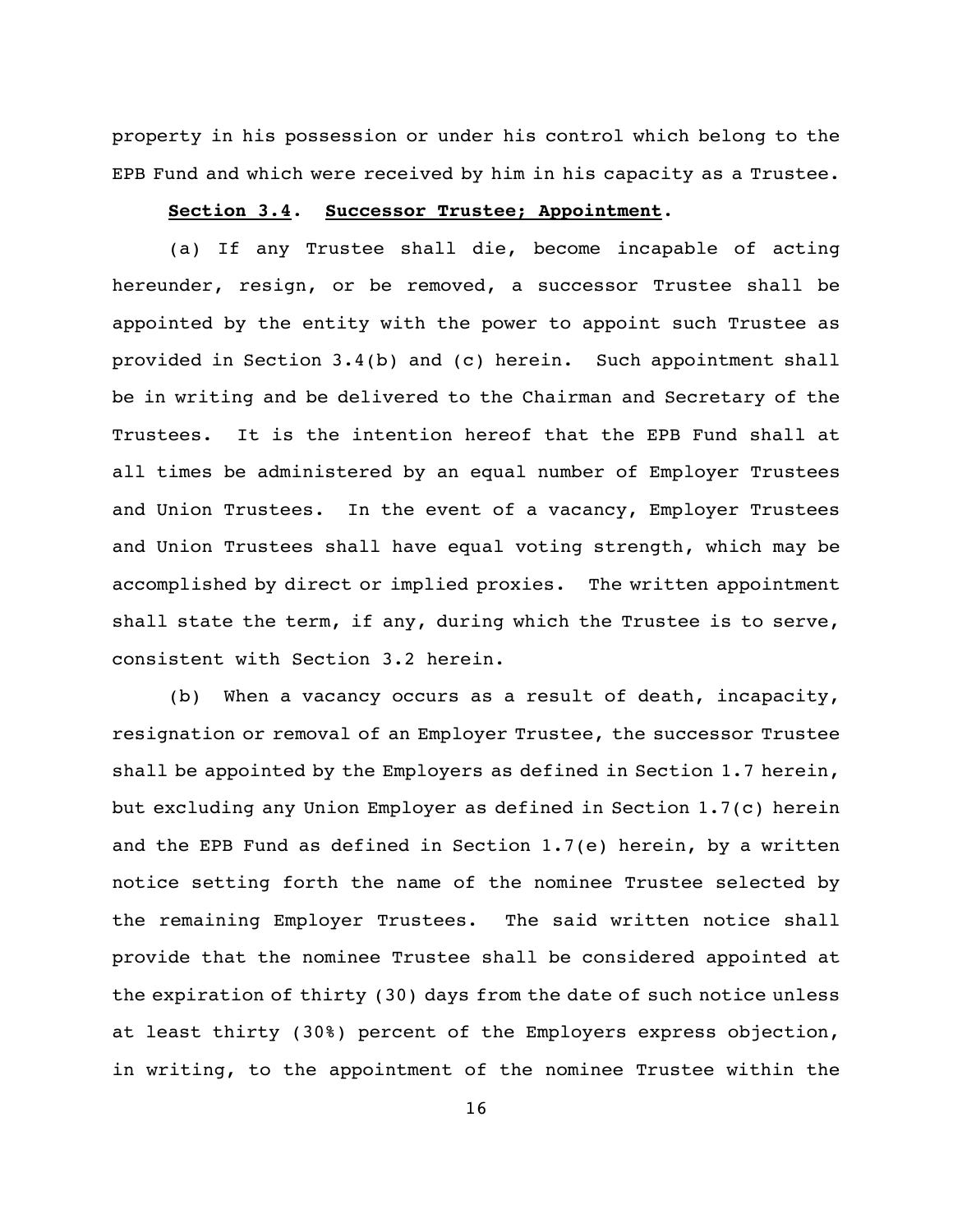property in his possession or under his control which belong to the EPB Fund and which were received by him in his capacity as a Trustee.

**Section 3.4. Successor Trustee; Appointment.**

(a) If any Trustee shall die, become incapable of acting hereunder, resign, or be removed, a successor Trustee shall be appointed by the entity with the power to appoint such Trustee as provided in Section 3.4(b) and (c) herein. Such appointment shall be in writing and be delivered to the Chairman and Secretary of the Trustees. It is the intention hereof that the EPB Fund shall at all times be administered by an equal number of Employer Trustees and Union Trustees. In the event of a vacancy, Employer Trustees and Union Trustees shall have equal voting strength, which may be accomplished by direct or implied proxies. The written appointment shall state the term, if any, during which the Trustee is to serve, consistent with Section 3.2 herein.

(b) When a vacancy occurs as a result of death, incapacity, resignation or removal of an Employer Trustee, the successor Trustee shall be appointed by the Employers as defined in Section 1.7 herein, but excluding any Union Employer as defined in Section 1.7(c) herein and the EPB Fund as defined in Section 1.7(e) herein, by a written notice setting forth the name of the nominee Trustee selected by the remaining Employer Trustees. The said written notice shall provide that the nominee Trustee shall be considered appointed at the expiration of thirty (30) days from the date of such notice unless at least thirty (30%) percent of the Employers express objection, in writing, to the appointment of the nominee Trustee within the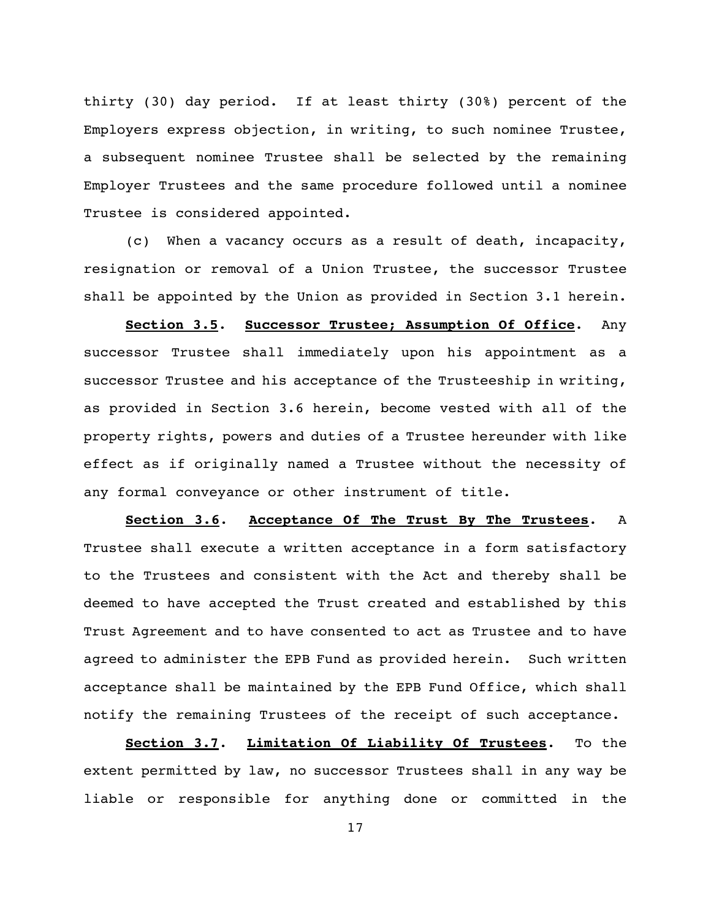thirty (30) day period. If at least thirty (30%) percent of the Employers express objection, in writing, to such nominee Trustee, a subsequent nominee Trustee shall be selected by the remaining Employer Trustees and the same procedure followed until a nominee Trustee is considered appointed.

(c) When a vacancy occurs as a result of death, incapacity, resignation or removal of a Union Trustee, the successor Trustee shall be appointed by the Union as provided in Section 3.1 herein.

**Section 3.5. Successor Trustee; Assumption Of Office.** Any successor Trustee shall immediately upon his appointment as a successor Trustee and his acceptance of the Trusteeship in writing, as provided in Section 3.6 herein, become vested with all of the property rights, powers and duties of a Trustee hereunder with like effect as if originally named a Trustee without the necessity of any formal conveyance or other instrument of title.

**Section 3.6. Acceptance Of The Trust By The Trustees.** A Trustee shall execute a written acceptance in a form satisfactory to the Trustees and consistent with the Act and thereby shall be deemed to have accepted the Trust created and established by this Trust Agreement and to have consented to act as Trustee and to have agreed to administer the EPB Fund as provided herein. Such written acceptance shall be maintained by the EPB Fund Office, which shall notify the remaining Trustees of the receipt of such acceptance.

**Section 3.7. Limitation Of Liability Of Trustees.** To the extent permitted by law, no successor Trustees shall in any way be liable or responsible for anything done or committed in the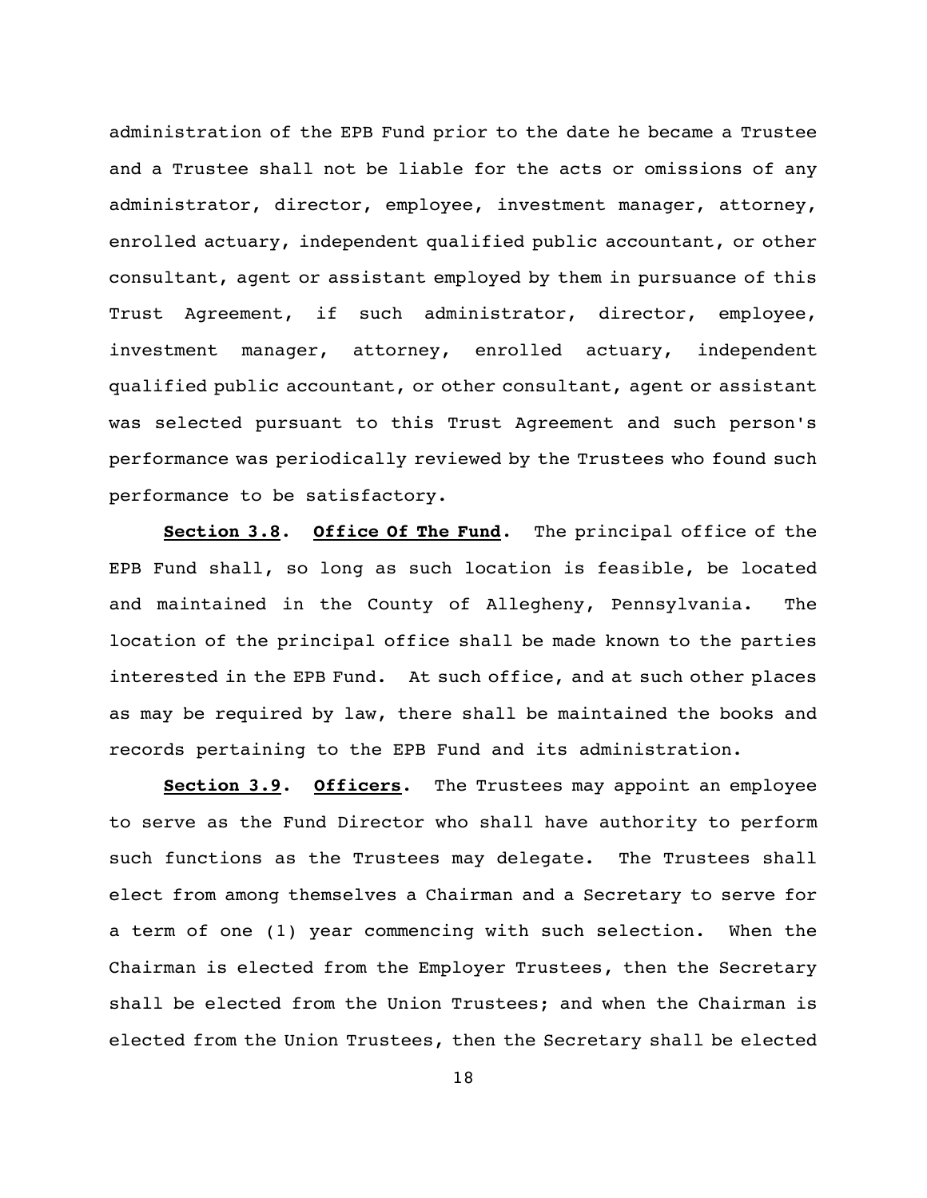administration of the EPB Fund prior to the date he became a Trustee and a Trustee shall not be liable for the acts or omissions of any administrator, director, employee, investment manager, attorney, enrolled actuary, independent qualified public accountant, or other consultant, agent or assistant employed by them in pursuance of this Trust Agreement, if such administrator, director, employee, investment manager, attorney, enrolled actuary, independent qualified public accountant, or other consultant, agent or assistant was selected pursuant to this Trust Agreement and such person's performance was periodically reviewed by the Trustees who found such performance to be satisfactory.

**Section 3.8. Office Of The Fund.** The principal office of the EPB Fund shall, so long as such location is feasible, be located and maintained in the County of Allegheny, Pennsylvania. The location of the principal office shall be made known to the parties interested in the EPB Fund. At such office, and at such other places as may be required by law, there shall be maintained the books and records pertaining to the EPB Fund and its administration.

**Section 3.9. Officers.** The Trustees may appoint an employee to serve as the Fund Director who shall have authority to perform such functions as the Trustees may delegate. The Trustees shall elect from among themselves a Chairman and a Secretary to serve for a term of one (1) year commencing with such selection. When the Chairman is elected from the Employer Trustees, then the Secretary shall be elected from the Union Trustees; and when the Chairman is elected from the Union Trustees, then the Secretary shall be elected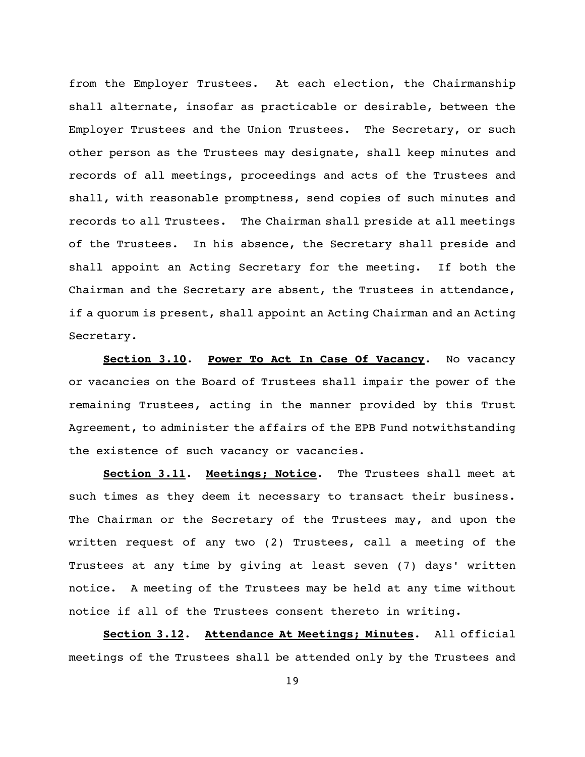from the Employer Trustees. At each election, the Chairmanship shall alternate, insofar as practicable or desirable, between the Employer Trustees and the Union Trustees. The Secretary, or such other person as the Trustees may designate, shall keep minutes and records of all meetings, proceedings and acts of the Trustees and shall, with reasonable promptness, send copies of such minutes and records to all Trustees. The Chairman shall preside at all meetings of the Trustees. In his absence, the Secretary shall preside and shall appoint an Acting Secretary for the meeting. If both the Chairman and the Secretary are absent, the Trustees in attendance, if a quorum is present, shall appoint an Acting Chairman and an Acting Secretary.

**Section 3.10. Power To Act In Case Of Vacancy.** No vacancy or vacancies on the Board of Trustees shall impair the power of the remaining Trustees, acting in the manner provided by this Trust Agreement, to administer the affairs of the EPB Fund notwithstanding the existence of such vacancy or vacancies.

**Section 3.11. Meetings; Notice.** The Trustees shall meet at such times as they deem it necessary to transact their business. The Chairman or the Secretary of the Trustees may, and upon the written request of any two (2) Trustees, call a meeting of the Trustees at any time by giving at least seven (7) days' written notice. A meeting of the Trustees may be held at any time without notice if all of the Trustees consent thereto in writing.

**Section 3.12. Attendance At Meetings; Minutes.** All official meetings of the Trustees shall be attended only by the Trustees and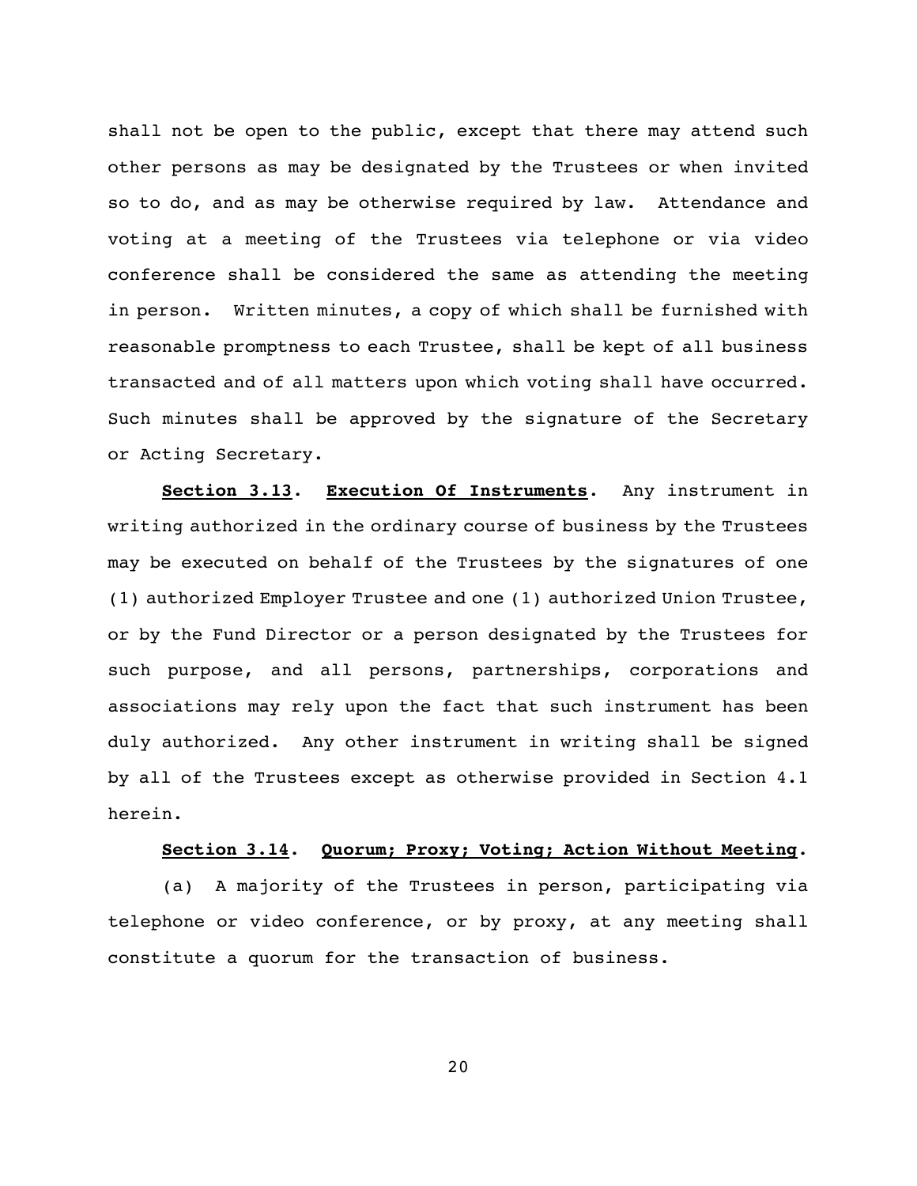shall not be open to the public, except that there may attend such other persons as may be designated by the Trustees or when invited so to do, and as may be otherwise required by law. Attendance and voting at a meeting of the Trustees via telephone or via video conference shall be considered the same as attending the meeting in person. Written minutes, a copy of which shall be furnished with reasonable promptness to each Trustee, shall be kept of all business transacted and of all matters upon which voting shall have occurred. Such minutes shall be approved by the signature of the Secretary or Acting Secretary.

**<u>Section 3.13</u>. <u>Execution Of Instruments</u>.** Any instrument in writing authorized in the ordinary course of business by the Trustees may be executed on behalf of the Trustees by the signatures of one (1) authorized Employer Trustee and one (1) authorized Union Trustee, or by the Fund Director or a person designated by the Trustees for such purpose, and all persons, partnerships, corporations and associations may rely upon the fact that such instrument has been duly authorized. Any other instrument in writing shall be signed by all of the Trustees except as otherwise provided in Section 4.1 herein.

**<u>Section 3.14</u>. <u>Quorum; Proxy; Voting; Action Without Meeting</u>.**

(a) A majority of the Trustees in person, participating via telephone or video conference, or by proxy, at any meeting shall constitute a quorum for the transaction of business.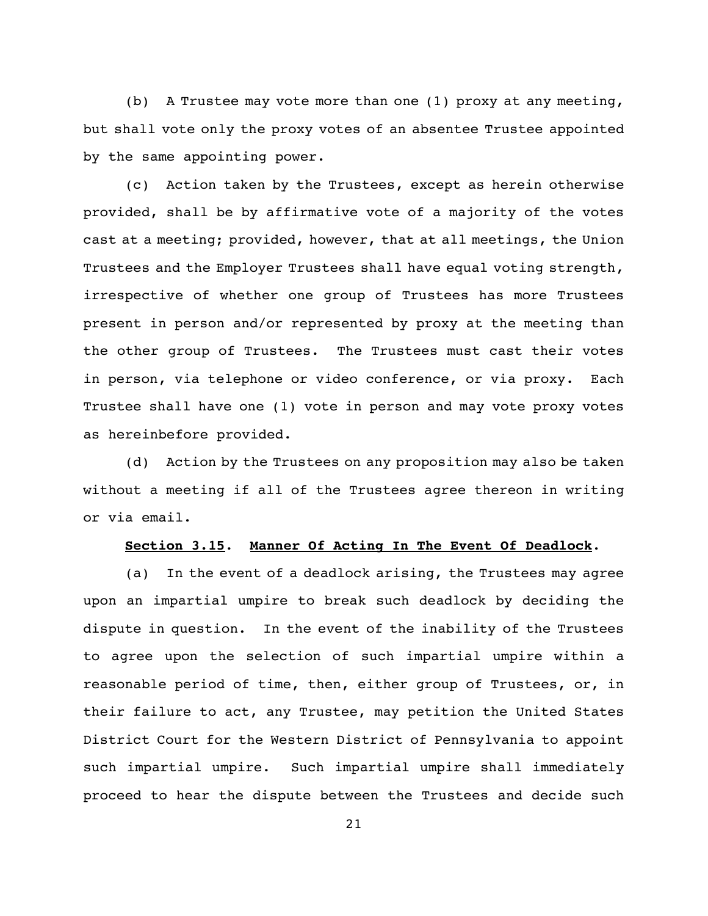(b) A Trustee may vote more than one (1) proxy at any meeting, but shall vote only the proxy votes of an absentee Trustee appointed by the same appointing power.

(c) Action taken by the Trustees, except as herein otherwise provided, shall be by affirmative vote of a majority of the votes cast at a meeting; provided, however, that at all meetings, the Union Trustees and the Employer Trustees shall have equal voting strength, irrespective of whether one group of Trustees has more Trustees present in person and/or represented by proxy at the meeting than the other group of Trustees. The Trustees must cast their votes in person, via telephone or video conference, or via proxy. Each Trustee shall have one (1) vote in person and may vote proxy votes as hereinbefore provided.

(d) Action by the Trustees on any proposition may also be taken without a meeting if all of the Trustees agree thereon in writing or via email.

**Section 3.15. Manner Of Acting In The Event Of Deadlock.**

(a) In the event of a deadlock arising, the Trustees may agree upon an impartial umpire to break such deadlock by deciding the dispute in question. In the event of the inability of the Trustees to agree upon the selection of such impartial umpire within a reasonable period of time, then, either group of Trustees, or, in their failure to act, any Trustee, may petition the United States District Court for the Western District of Pennsylvania to appoint such impartial umpire. Such impartial umpire shall immediately proceed to hear the dispute between the Trustees and decide such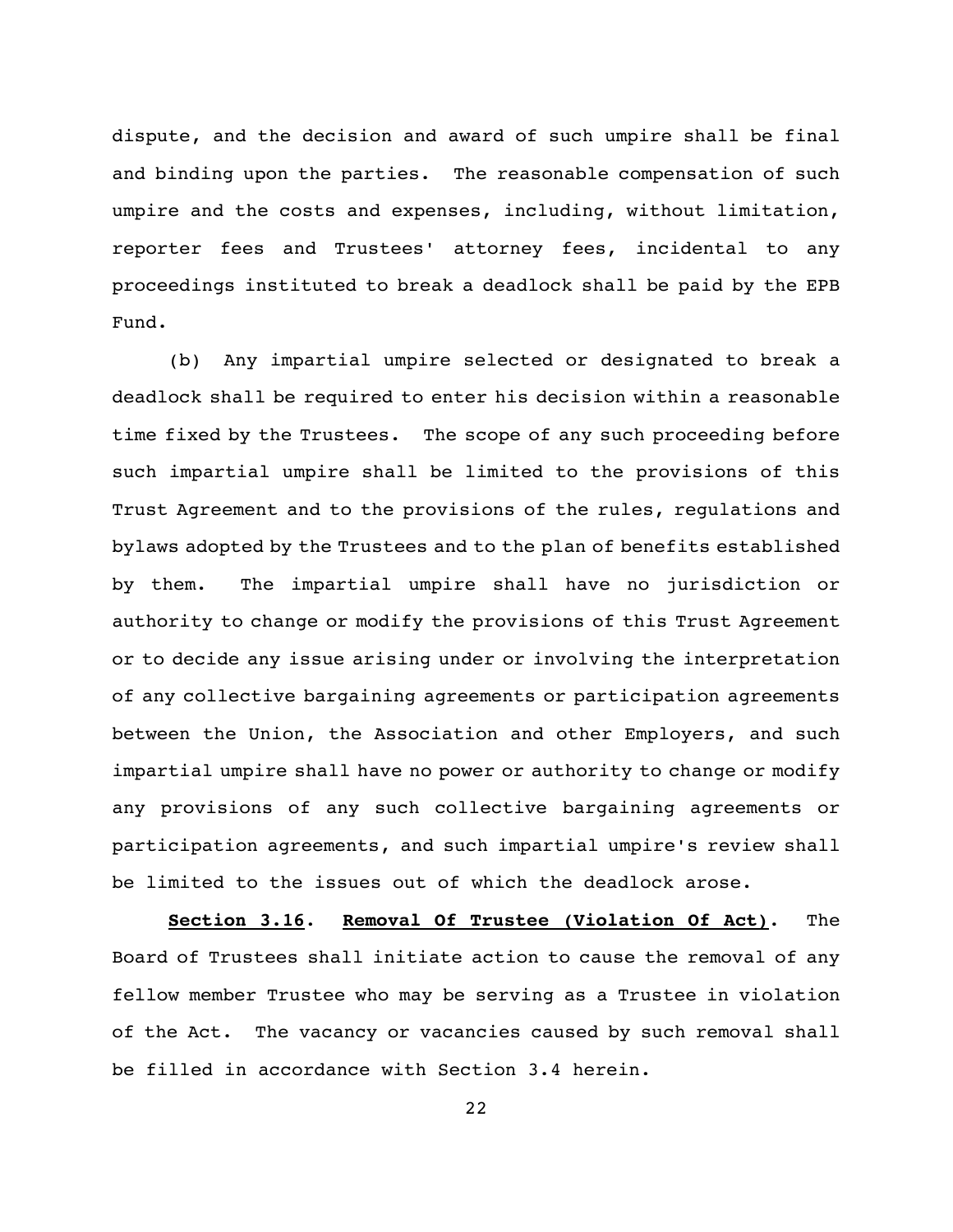dispute, and the decision and award of such umpire shall be final and binding upon the parties. The reasonable compensation of such umpire and the costs and expenses, including, without limitation, reporter fees and Trustees' attorney fees, incidental to any proceedings instituted to break a deadlock shall be paid by the EPB Fund.

(b) Any impartial umpire selected or designated to break a deadlock shall be required to enter his decision within a reasonable time fixed by the Trustees. The scope of any such proceeding before such impartial umpire shall be limited to the provisions of this Trust Agreement and to the provisions of the rules, regulations and bylaws adopted by the Trustees and to the plan of benefits established by them. The impartial umpire shall have no jurisdiction or authority to change or modify the provisions of this Trust Agreement or to decide any issue arising under or involving the interpretation of any collective bargaining agreements or participation agreements between the Union, the Association and other Employers, and such impartial umpire shall have no power or authority to change or modify any provisions of any such collective bargaining agreements or participation agreements, and such impartial umpire's review shall be limited to the issues out of which the deadlock arose.

**Section 3.16. Removal Of Trustee (Violation Of Act).** The Board of Trustees shall initiate action to cause the removal of any fellow member Trustee who may be serving as a Trustee in violation of the Act. The vacancy or vacancies caused by such removal shall be filled in accordance with Section 3.4 herein.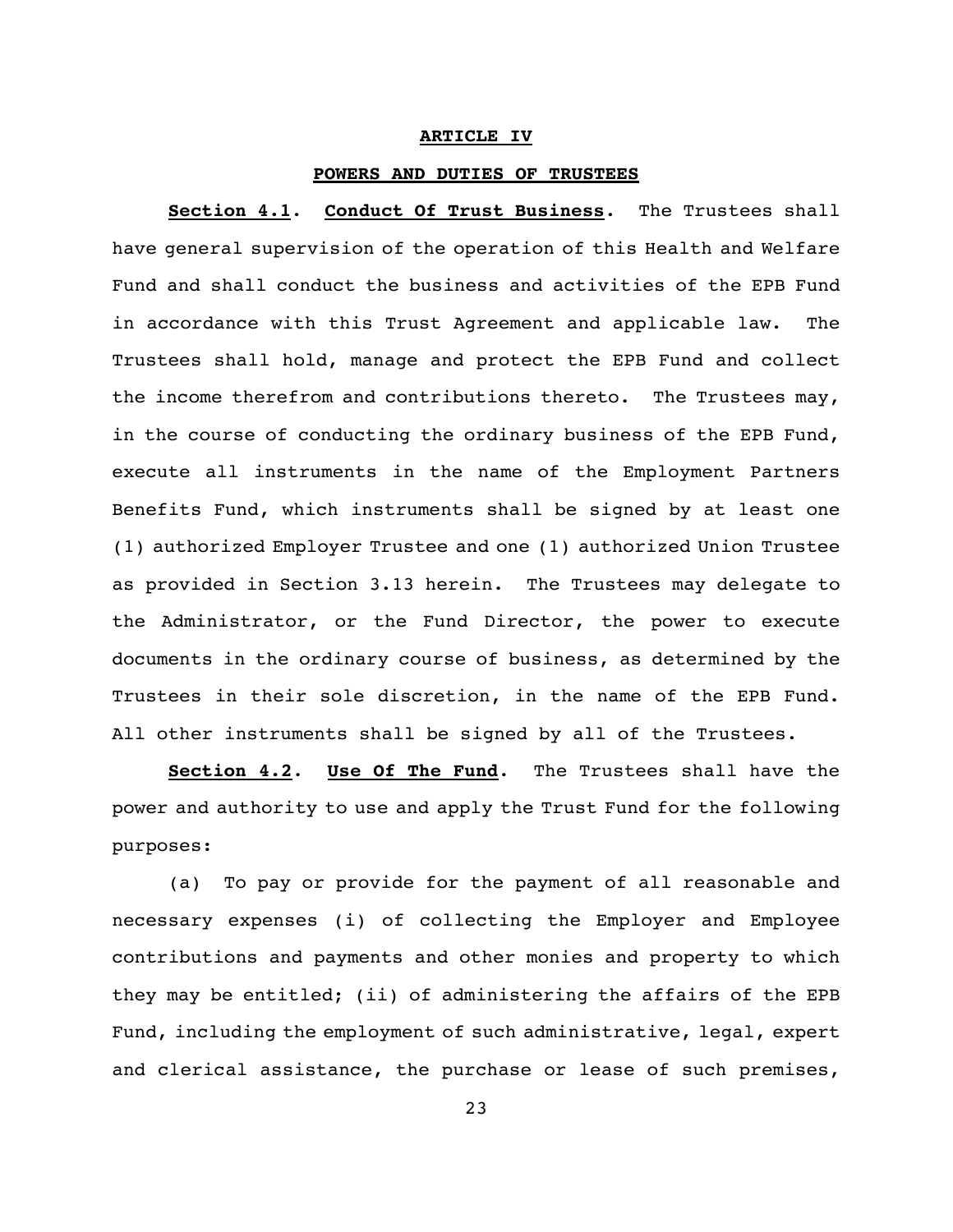## ARTICLE IV

## POWERS AND DUTIES OF TRUSTEES

**Section 4.1. Conduct Of Trust Business.** The Trustees shall have general supervision of the operation of this Health and Welfare Fund and shall conduct the business and activities of the EPB Fund in accordance with this Trust Agreement and applicable law. The Trustees shall hold, manage and protect the EPB Fund and collect the income therefrom and contributions thereto. The Trustees may, in the course of conducting the ordinary business of the EPB Fund, execute all instruments in the name of the Employment Partners Benefits Fund, which instruments shall be signed by at least one (1) authorized Employer Trustee and one (1) authorized Union Trustee as provided in Section 3.13 herein. The Trustees may delegate to the Administrator, or the Fund Director, the power to execute documents in the ordinary course of business, as determined by the Trustees in their sole discretion, in the name of the EPB Fund. All other instruments shall be signed by all of the Trustees.

**Section 4.2. Use Of The Fund.** The Trustees shall have the power and authority to use and apply the Trust Fund for the following purposes:

(a) To pay or provide for the payment of all reasonable and necessary expenses (i) of collecting the Employer and Employee contributions and payments and other monies and property to which they may be entitled; (ii) of administering the affairs of the EPB Fund, including the employment of such administrative, legal, expert and clerical assistance, the purchase or lease of such premises,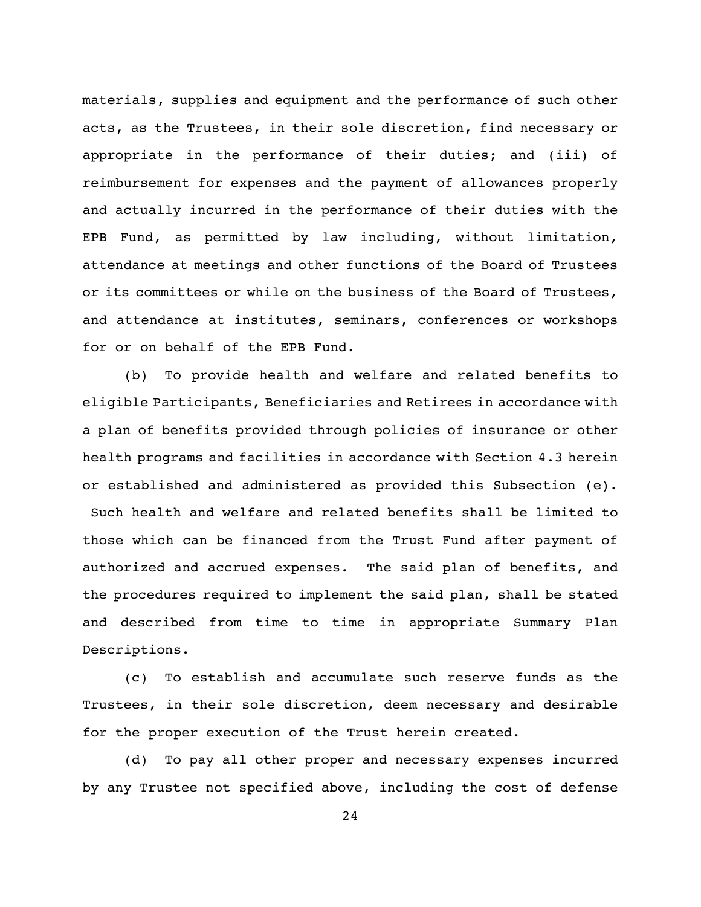materials, supplies and equipment and the performance of such other acts, as the Trustees, in their sole discretion, find necessary or appropriate in the performance of their duties; and (iii) of reimbursement for expenses and the payment of allowances properly and actually incurred in the performance of their duties with the EPB Fund, as permitted by law including, without limitation, attendance at meetings and other functions of the Board of Trustees or its committees or while on the business of the Board of Trustees, and attendance at institutes, seminars, conferences or workshops for or on behalf of the EPB Fund.

(b) To provide health and welfare and related benefits to eligible Participants, Beneficiaries and Retirees in accordance with a plan of benefits provided through policies of insurance or other health programs and facilities in accordance with Section 4.3 herein or established and administered as provided this Subsection (e). Such health and welfare and related benefits shall be limited to those which can be financed from the Trust Fund after payment of authorized and accrued expenses. The said plan of benefits, and the procedures required to implement the said plan, shall be stated and described from time to time in appropriate Summary Plan Descriptions.

(c) To establish and accumulate such reserve funds as the Trustees, in their sole discretion, deem necessary and desirable for the proper execution of the Trust herein created.

(d) To pay all other proper and necessary expenses incurred by any Trustee not specified above, including the cost of defense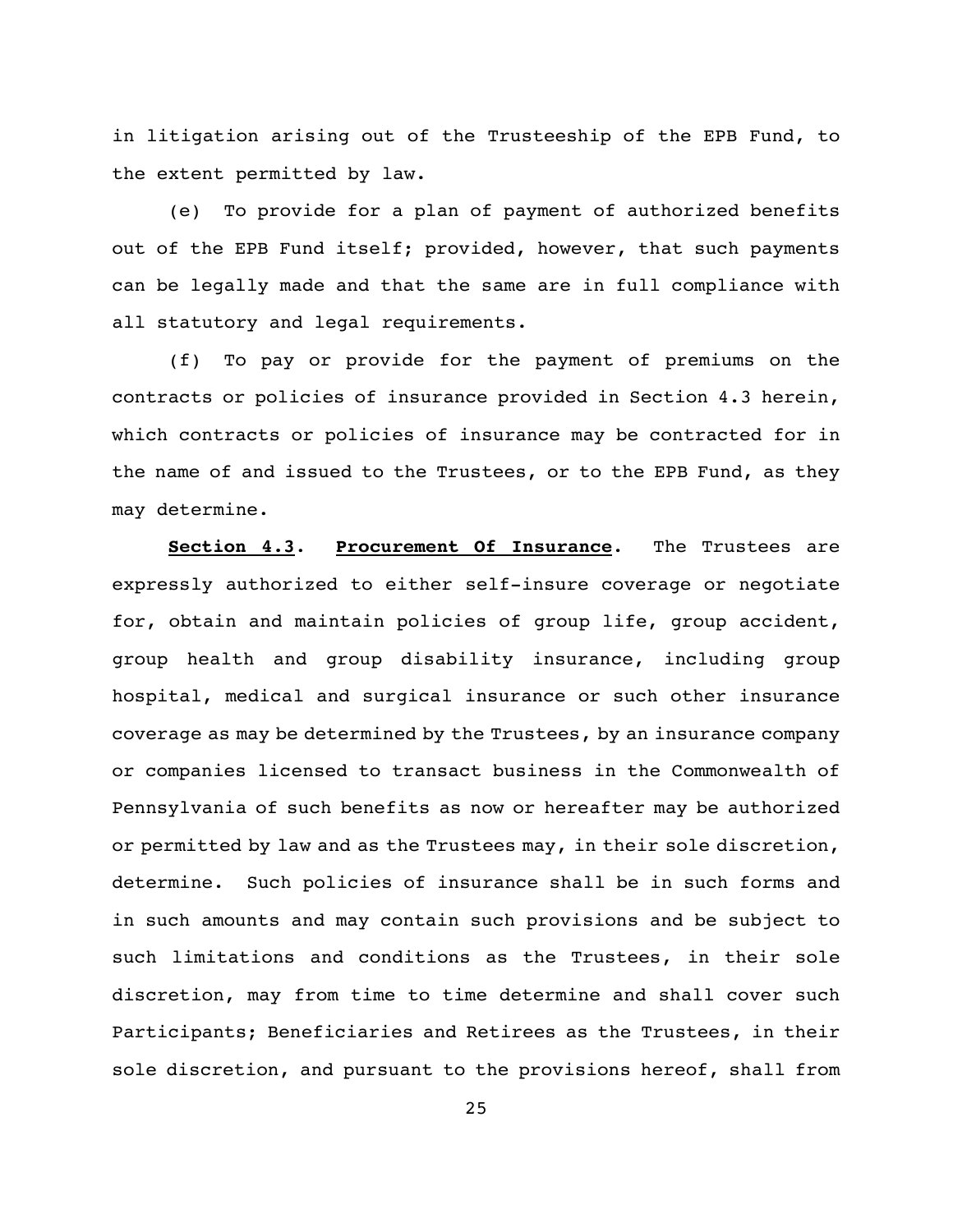in litigation arising out of the Trusteeship of the EPB Fund, to the extent permitted by law.

(e) To provide for a plan of payment of authorized benefits out of the EPB Fund itself; provided, however, that such payments can be legally made and that the same are in full compliance with all statutory and legal requirements.

(f) To pay or provide for the payment of premiums on the contracts or policies of insurance provided in Section 4.3 herein, which contracts or policies of insurance may be contracted for in the name of and issued to the Trustees, or to the EPB Fund, as they may determine.

**Section 4.3**. **Procurement Of Insurance**. The Trustees are expressly authorized to either self-insure coverage or negotiate for, obtain and maintain policies of group life, group accident, group health and group disability insurance, including group hospital, medical and surgical insurance or such other insurance coverage as may be determined by the Trustees, by an insurance company or companies licensed to transact business in the Commonwealth of Pennsylvania of such benefits as now or hereafter may be authorized or permitted by law and as the Trustees may, in their sole discretion, determine. Such policies of insurance shall be in such forms and in such amounts and may contain such provisions and be subject to such limitations and conditions as the Trustees, in their sole discretion, may from time to time determine and shall cover such Participants; Beneficiaries and Retirees as the Trustees, in their sole discretion, and pursuant to the provisions hereof, shall from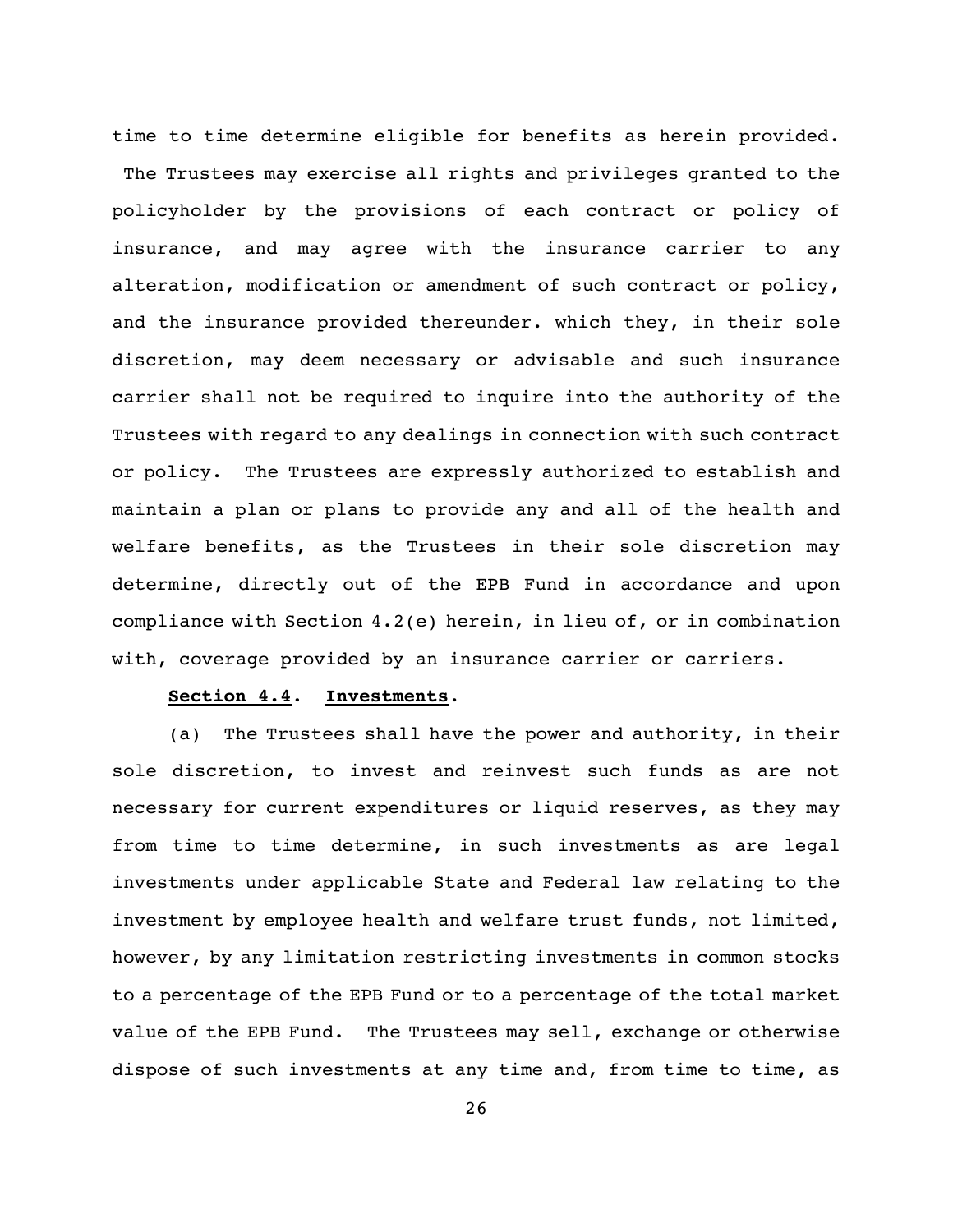time to time determine eligible for benefits as herein provided. The Trustees may exercise all rights and privileges granted to the policyholder by the provisions of each contract or policy of insurance, and may agree with the insurance carrier to any alteration, modification or amendment of such contract or policy, and the insurance provided thereunder. which they, in their sole discretion, may deem necessary or advisable and such insurance carrier shall not be required to inquire into the authority of the Trustees with regard to any dealings in connection with such contract or policy. The Trustees are expressly authorized to establish and maintain a plan or plans to provide any and all of the health and welfare benefits, as the Trustees in their sole discretion may determine, directly out of the EPB Fund in accordance and upon compliance with Section 4.2(e) herein, in lieu of, or in combination with, coverage provided by an insurance carrier or carriers.

**Section 4.4. Investments.**

(a) The Trustees shall have the power and authority, in their sole discretion, to invest and reinvest such funds as are not necessary for current expenditures or liquid reserves, as they may from time to time determine, in such investments as are legal investments under applicable State and Federal law relating to the investment by employee health and welfare trust funds, not limited, however, by any limitation restricting investments in common stocks to a percentage of the EPB Fund or to a percentage of the total market value of the EPB Fund. The Trustees may sell, exchange or otherwise dispose of such investments at any time and, from time to time, as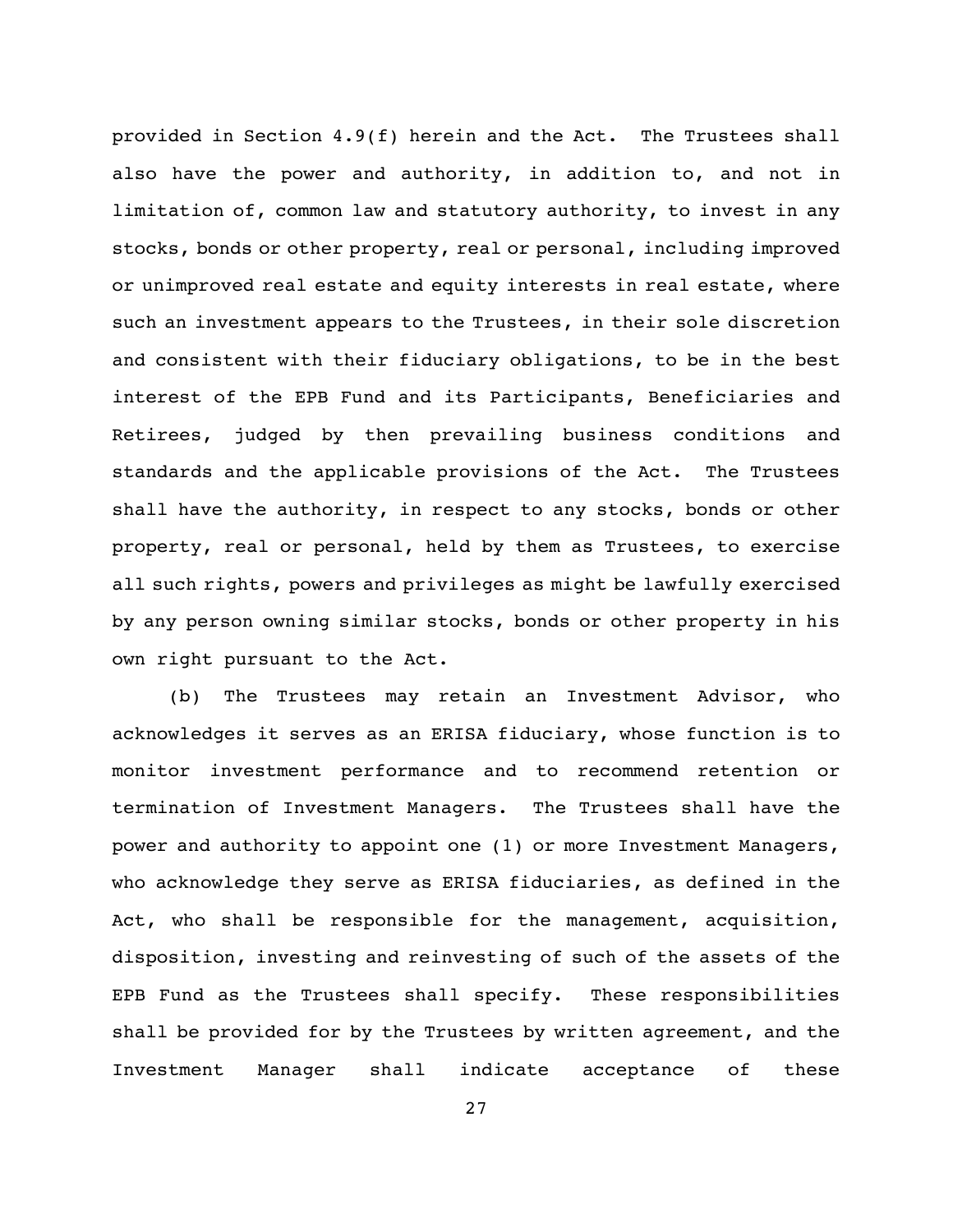provided in Section 4.9(f) herein and the Act. The Trustees shall also have the power and authority, in addition to, and not in limitation of, common law and statutory authority, to invest in any stocks, bonds or other property, real or personal, including improved or unimproved real estate and equity interests in real estate, where such an investment appears to the Trustees, in their sole discretion and consistent with their fiduciary obligations, to be in the best interest of the EPB Fund and its Participants, Beneficiaries and Retirees, judged by then prevailing business conditions and standards and the applicable provisions of the Act. The Trustees shall have the authority, in respect to any stocks, bonds or other property, real or personal, held by them as Trustees, to exercise all such rights, powers and privileges as might be lawfully exercised by any person owning similar stocks, bonds or other property in his own right pursuant to the Act.

(b) The Trustees may retain an Investment Advisor, who acknowledges it serves as an ERISA fiduciary, whose function is to monitor investment performance and to recommend retention or termination of Investment Managers. The Trustees shall have the power and authority to appoint one (1) or more Investment Managers, who acknowledge they serve as ERISA fiduciaries, as defined in the Act, who shall be responsible for the management, acquisition, disposition, investing and reinvesting of such of the assets of the EPB Fund as the Trustees shall specify. These responsibilities shall be provided for by the Trustees by written agreement, and the Investment Manager shall indicate acceptance of these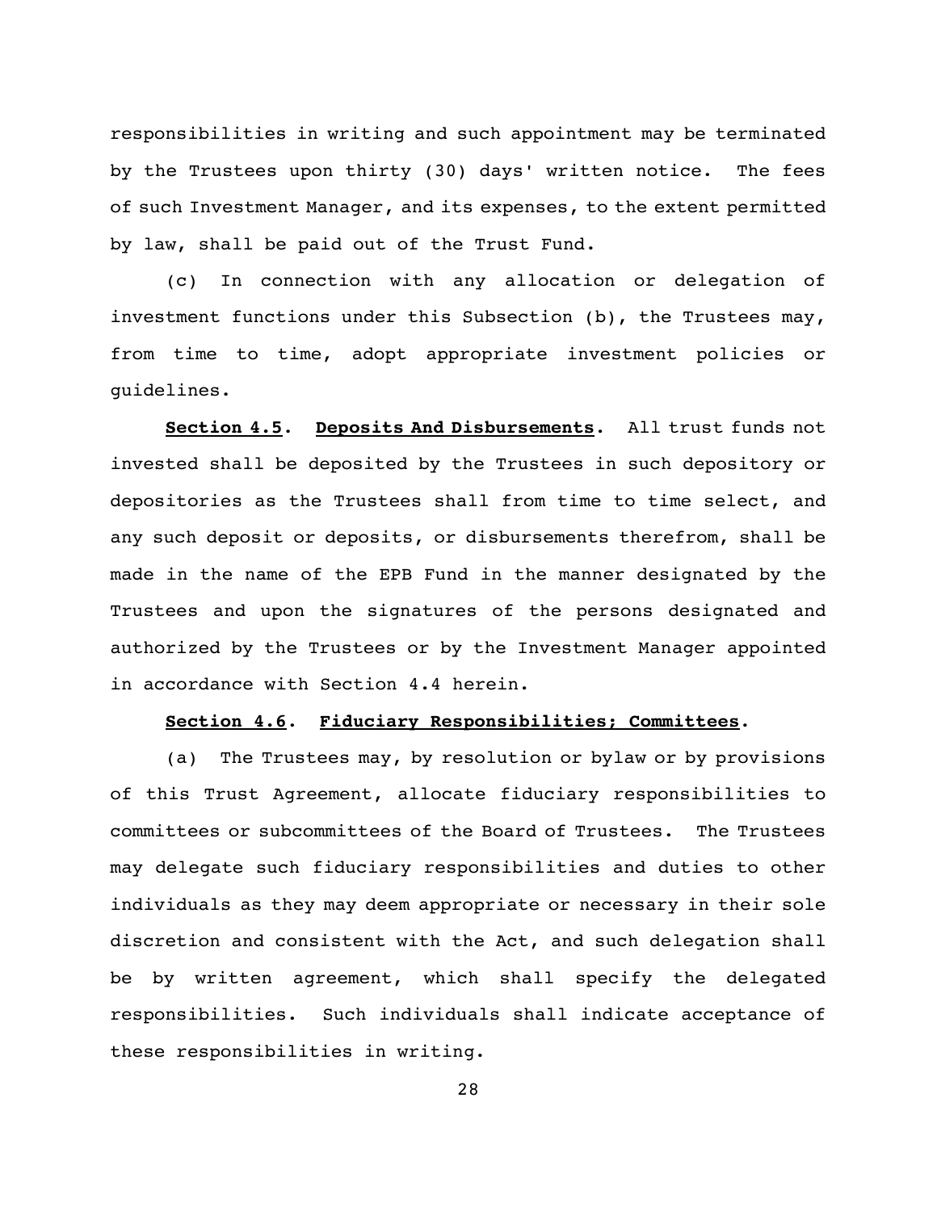responsibilities in writing and such appointment may be terminated by the Trustees upon thirty (30) days' written notice. The fees of such Investment Manager, and its expenses, to the extent permitted by law, shall be paid out of the Trust Fund.

(c) In connection with any allocation or delegation of investment functions under this Subsection (b), the Trustees may, from time to time, adopt appropriate investment policies or guidelines.

**Section 4.5. Deposits And Disbursements.** All trust funds not invested shall be deposited by the Trustees in such depository or depositories as the Trustees shall from time to time select, and any such deposit or deposits, or disbursements therefrom, shall be made in the name of the EPB Fund in the manner designated by the Trustees and upon the signatures of the persons designated and authorized by the Trustees or by the Investment Manager appointed in accordance with Section 4.4 herein.

**Section 4.6. Fiduciary Responsibilities; Committees.**

(a) The Trustees may, by resolution or bylaw or by provisions of this Trust Agreement, allocate fiduciary responsibilities to committees or subcommittees of the Board of Trustees. The Trustees may delegate such fiduciary responsibilities and duties to other individuals as they may deem appropriate or necessary in their sole discretion and consistent with the Act, and such delegation shall be by written agreement, which shall specify the delegated responsibilities. Such individuals shall indicate acceptance of these responsibilities in writing.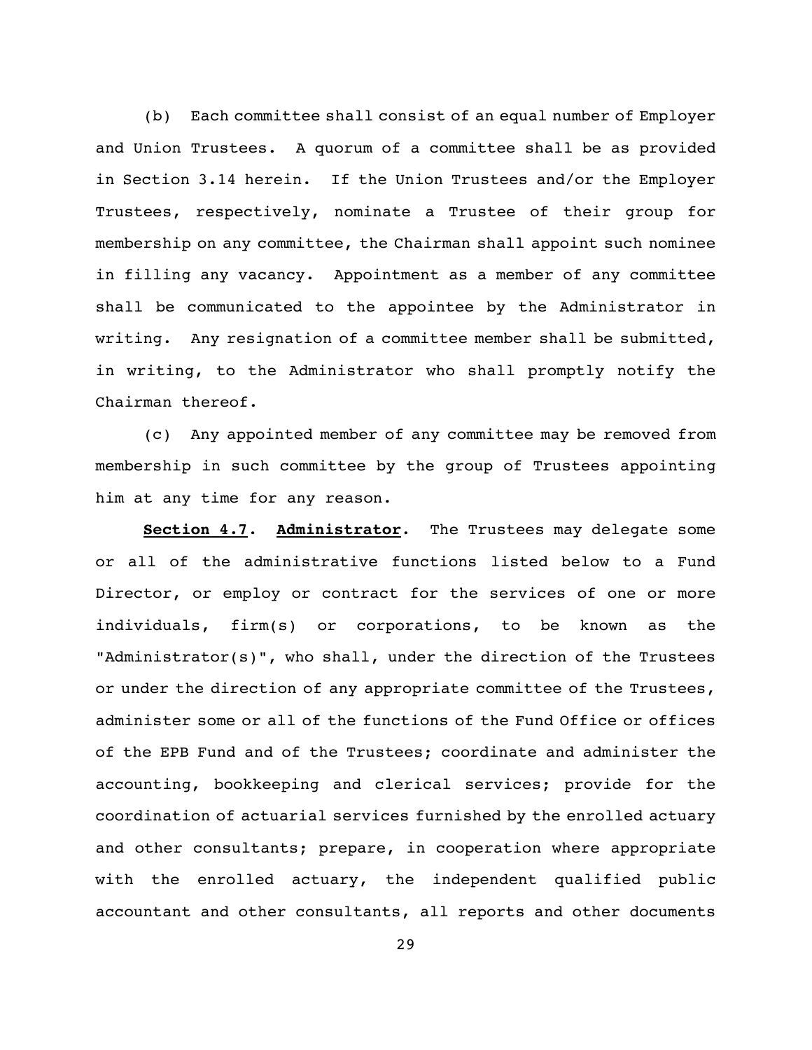(b) Each committee shall consist of an equal number of Employer and Union Trustees. A quorum of a committee shall be as provided in Section 3.14 herein. If the Union Trustees and/or the Employer Trustees, respectively, nominate a Trustee of their group for membership on any committee, the Chairman shall appoint such nominee in filling any vacancy. Appointment as a member of any committee shall be communicated to the appointee by the Administrator in writing. Any resignation of a committee member shall be submitted, in writing, to the Administrator who shall promptly notify the Chairman thereof.

(c) Any appointed member of any committee may be removed from membership in such committee by the group of Trustees appointing him at any time for any reason.

**Section 4.7**. **Administrator**. The Trustees may delegate some or all of the administrative functions listed below to a Fund Director, or employ or contract for the services of one or more individuals, firm(s) or corporations, to be known as the "Administrator(s)", who shall, under the direction of the Trustees or under the direction of any appropriate committee of the Trustees, administer some or all of the functions of the Fund Office or offices of the EPB Fund and of the Trustees; coordinate and administer the accounting, bookkeeping and clerical services; provide for the coordination of actuarial services furnished by the enrolled actuary and other consultants; prepare, in cooperation where appropriate with the enrolled actuary, the independent qualified public accountant and other consultants, all reports and other documents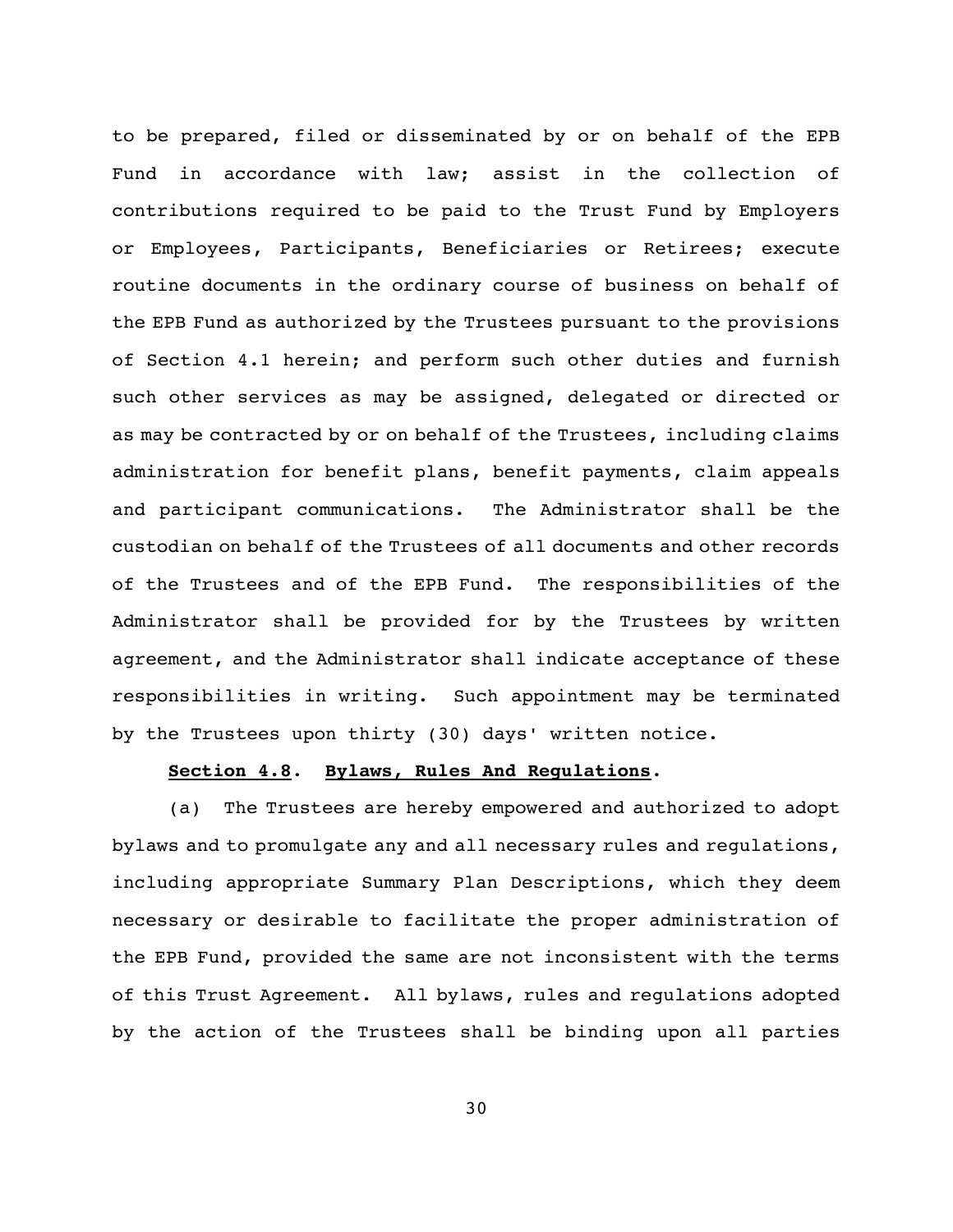to be prepared, filed or disseminated by or on behalf of the EPB Fund in accordance with law; assist in the collection of contributions required to be paid to the Trust Fund by Employers or Employees, Participants, Beneficiaries or Retirees; execute routine documents in the ordinary course of business on behalf of the EPB Fund as authorized by the Trustees pursuant to the provisions of Section 4.1 herein; and perform such other duties and furnish such other services as may be assigned, delegated or directed or as may be contracted by or on behalf of the Trustees, including claims administration for benefit plans, benefit payments, claim appeals and participant communications. The Administrator shall be the custodian on behalf of the Trustees of all documents and other records of the Trustees and of the EPB Fund. The responsibilities of the Administrator shall be provided for by the Trustees by written agreement, and the Administrator shall indicate acceptance of these responsibilities in writing. Such appointment may be terminated by the Trustees upon thirty (30) days' written notice.

**Section 4.8. Bylaws, Rules And Regulations.**

(a) The Trustees are hereby empowered and authorized to adopt bylaws and to promulgate any and all necessary rules and regulations, including appropriate Summary Plan Descriptions, which they deem necessary or desirable to facilitate the proper administration of the EPB Fund, provided the same are not inconsistent with the terms of this Trust Agreement. All bylaws, rules and regulations adopted by the action of the Trustees shall be binding upon all parties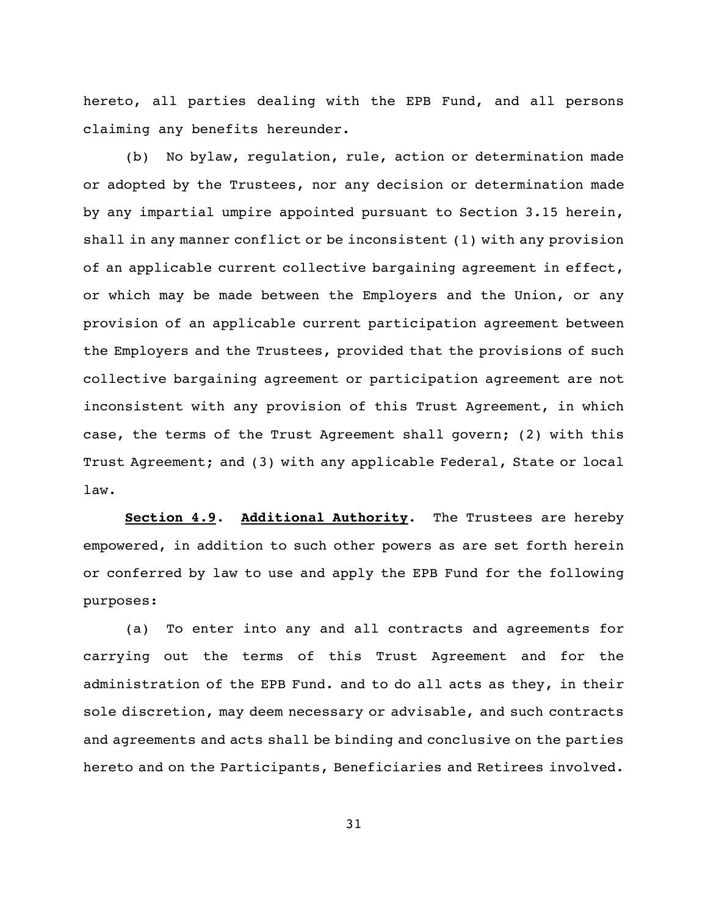hereto, all parties dealing with the EPB Fund, and all persons claiming any benefits hereunder.

(b) No bylaw, regulation, rule, action or determination made or adopted by the Trustees, nor any decision or determination made by any impartial umpire appointed pursuant to Section 3.15 herein, shall in any manner conflict or be inconsistent (1) with any provision of an applicable current collective bargaining agreement in effect, or which may be made between the Employers and the Union, or any provision of an applicable current participation agreement between the Employers and the Trustees, provided that the provisions of such collective bargaining agreement or participation agreement are not inconsistent with any provision of this Trust Agreement, in which case, the terms of the Trust Agreement shall govern; (2) with this Trust Agreement; and (3) with any applicable Federal, State or local law.

**Section 4.9. Additional Authority.** The Trustees are hereby empowered, in addition to such other powers as are set forth herein or conferred by law to use and apply the EPB Fund for the following purposes:

(a) To enter into any and all contracts and agreements for carrying out the terms of this Trust Agreement and for the administration of the EPB Fund. and to do all acts as they, in their sole discretion, may deem necessary or advisable, and such contracts and agreements and acts shall be binding and conclusive on the parties hereto and on the Participants, Beneficiaries and Retirees involved.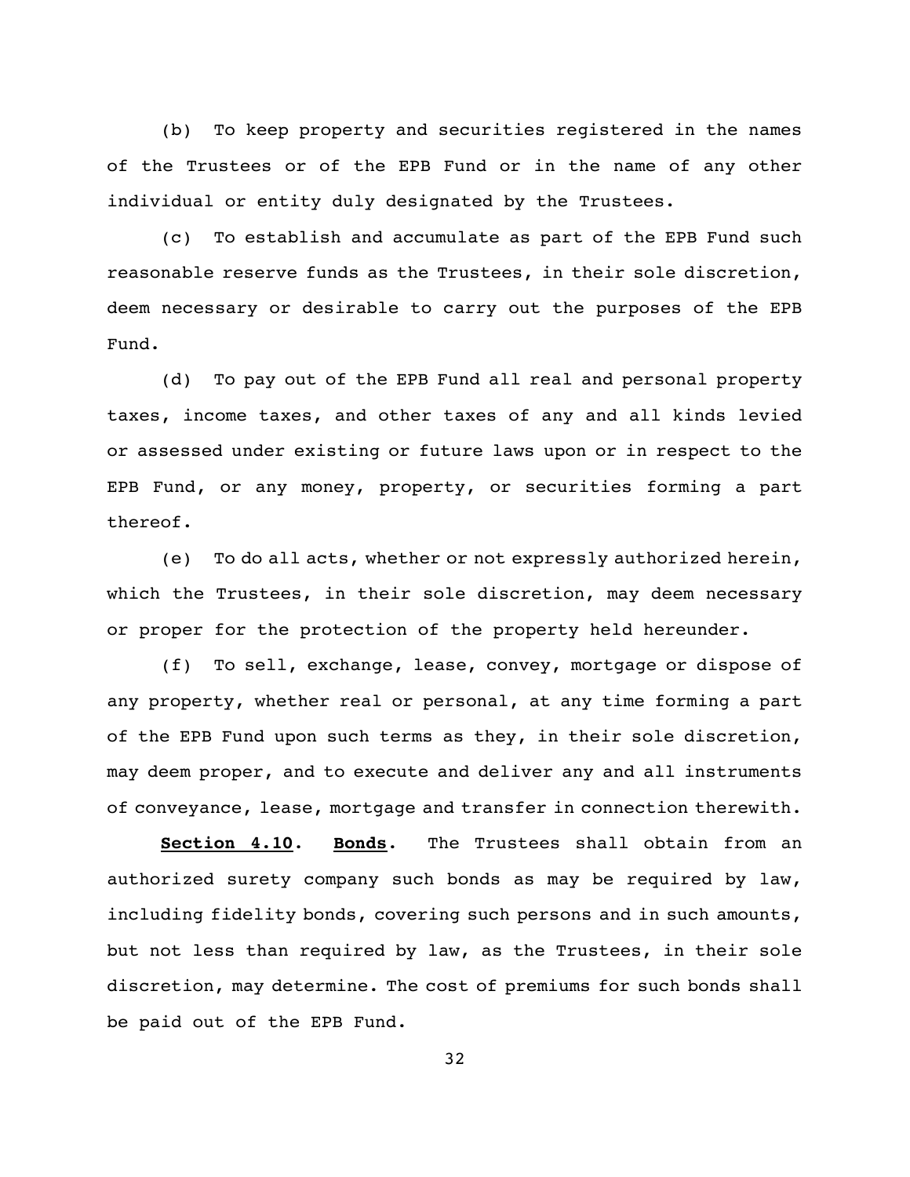(b) To keep property and securities registered in the names of the Trustees or of the EPB Fund or in the name of any other individual or entity duly designated by the Trustees.

(c) To establish and accumulate as part of the EPB Fund such reasonable reserve funds as the Trustees, in their sole discretion, deem necessary or desirable to carry out the purposes of the EPB Fund.

(d) To pay out of the EPB Fund all real and personal property taxes, income taxes, and other taxes of any and all kinds levied or assessed under existing or future laws upon or in respect to the EPB Fund, or any money, property, or securities forming a part thereof.

(e) To do all acts, whether or not expressly authorized herein, which the Trustees, in their sole discretion, may deem necessary or proper for the protection of the property held hereunder.

(f) To sell, exchange, lease, convey, mortgage or dispose of any property, whether real or personal, at any time forming a part of the EPB Fund upon such terms as they, in their sole discretion, may deem proper, and to execute and deliver any and all instruments of conveyance, lease, mortgage and transfer in connection therewith.

**Section 4.10. Bonds.** The Trustees shall obtain from an authorized surety company such bonds as may be required by law, including fidelity bonds, covering such persons and in such amounts, but not less than required by law, as the Trustees, in their sole discretion, may determine. The cost of premiums for such bonds shall be paid out of the EPB Fund.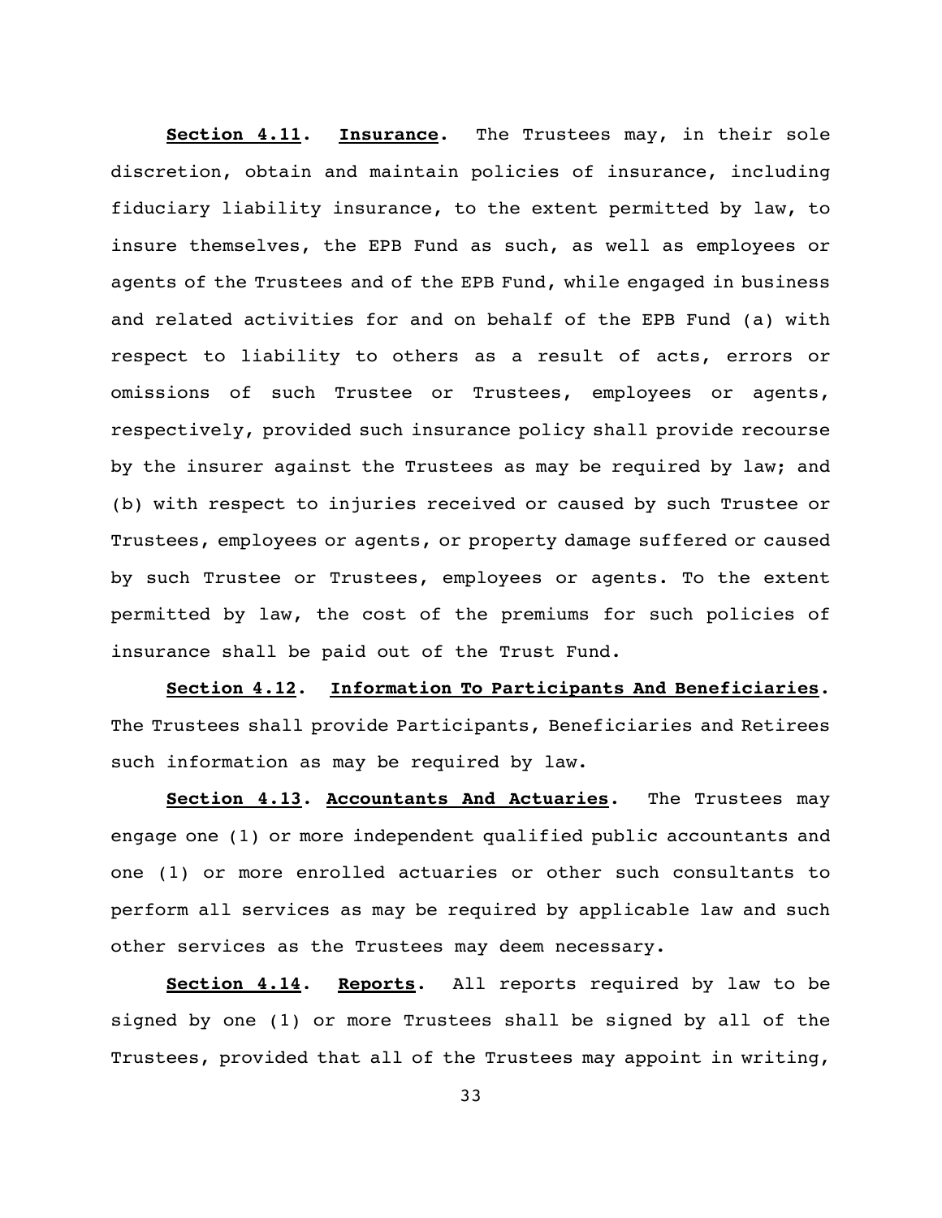**<u>Section 4.11</u>. <u>Insurance</u>.** The Trustees may, in their sole discretion, obtain and maintain policies of insurance, including fiduciary liability insurance, to the extent permitted by law, to insure themselves, the EPB Fund as such, as well as employees or agents of the Trustees and of the EPB Fund, while engaged in business and related activities for and on behalf of the EPB Fund (a) with respect to liability to others as a result of acts, errors or omissions of such Trustee or Trustees, employees or agents, respectively, provided such insurance policy shall provide recourse by the insurer against the Trustees as may be required by law; and (b) with respect to injuries received or caused by such Trustee or Trustees, employees or agents, or property damage suffered or caused by such Trustee or Trustees, employees or agents. To the extent permitted by law, the cost of the premiums for such policies of insurance shall be paid out of the Trust Fund.

**<u>Section 4.12</u>. <u>Information To Participants And Beneficiaries</u>.** The Trustees shall provide Participants, Beneficiaries and Retirees such information as may be required by law.

**<u>Section 4.13</u>. <u>Accountants And Actuaries</u>.** The Trustees may engage one (1) or more independent qualified public accountants and one (1) or more enrolled actuaries or other such consultants to perform all services as may be required by applicable law and such other services as the Trustees may deem necessary.

**<u>Section 4.14</u>. <u>Reports</u>.** All reports required by law to be signed by one (1) or more Trustees shall be signed by all of the Trustees, provided that all of the Trustees may appoint in writing,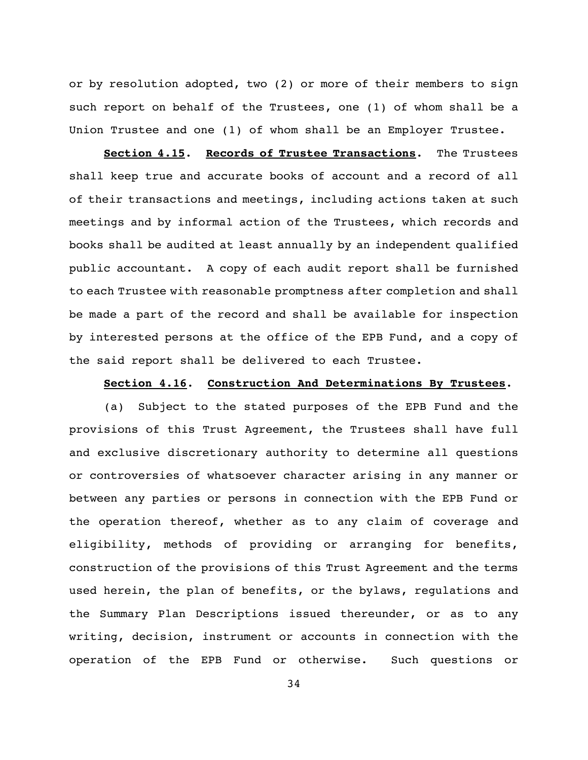or by resolution adopted, two (2) or more of their members to sign such report on behalf of the Trustees, one (1) of whom shall be a Union Trustee and one (1) of whom shall be an Employer Trustee.

**Section 4.15. Records of Trustee Transactions.** The Trustees shall keep true and accurate books of account and a record of all of their transactions and meetings, including actions taken at such meetings and by informal action of the Trustees, which records and books shall be audited at least annually by an independent qualified public accountant. A copy of each audit report shall be furnished to each Trustee with reasonable promptness after completion and shall be made a part of the record and shall be available for inspection by interested persons at the office of the EPB Fund, and a copy of the said report shall be delivered to each Trustee.

**Section 4.16. Construction And Determinations By Trustees.**

(a) Subject to the stated purposes of the EPB Fund and the provisions of this Trust Agreement, the Trustees shall have full and exclusive discretionary authority to determine all questions or controversies of whatsoever character arising in any manner or between any parties or persons in connection with the EPB Fund or the operation thereof, whether as to any claim of coverage and eligibility, methods of providing or arranging for benefits, construction of the provisions of this Trust Agreement and the terms used herein, the plan of benefits, or the bylaws, regulations and the Summary Plan Descriptions issued thereunder, or as to any writing, decision, instrument or accounts in connection with the operation of the EPB Fund or otherwise. Such questions or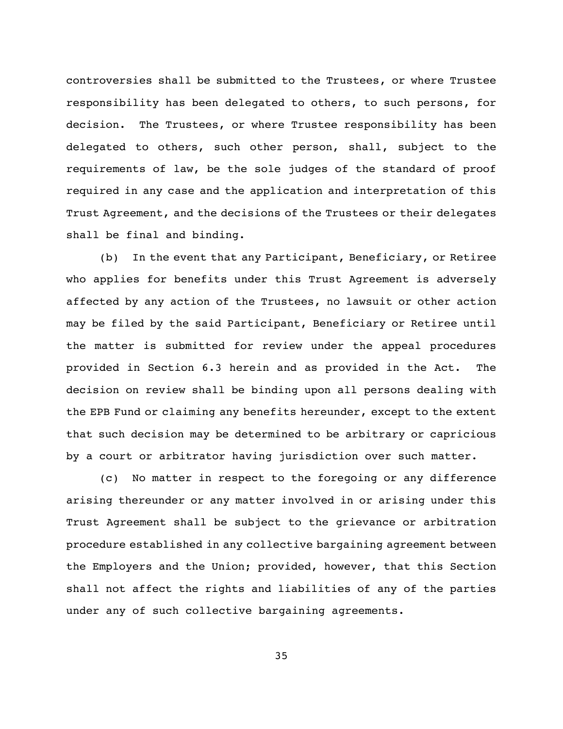controversies shall be submitted to the Trustees, or where Trustee responsibility has been delegated to others, to such persons, for decision. The Trustees, or where Trustee responsibility has been delegated to others, such other person, shall, subject to the requirements of law, be the sole judges of the standard of proof required in any case and the application and interpretation of this Trust Agreement, and the decisions of the Trustees or their delegates shall be final and binding.

(b) In the event that any Participant, Beneficiary, or Retiree who applies for benefits under this Trust Agreement is adversely affected by any action of the Trustees, no lawsuit or other action may be filed by the said Participant, Beneficiary or Retiree until the matter is submitted for review under the appeal procedures provided in Section 6.3 herein and as provided in the Act. The decision on review shall be binding upon all persons dealing with the EPB Fund or claiming any benefits hereunder, except to the extent that such decision may be determined to be arbitrary or capricious by a court or arbitrator having jurisdiction over such matter.

(c) No matter in respect to the foregoing or any difference arising thereunder or any matter involved in or arising under this Trust Agreement shall be subject to the grievance or arbitration procedure established in any collective bargaining agreement between the Employers and the Union; provided, however, that this Section shall not affect the rights and liabilities of any of the parties under any of such collective bargaining agreements.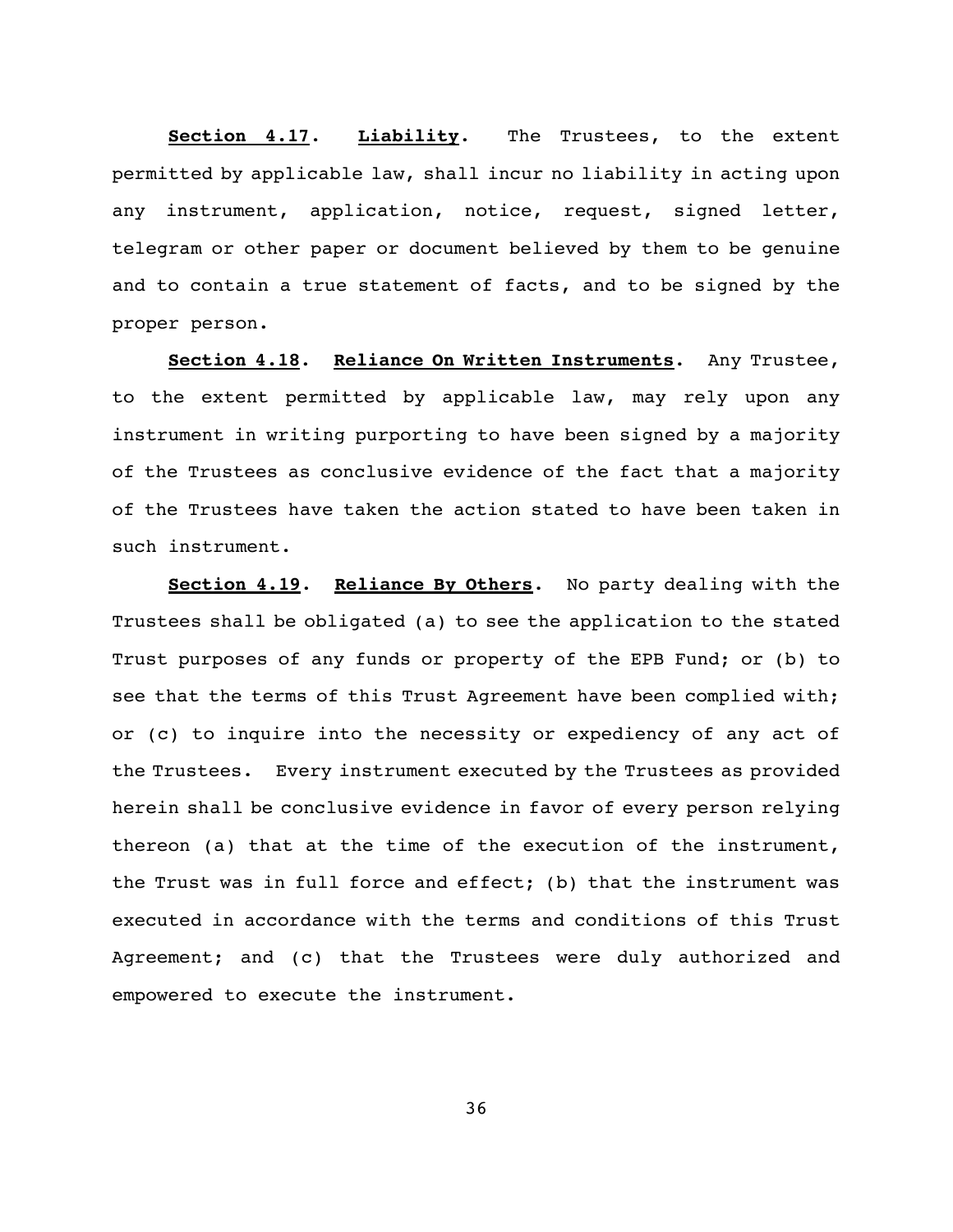**<u>Section 4.17</u>. <u>Liability</u>.** The Trustees, to the extent permitted by applicable law, shall incur no liability in acting upon any instrument, application, notice, request, signed letter, telegram or other paper or document believed by them to be genuine and to contain a true statement of facts, and to be signed by the proper person.

**<u>Section 4.18</u>. <u>Reliance On Written Instruments</u>.** Any Trustee, to the extent permitted by applicable law, may rely upon any instrument in writing purporting to have been signed by a majority of the Trustees as conclusive evidence of the fact that a majority of the Trustees have taken the action stated to have been taken in such instrument.

**<u>Section 4.19</u>. <u>Reliance By Others</u>.** No party dealing with the Trustees shall be obligated (a) to see the application to the stated Trust purposes of any funds or property of the EPB Fund; or (b) to see that the terms of this Trust Agreement have been complied with; or (c) to inquire into the necessity or expediency of any act of the Trustees. Every instrument executed by the Trustees as provided herein shall be conclusive evidence in favor of every person relying thereon (a) that at the time of the execution of the instrument, the Trust was in full force and effect; (b) that the instrument was executed in accordance with the terms and conditions of this Trust Agreement; and (c) that the Trustees were duly authorized and empowered to execute the instrument.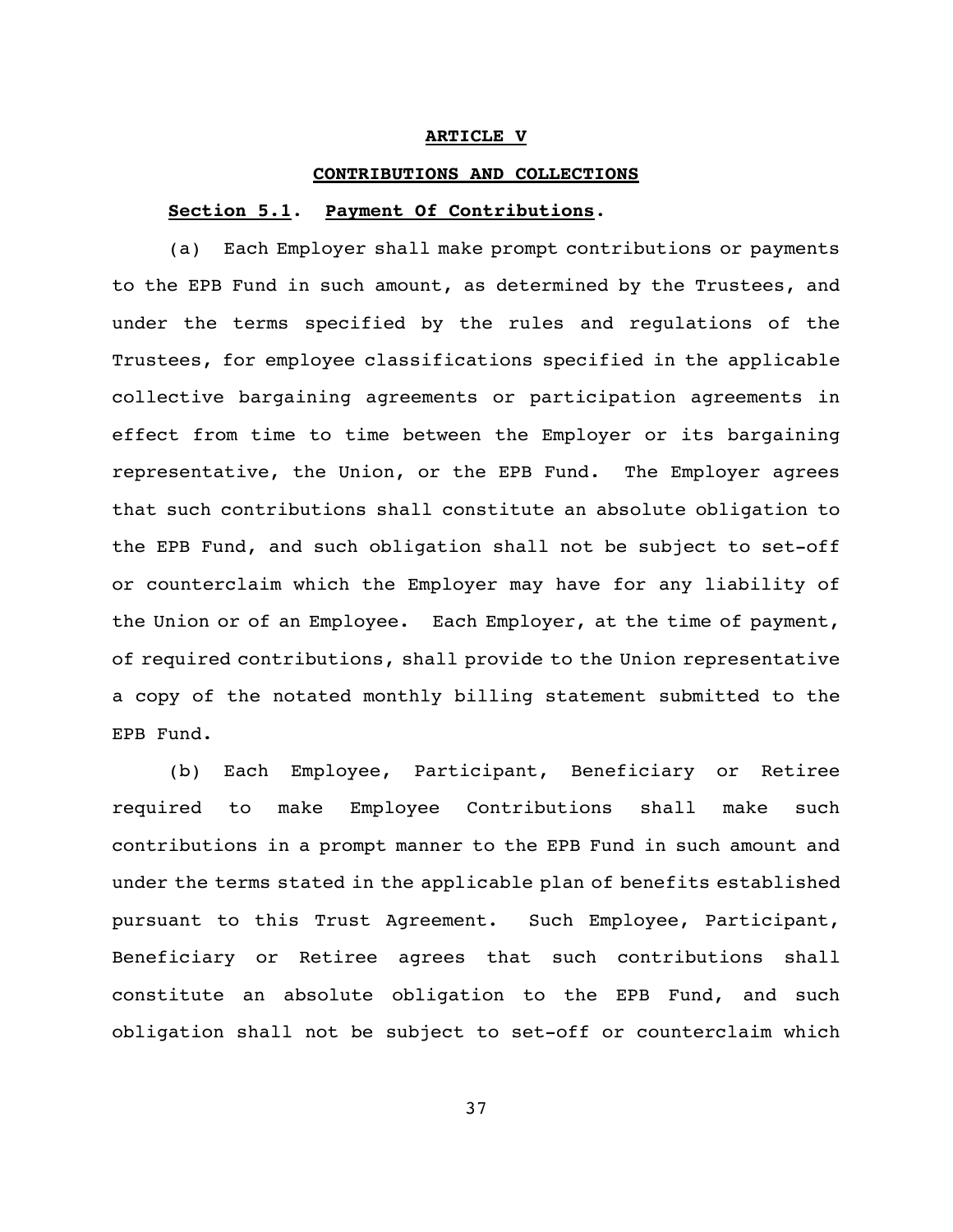## ARTICLE V

## CONTRIBUTIONS AND COLLECTIONS

### Section 5.1. Payment Of Contributions.

(a) Each Employer shall make prompt contributions or payments to the EPB Fund in such amount, as determined by the Trustees, and under the terms specified by the rules and regulations of the Trustees, for employee classifications specified in the applicable collective bargaining agreements or participation agreements in effect from time to time between the Employer or its bargaining representative, the Union, or the EPB Fund. The Employer agrees that such contributions shall constitute an absolute obligation to the EPB Fund, and such obligation shall not be subject to set-off or counterclaim which the Employer may have for any liability of the Union or of an Employee. Each Employer, at the time of payment, of required contributions, shall provide to the Union representative a copy of the notated monthly billing statement submitted to the EPB Fund.

(b) Each Employee, Participant, Beneficiary or Retiree required to make Employee Contributions shall make such contributions in a prompt manner to the EPB Fund in such amount and under the terms stated in the applicable plan of benefits established pursuant to this Trust Agreement. Such Employee, Participant, Beneficiary or Retiree agrees that such contributions shall constitute an absolute obligation to the EPB Fund, and such obligation shall not be subject to set-off or counterclaim which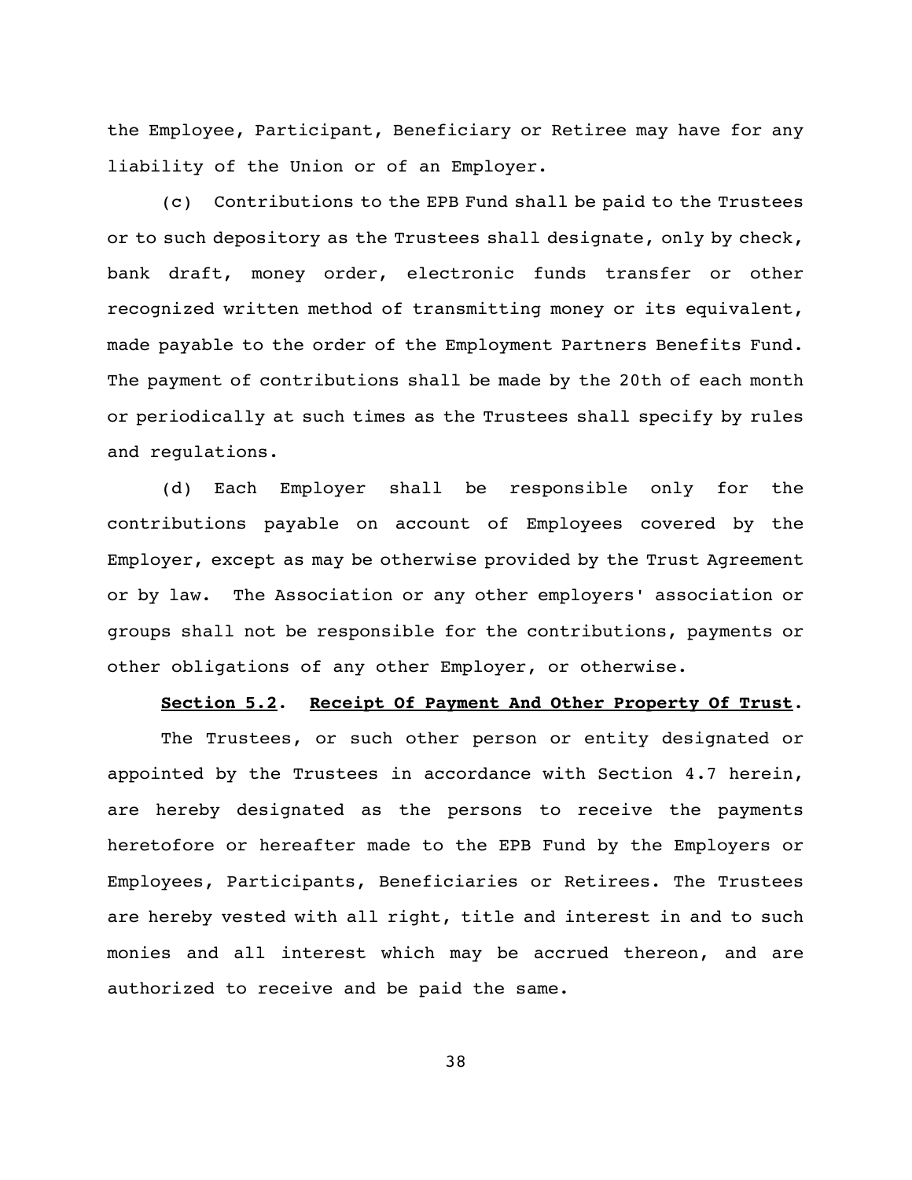the Employee, Participant, Beneficiary or Retiree may have for any liability of the Union or of an Employer.

(c) Contributions to the EPB Fund shall be paid to the Trustees or to such depository as the Trustees shall designate, only by check, bank draft, money order, electronic funds transfer or other recognized written method of transmitting money or its equivalent, made payable to the order of the Employment Partners Benefits Fund. The payment of contributions shall be made by the 20th of each month or periodically at such times as the Trustees shall specify by rules and regulations.

(d) Each Employer shall be responsible only for the contributions payable on account of Employees covered by the Employer, except as may be otherwise provided by the Trust Agreement or by law. The Association or any other employers' association or groups shall not be responsible for the contributions, payments or other obligations of any other Employer, or otherwise.

**Section 5.2. Receipt Of Payment And Other Property Of Trust.**

The Trustees, or such other person or entity designated or appointed by the Trustees in accordance with Section 4.7 herein, are hereby designated as the persons to receive the payments heretofore or hereafter made to the EPB Fund by the Employers or Employees, Participants, Beneficiaries or Retirees. The Trustees are hereby vested with all right, title and interest in and to such monies and all interest which may be accrued thereon, and are authorized to receive and be paid the same.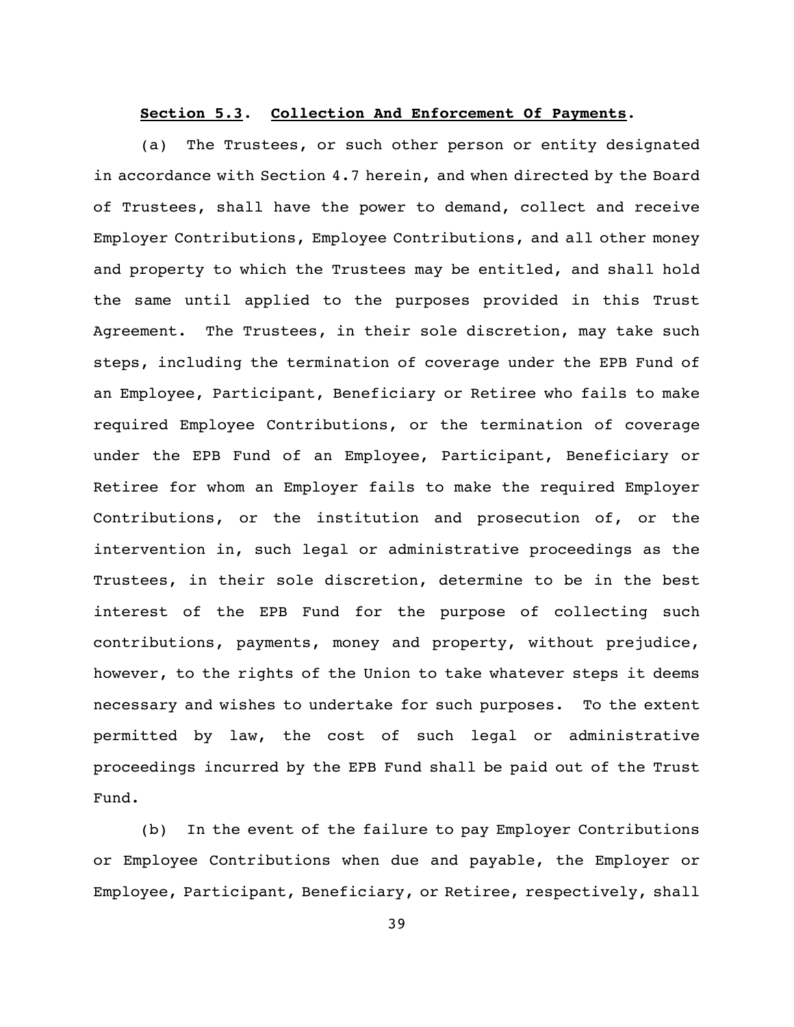**Section 5.3. Collection And Enforcement Of Payments.**

(a) The Trustees, or such other person or entity designated in accordance with Section 4.7 herein, and when directed by the Board of Trustees, shall have the power to demand, collect and receive Employer Contributions, Employee Contributions, and all other money and property to which the Trustees may be entitled, and shall hold the same until applied to the purposes provided in this Trust Agreement. The Trustees, in their sole discretion, may take such steps, including the termination of coverage under the EPB Fund of an Employee, Participant, Beneficiary or Retiree who fails to make required Employee Contributions, or the termination of coverage under the EPB Fund of an Employee, Participant, Beneficiary or Retiree for whom an Employer fails to make the required Employer Contributions, or the institution and prosecution of, or the intervention in, such legal or administrative proceedings as the Trustees, in their sole discretion, determine to be in the best interest of the EPB Fund for the purpose of collecting such contributions, payments, money and property, without prejudice, however, to the rights of the Union to take whatever steps it deems necessary and wishes to undertake for such purposes. To the extent permitted by law, the cost of such legal or administrative proceedings incurred by the EPB Fund shall be paid out of the Trust Fund.

(b) In the event of the failure to pay Employer Contributions or Employee Contributions when due and payable, the Employer or Employee, Participant, Beneficiary, or Retiree, respectively, shall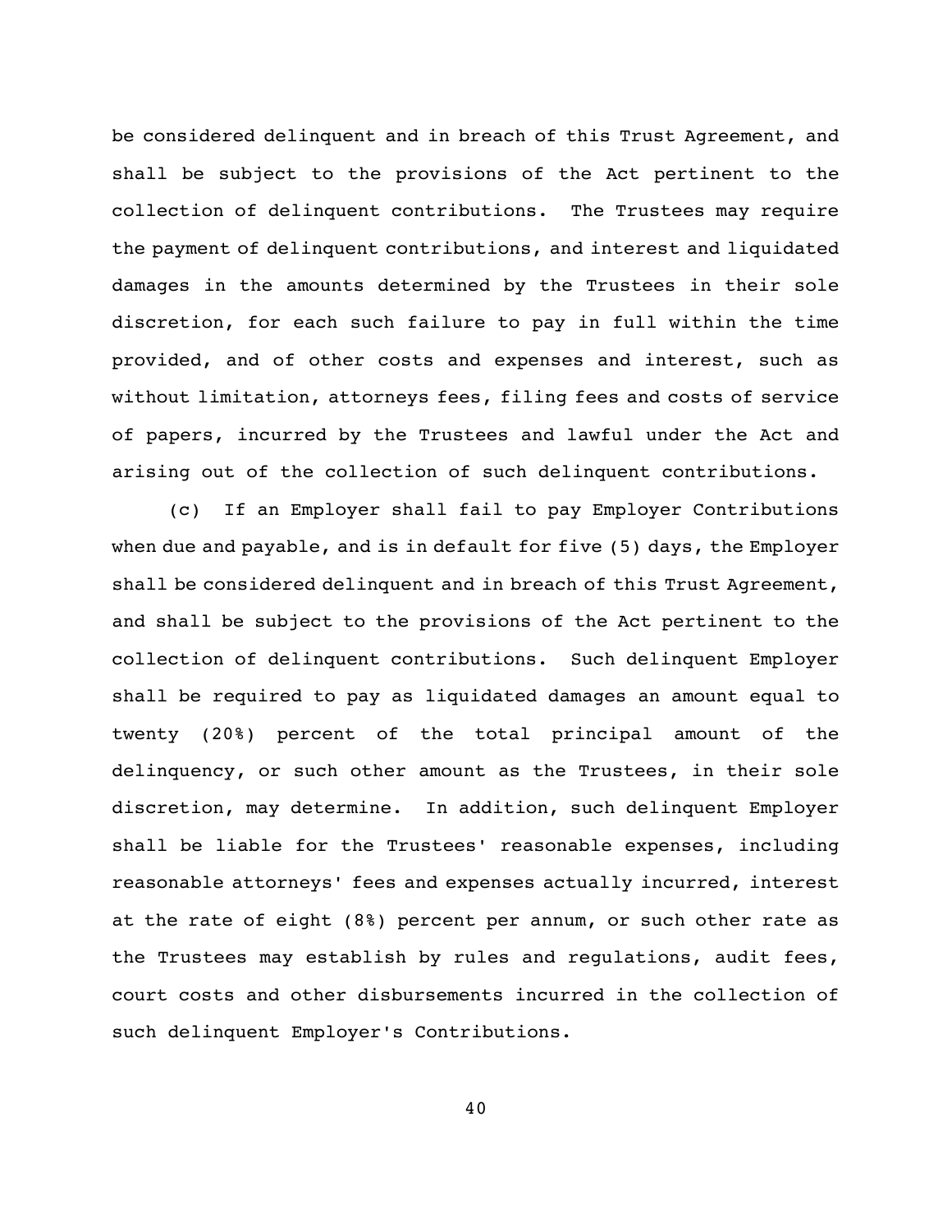be considered delinquent and in breach of this Trust Agreement, and shall be subject to the provisions of the Act pertinent to the collection of delinquent contributions. The Trustees may require the payment of delinquent contributions, and interest and liquidated damages in the amounts determined by the Trustees in their sole discretion, for each such failure to pay in full within the time provided, and of other costs and expenses and interest, such as without limitation, attorneys fees, filing fees and costs of service of papers, incurred by the Trustees and lawful under the Act and arising out of the collection of such delinquent contributions.

(c) If an Employer shall fail to pay Employer Contributions when due and payable, and is in default for five (5) days, the Employer shall be considered delinquent and in breach of this Trust Agreement, and shall be subject to the provisions of the Act pertinent to the collection of delinquent contributions. Such delinquent Employer shall be required to pay as liquidated damages an amount equal to twenty (20%) percent of the total principal amount of the delinquency, or such other amount as the Trustees, in their sole discretion, may determine. In addition, such delinquent Employer shall be liable for the Trustees' reasonable expenses, including reasonable attorneys' fees and expenses actually incurred, interest at the rate of eight (8%) percent per annum, or such other rate as the Trustees may establish by rules and regulations, audit fees, court costs and other disbursements incurred in the collection of such delinquent Employer's Contributions.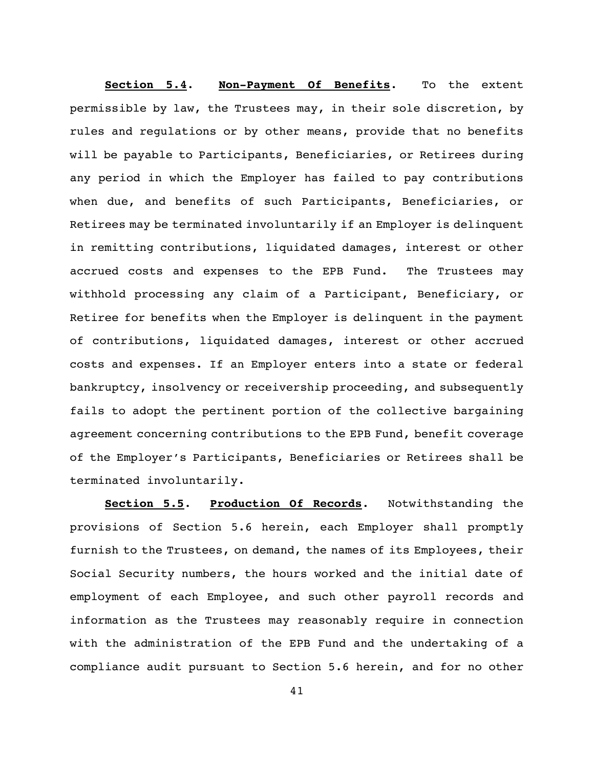**<u>Section 5.4</u>. <u>Non-Payment Of Benefits</u>.** To the extent permissible by law, the Trustees may, in their sole discretion, by rules and regulations or by other means, provide that no benefits will be payable to Participants, Beneficiaries, or Retirees during any period in which the Employer has failed to pay contributions when due, and benefits of such Participants, Beneficiaries, or Retirees may be terminated involuntarily if an Employer is delinquent in remitting contributions, liquidated damages, interest or other accrued costs and expenses to the EPB Fund. The Trustees may withhold processing any claim of a Participant, Beneficiary, or Retiree for benefits when the Employer is delinquent in the payment of contributions, liquidated damages, interest or other accrued costs and expenses. If an Employer enters into a state or federal bankruptcy, insolvency or receivership proceeding, and subsequently fails to adopt the pertinent portion of the collective bargaining agreement concerning contributions to the EPB Fund, benefit coverage of the Employer's Participants, Beneficiaries or Retirees shall be terminated involuntarily.

**<u>Section 5.5</u>. <u>Production Of Records</u>.** Notwithstanding the provisions of Section 5.6 herein, each Employer shall promptly furnish to the Trustees, on demand, the names of its Employees, their Social Security numbers, the hours worked and the initial date of employment of each Employee, and such other payroll records and information as the Trustees may reasonably require in connection with the administration of the EPB Fund and the undertaking of a compliance audit pursuant to Section 5.6 herein, and for no other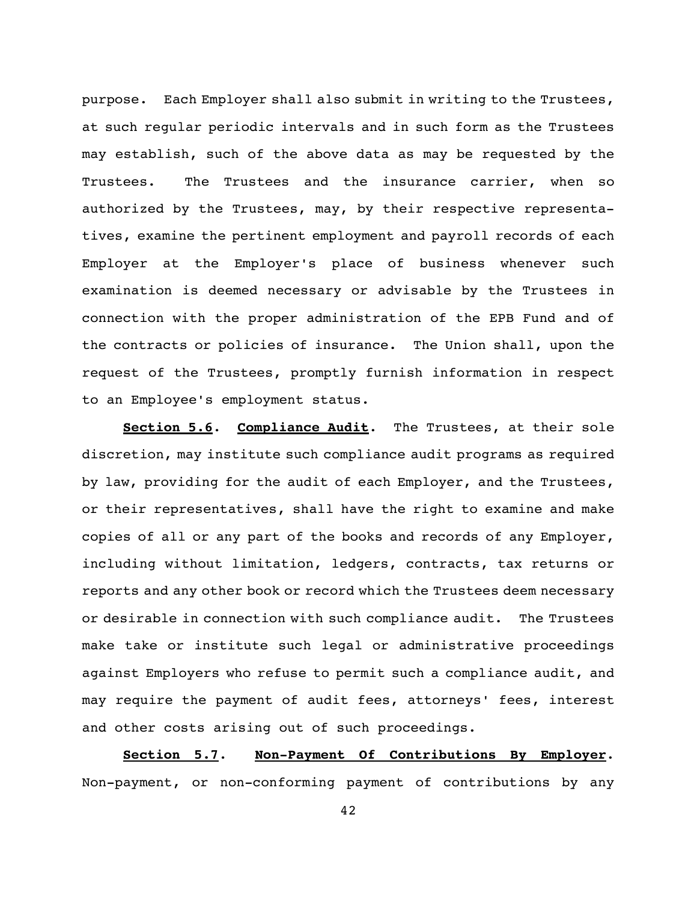purpose. Each Employer shall also submit in writing to the Trustees, at such regular periodic intervals and in such form as the Trustees may establish, such of the above data as may be requested by the Trustees. The Trustees and the insurance carrier, when so authorized by the Trustees, may, by their respective representatives, examine the pertinent employment and payroll records of each Employer at the Employer's place of business whenever such examination is deemed necessary or advisable by the Trustees in connection with the proper administration of the EPB Fund and of the contracts or policies of insurance. The Union shall, upon the request of the Trustees, promptly furnish information in respect to an Employee's employment status.

**<u>Section 5.6</u>. <u>Compliance Audit</u>.** The Trustees, at their sole discretion, may institute such compliance audit programs as required by law, providing for the audit of each Employer, and the Trustees, or their representatives, shall have the right to examine and make copies of all or any part of the books and records of any Employer, including without limitation, ledgers, contracts, tax returns or reports and any other book or record which the Trustees deem necessary or desirable in connection with such compliance audit. The Trustees make take or institute such legal or administrative proceedings against Employers who refuse to permit such a compliance audit, and may require the payment of audit fees, attorneys' fees, interest and other costs arising out of such proceedings.

**<u>Section 5.7</u>. <u>Non-Payment Of Contributions By Employer</u>.** Non-payment, or non-conforming payment of contributions by any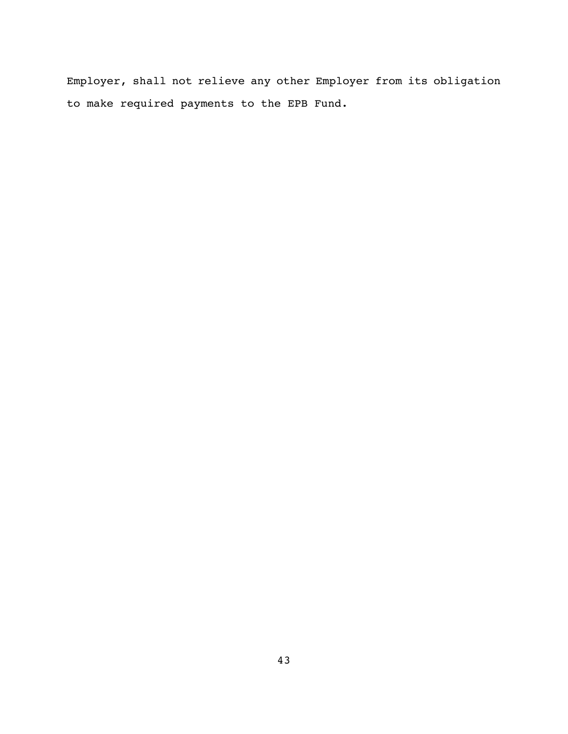Employer, shall not relieve any other Employer from its obligation to make required payments to the EPB Fund.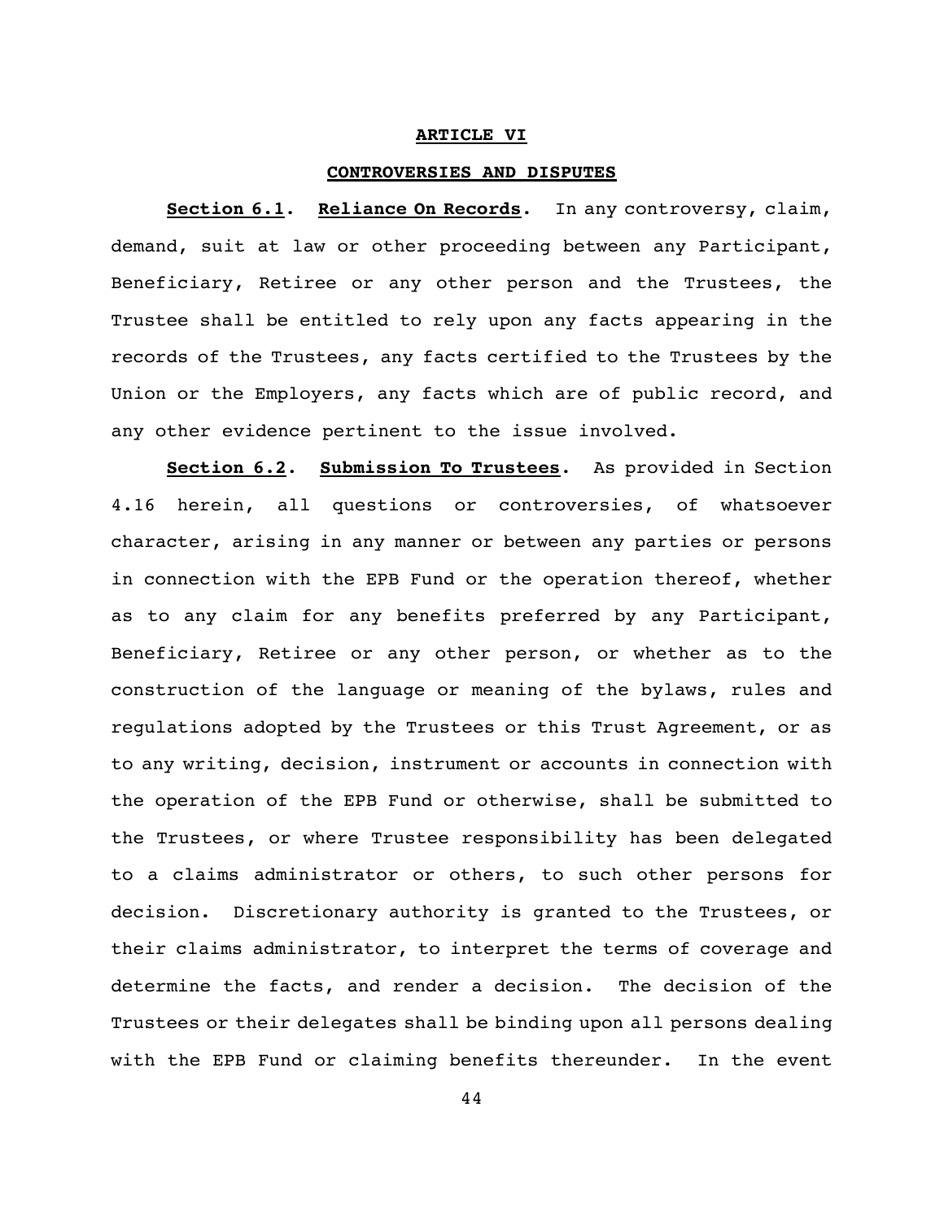## ARTICLE VI

## CONTROVERSIES AND DISPUTES

**Section 6.1. Reliance On Records.** In any controversy, claim, demand, suit at law or other proceeding between any Participant, Beneficiary, Retiree or any other person and the Trustees, the Trustee shall be entitled to rely upon any facts appearing in the records of the Trustees, any facts certified to the Trustees by the Union or the Employers, any facts which are of public record, and any other evidence pertinent to the issue involved.

**Section 6.2. Submission To Trustees.** As provided in Section 4.16 herein, all questions or controversies, of whatsoever character, arising in any manner or between any parties or persons in connection with the EPB Fund or the operation thereof, whether as to any claim for any benefits preferred by any Participant, Beneficiary, Retiree or any other person, or whether as to the construction of the language or meaning of the bylaws, rules and regulations adopted by the Trustees or this Trust Agreement, or as to any writing, decision, instrument or accounts in connection with the operation of the EPB Fund or otherwise, shall be submitted to the Trustees, or where Trustee responsibility has been delegated to a claims administrator or others, to such other persons for decision. Discretionary authority is granted to the Trustees, or their claims administrator, to interpret the terms of coverage and determine the facts, and render a decision. The decision of the Trustees or their delegates shall be binding upon all persons dealing with the EPB Fund or claiming benefits thereunder. In the event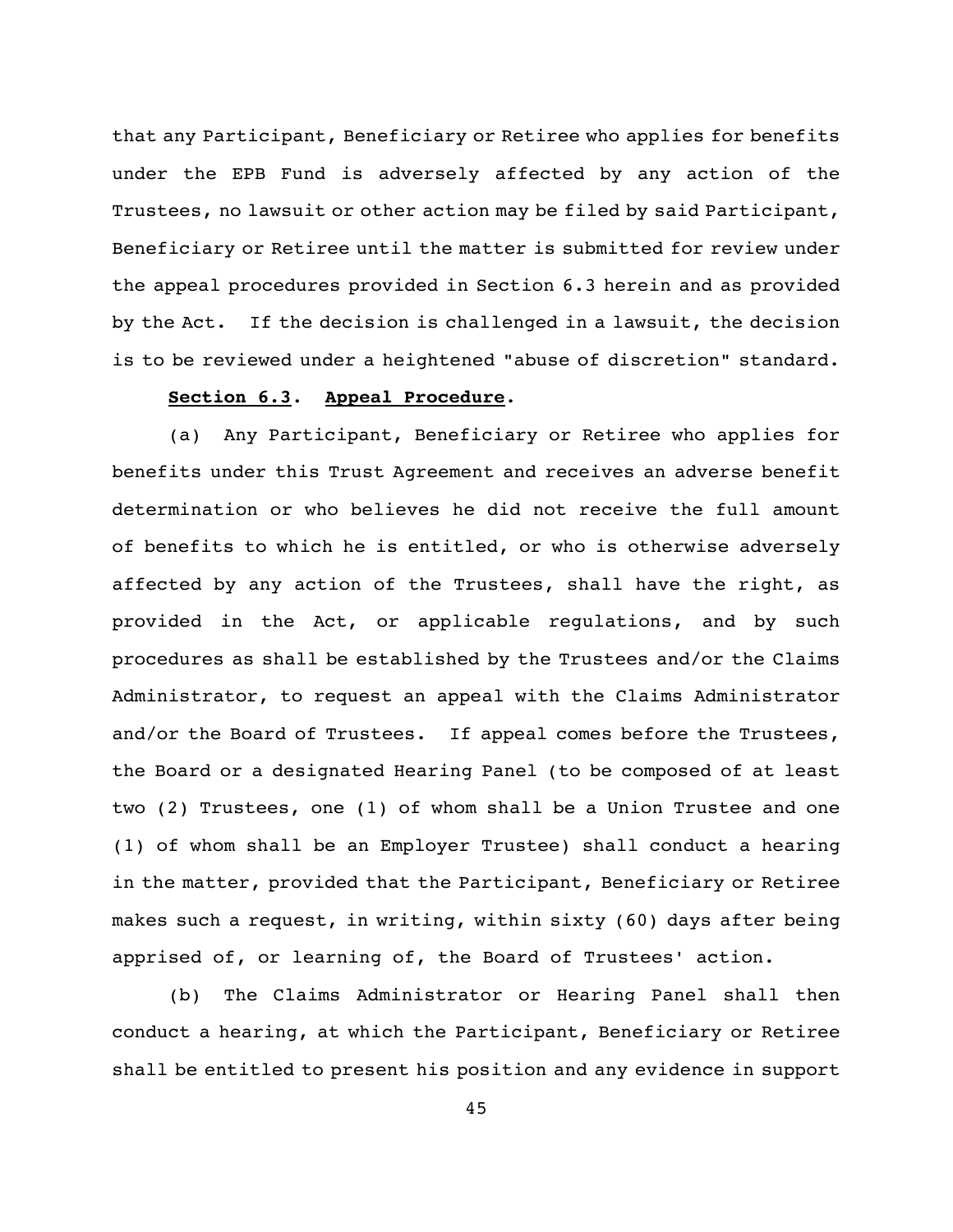that any Participant, Beneficiary or Retiree who applies for benefits under the EPB Fund is adversely affected by any action of the Trustees, no lawsuit or other action may be filed by said Participant, Beneficiary or Retiree until the matter is submitted for review under the appeal procedures provided in Section 6.3 herein and as provided by the Act. If the decision is challenged in a lawsuit, the decision is to be reviewed under a heightened "abuse of discretion" standard.

**Section 6.3. Appeal Procedure.**

(a) Any Participant, Beneficiary or Retiree who applies for benefits under this Trust Agreement and receives an adverse benefit determination or who believes he did not receive the full amount of benefits to which he is entitled, or who is otherwise adversely affected by any action of the Trustees, shall have the right, as provided in the Act, or applicable regulations, and by such procedures as shall be established by the Trustees and/or the Claims Administrator, to request an appeal with the Claims Administrator and/or the Board of Trustees. If appeal comes before the Trustees, the Board or a designated Hearing Panel (to be composed of at least two (2) Trustees, one (1) of whom shall be a Union Trustee and one (1) of whom shall be an Employer Trustee) shall conduct a hearing in the matter, provided that the Participant, Beneficiary or Retiree makes such a request, in writing, within sixty (60) days after being apprised of, or learning of, the Board of Trustees' action.

(b) The Claims Administrator or Hearing Panel shall then conduct a hearing, at which the Participant, Beneficiary or Retiree shall be entitled to present his position and any evidence in support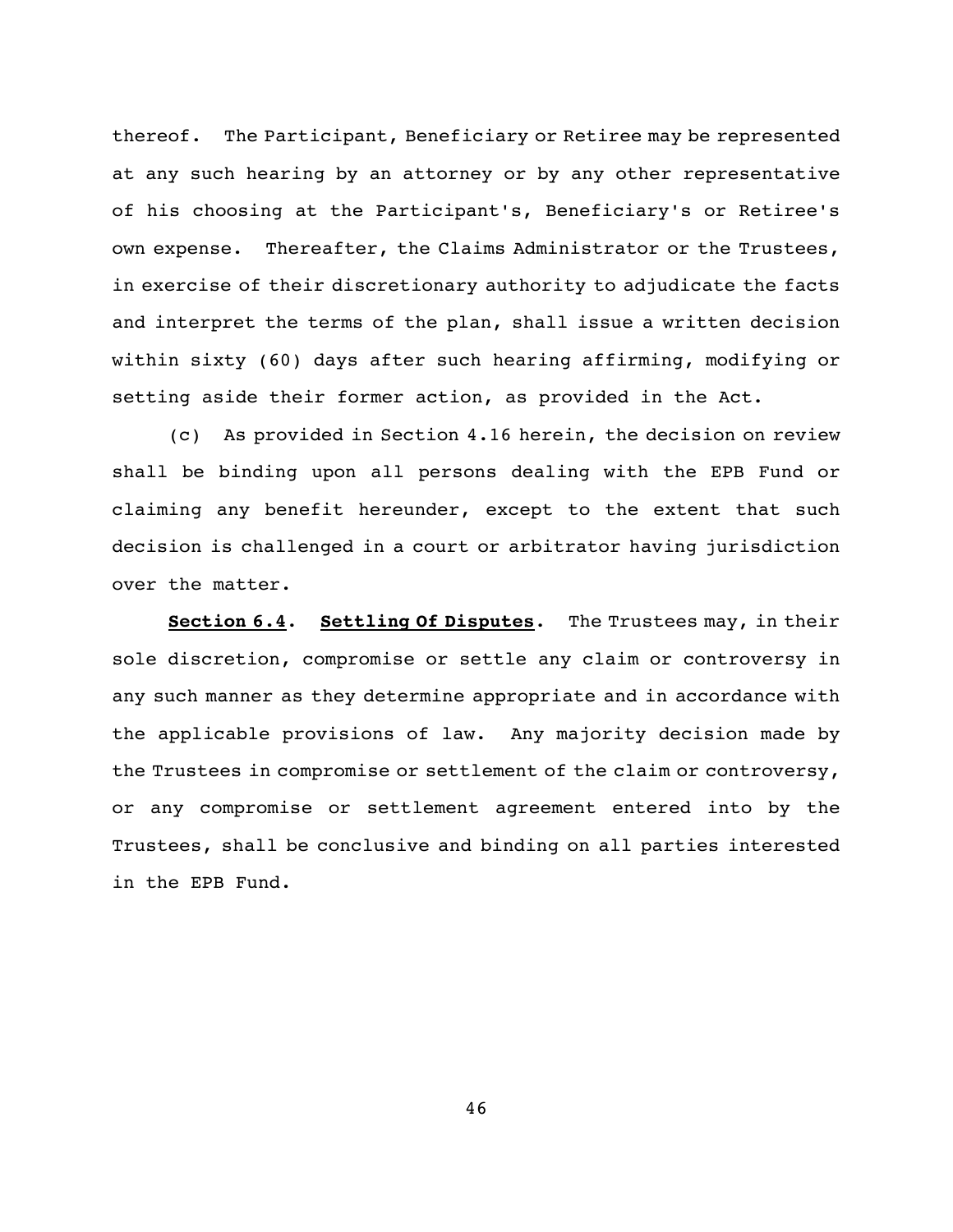thereof. The Participant, Beneficiary or Retiree may be represented at any such hearing by an attorney or by any other representative of his choosing at the Participant's, Beneficiary's or Retiree's own expense. Thereafter, the Claims Administrator or the Trustees, in exercise of their discretionary authority to adjudicate the facts and interpret the terms of the plan, shall issue a written decision within sixty (60) days after such hearing affirming, modifying or setting aside their former action, as provided in the Act.

(c) As provided in Section 4.16 herein, the decision on review shall be binding upon all persons dealing with the EPB Fund or claiming any benefit hereunder, except to the extent that such decision is challenged in a court or arbitrator having jurisdiction over the matter.

**Section 6.4. Settling Of Disputes.** The Trustees may, in their sole discretion, compromise or settle any claim or controversy in any such manner as they determine appropriate and in accordance with the applicable provisions of law. Any majority decision made by the Trustees in compromise or settlement of the claim or controversy, or any compromise or settlement agreement entered into by the Trustees, shall be conclusive and binding on all parties interested in the EPB Fund.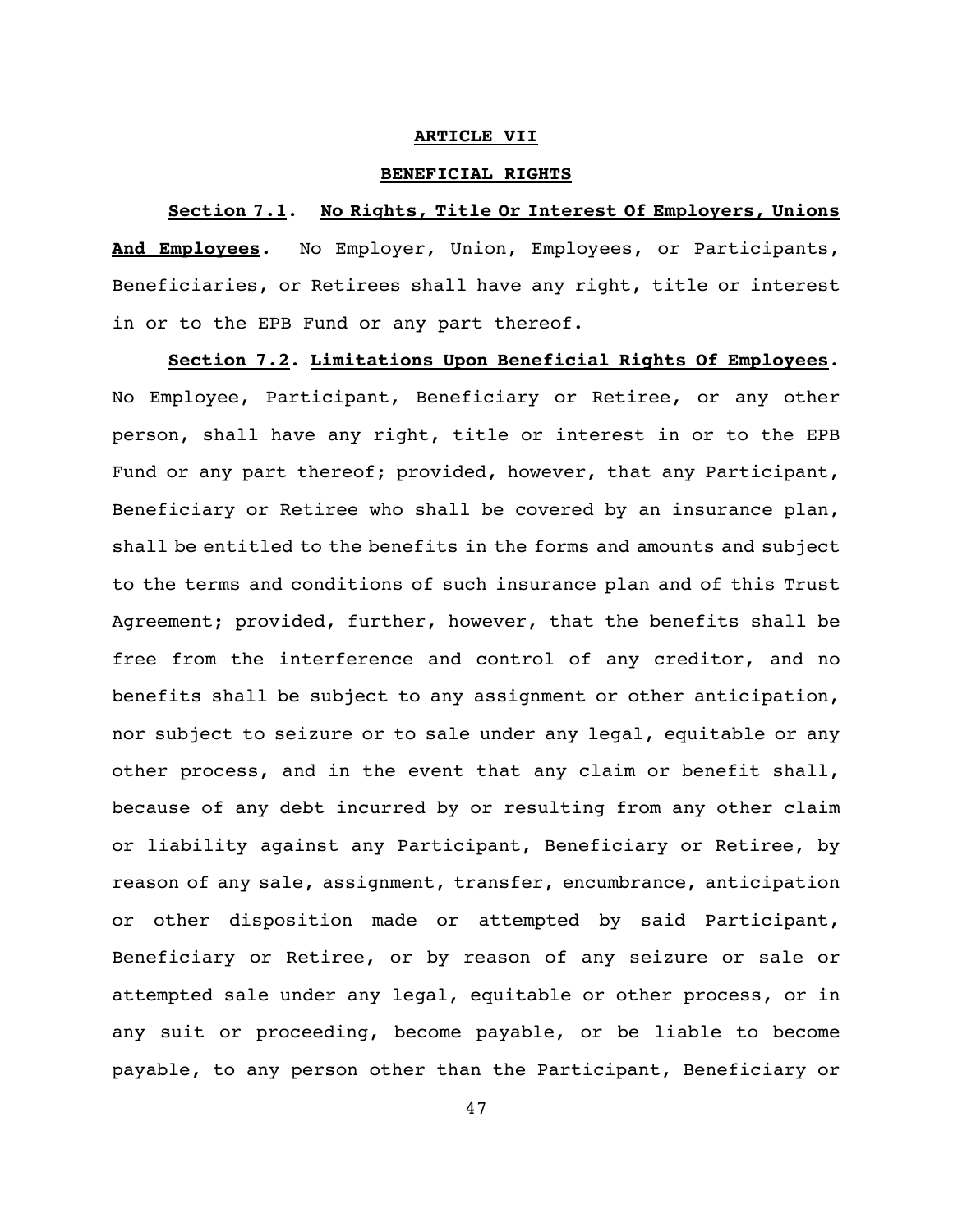# ARTICLE VII

## BENEFICIAL RIGHTS

**Section 7.1. No Rights, Title Or Interest Of Employers, Unions And Employees.** No Employer, Union, Employees, or Participants, Beneficiaries, or Retirees shall have any right, title or interest in or to the EPB Fund or any part thereof.

**Section 7.2. Limitations Upon Beneficial Rights Of Employees.** No Employee, Participant, Beneficiary or Retiree, or any other person, shall have any right, title or interest in or to the EPB Fund or any part thereof; provided, however, that any Participant, Beneficiary or Retiree who shall be covered by an insurance plan, shall be entitled to the benefits in the forms and amounts and subject to the terms and conditions of such insurance plan and of this Trust Agreement; provided, further, however, that the benefits shall be free from the interference and control of any creditor, and no benefits shall be subject to any assignment or other anticipation, nor subject to seizure or to sale under any legal, equitable or any other process, and in the event that any claim or benefit shall, because of any debt incurred by or resulting from any other claim or liability against any Participant, Beneficiary or Retiree, by reason of any sale, assignment, transfer, encumbrance, anticipation or other disposition made or attempted by said Participant, Beneficiary or Retiree, or by reason of any seizure or sale or attempted sale under any legal, equitable or other process, or in any suit or proceeding, become payable, or be liable to become payable, to any person other than the Participant, Beneficiary or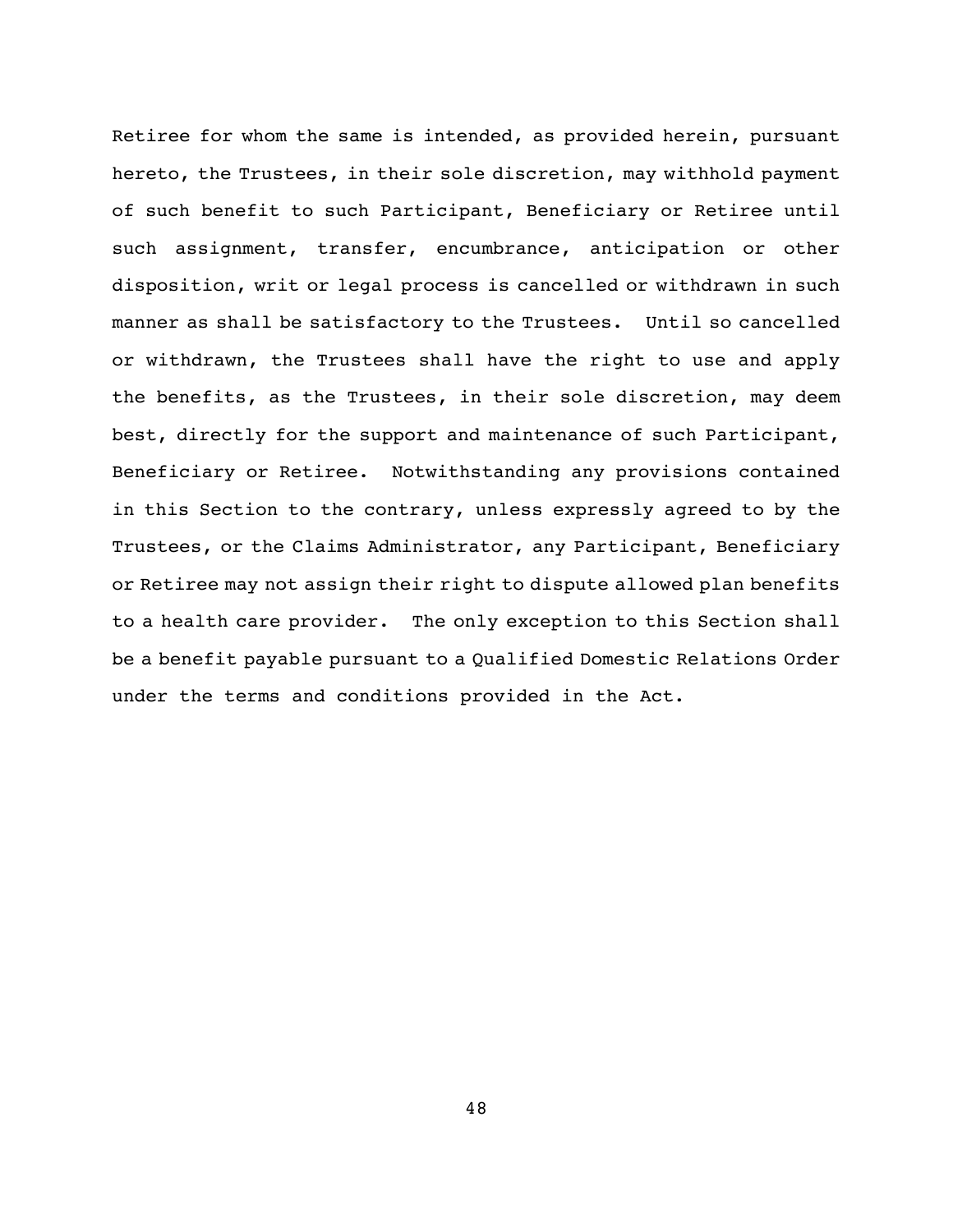Retiree for whom the same is intended, as provided herein, pursuant hereto, the Trustees, in their sole discretion, may withhold payment of such benefit to such Participant, Beneficiary or Retiree until such assignment, transfer, encumbrance, anticipation or other disposition, writ or legal process is cancelled or withdrawn in such manner as shall be satisfactory to the Trustees. Until so cancelled or withdrawn, the Trustees shall have the right to use and apply the benefits, as the Trustees, in their sole discretion, may deem best, directly for the support and maintenance of such Participant, Beneficiary or Retiree. Notwithstanding any provisions contained in this Section to the contrary, unless expressly agreed to by the Trustees, or the Claims Administrator, any Participant, Beneficiary or Retiree may not assign their right to dispute allowed plan benefits to a health care provider. The only exception to this Section shall be a benefit payable pursuant to a Qualified Domestic Relations Order under the terms and conditions provided in the Act.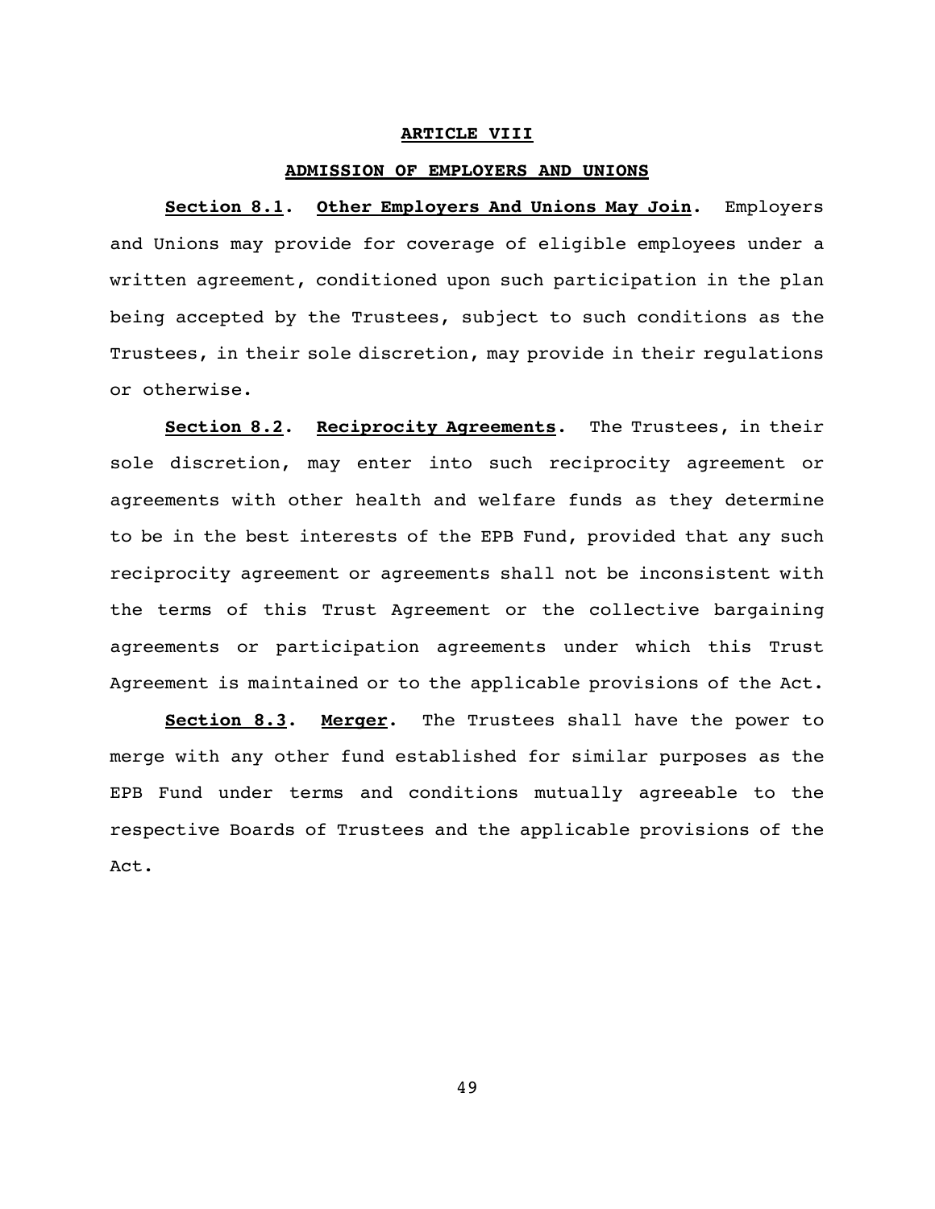## ARTICLE VIII

## ADMISSION OF EMPLOYERS AND UNIONS

**Section 8.1. Other Employers And Unions May Join.** Employers and Unions may provide for coverage of eligible employees under a written agreement, conditioned upon such participation in the plan being accepted by the Trustees, subject to such conditions as the Trustees, in their sole discretion, may provide in their regulations or otherwise.

**Section 8.2. Reciprocity Agreements.** The Trustees, in their sole discretion, may enter into such reciprocity agreement or agreements with other health and welfare funds as they determine to be in the best interests of the EPB Fund, provided that any such reciprocity agreement or agreements shall not be inconsistent with the terms of this Trust Agreement or the collective bargaining agreements or participation agreements under which this Trust Agreement is maintained or to the applicable provisions of the Act.

**Section 8.3. Merger.** The Trustees shall have the power to merge with any other fund established for similar purposes as the EPB Fund under terms and conditions mutually agreeable to the respective Boards of Trustees and the applicable provisions of the Act.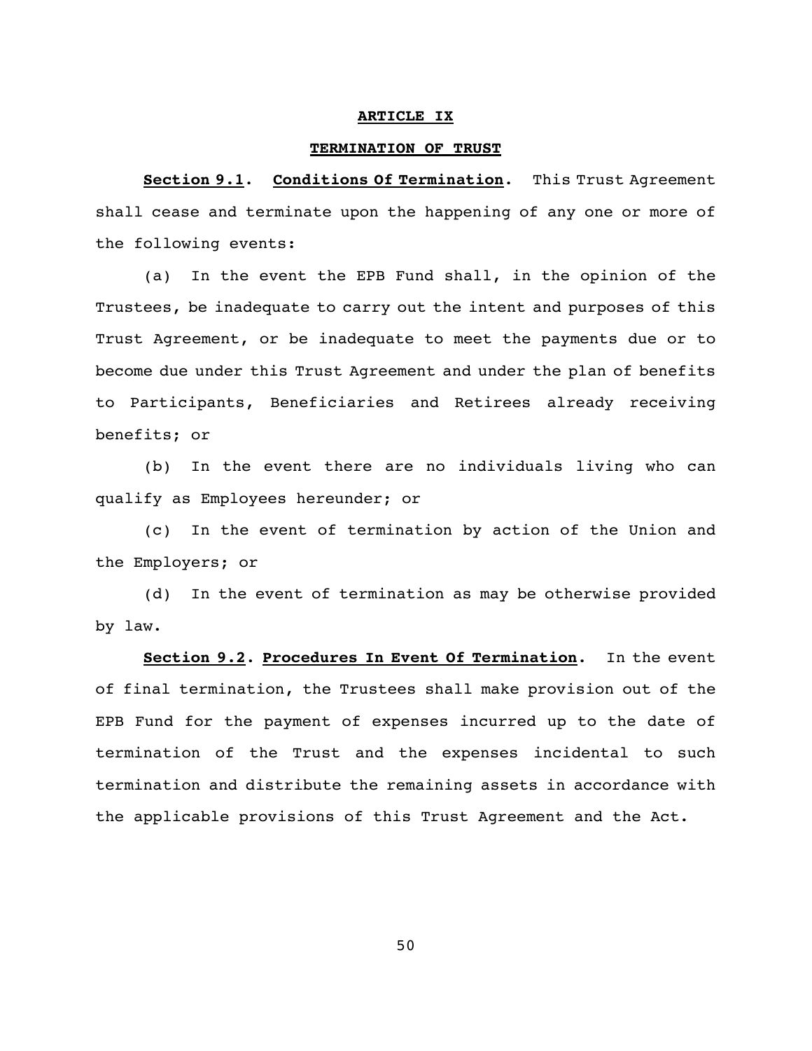## ARTICLE IX

## TERMINATION OF TRUST

**Section 9.1. Conditions Of Termination.** This Trust Agreement shall cease and terminate upon the happening of any one or more of the following events:

(a) In the event the EPB Fund shall, in the opinion of the Trustees, be inadequate to carry out the intent and purposes of this Trust Agreement, or be inadequate to meet the payments due or to become due under this Trust Agreement and under the plan of benefits to Participants, Beneficiaries and Retirees already receiving benefits; or

(b) In the event there are no individuals living who can qualify as Employees hereunder; or

(c) In the event of termination by action of the Union and the Employers; or

(d) In the event of termination as may be otherwise provided by law.

**Section 9.2. Procedures In Event Of Termination.** In the event of final termination, the Trustees shall make provision out of the EPB Fund for the payment of expenses incurred up to the date of termination of the Trust and the expenses incidental to such termination and distribute the remaining assets in accordance with the applicable provisions of this Trust Agreement and the Act.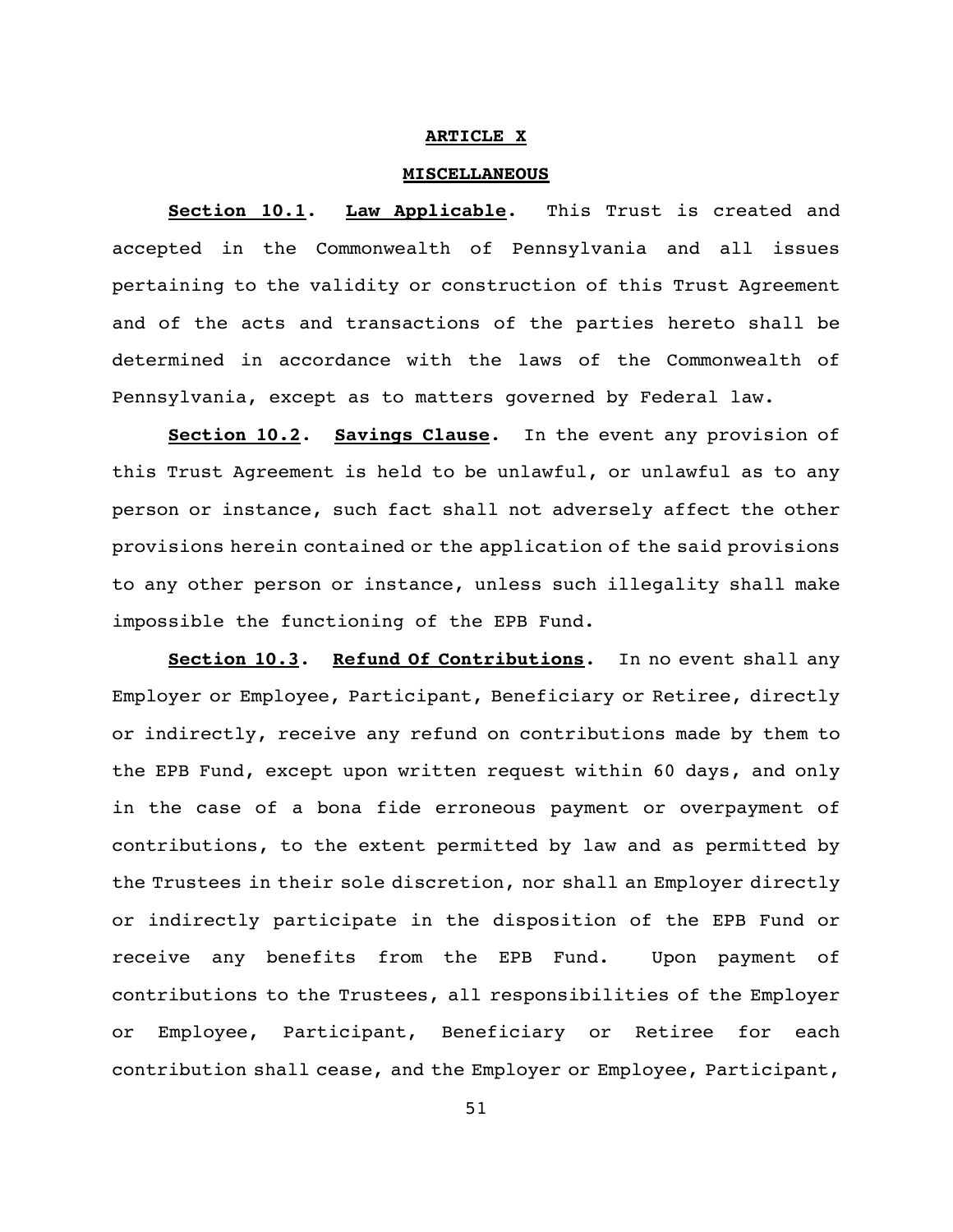# ARTICLE X

## MISCELLANEOUS

**Section 10.1. Law Applicable.** This Trust is created and accepted in the Commonwealth of Pennsylvania and all issues pertaining to the validity or construction of this Trust Agreement and of the acts and transactions of the parties hereto shall be determined in accordance with the laws of the Commonwealth of Pennsylvania, except as to matters governed by Federal law.

**Section 10.2. Savings Clause.** In the event any provision of this Trust Agreement is held to be unlawful, or unlawful as to any person or instance, such fact shall not adversely affect the other provisions herein contained or the application of the said provisions to any other person or instance, unless such illegality shall make impossible the functioning of the EPB Fund.

**Section 10.3. Refund Of Contributions.** In no event shall any Employer or Employee, Participant, Beneficiary or Retiree, directly or indirectly, receive any refund on contributions made by them to the EPB Fund, except upon written request within 60 days, and only in the case of a bona fide erroneous payment or overpayment of contributions, to the extent permitted by law and as permitted by the Trustees in their sole discretion, nor shall an Employer directly or indirectly participate in the disposition of the EPB Fund or receive any benefits from the EPB Fund. Upon payment of contributions to the Trustees, all responsibilities of the Employer or Employee, Participant, Beneficiary or Retiree for each contribution shall cease, and the Employer or Employee, Participant,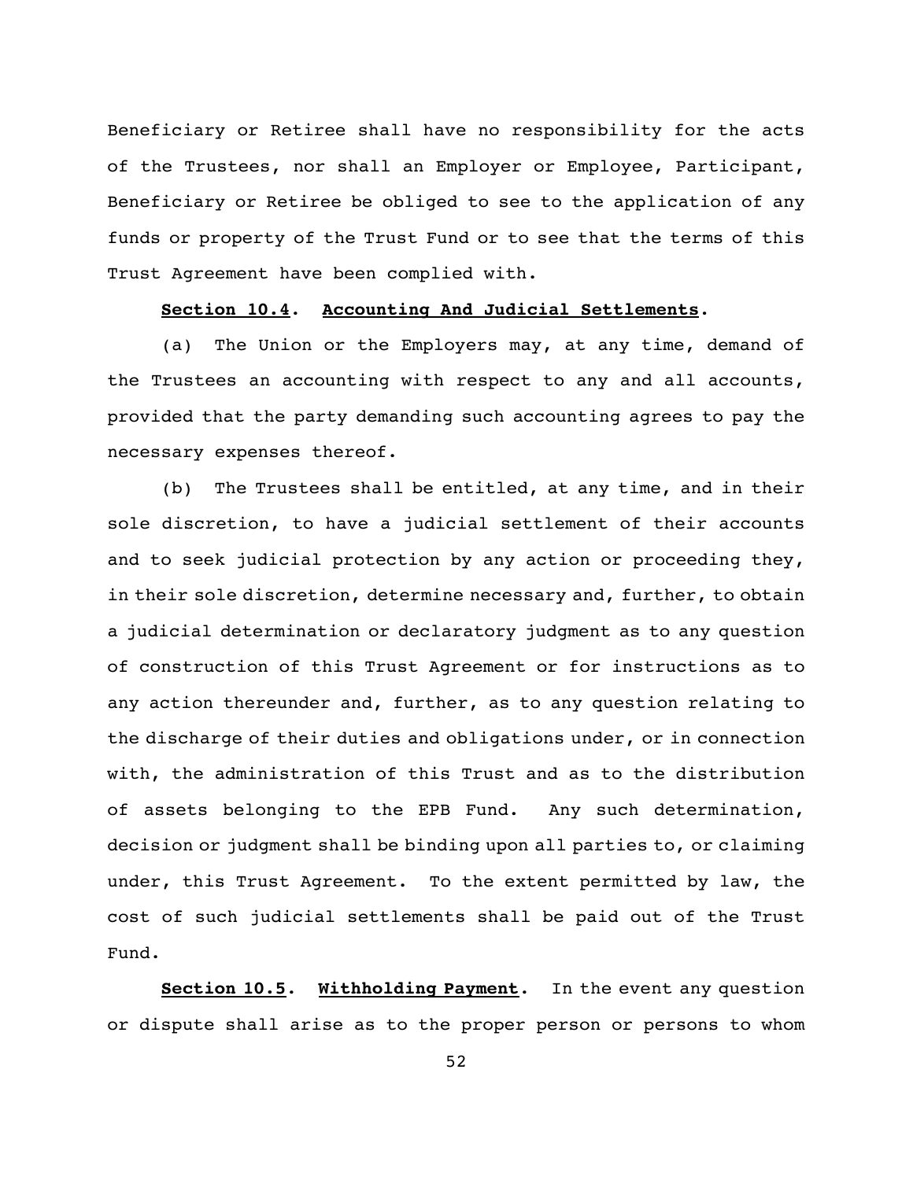Beneficiary or Retiree shall have no responsibility for the acts of the Trustees, nor shall an Employer or Employee, Participant, Beneficiary or Retiree be obliged to see to the application of any funds or property of the Trust Fund or to see that the terms of this Trust Agreement have been complied with.

**Section 10.4. Accounting And Judicial Settlements.**

(a) The Union or the Employers may, at any time, demand of the Trustees an accounting with respect to any and all accounts, provided that the party demanding such accounting agrees to pay the necessary expenses thereof.

(b) The Trustees shall be entitled, at any time, and in their sole discretion, to have a judicial settlement of their accounts and to seek judicial protection by any action or proceeding they, in their sole discretion, determine necessary and, further, to obtain a judicial determination or declaratory judgment as to any question of construction of this Trust Agreement or for instructions as to any action thereunder and, further, as to any question relating to the discharge of their duties and obligations under, or in connection with, the administration of this Trust and as to the distribution of assets belonging to the EPB Fund. Any such determination, decision or judgment shall be binding upon all parties to, or claiming under, this Trust Agreement. To the extent permitted by law, the cost of such judicial settlements shall be paid out of the Trust Fund.

**Section 10.5. Withholding Payment.** In the event any question or dispute shall arise as to the proper person or persons to whom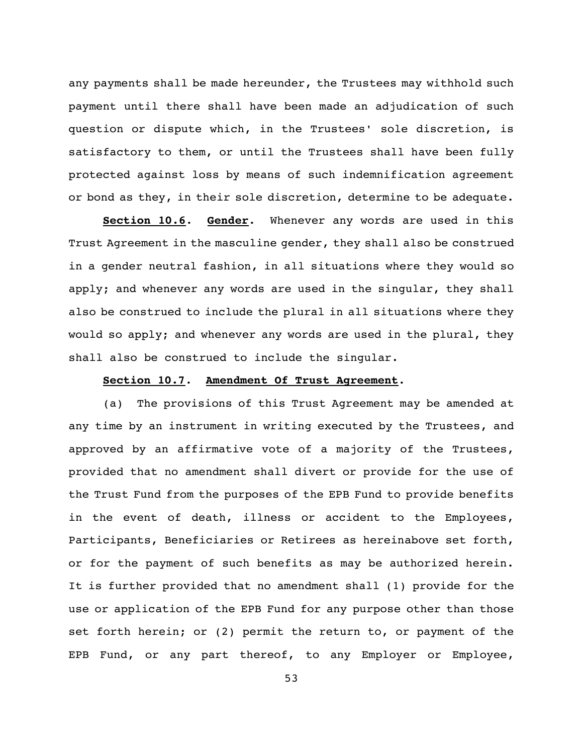any payments shall be made hereunder, the Trustees may withhold such payment until there shall have been made an adjudication of such question or dispute which, in the Trustees' sole discretion, is satisfactory to them, or until the Trustees shall have been fully protected against loss by means of such indemnification agreement or bond as they, in their sole discretion, determine to be adequate.

**Section 10.6. Gender.** Whenever any words are used in this Trust Agreement in the masculine gender, they shall also be construed in a gender neutral fashion, in all situations where they would so apply; and whenever any words are used in the singular, they shall also be construed to include the plural in all situations where they would so apply; and whenever any words are used in the plural, they shall also be construed to include the singular.

**Section 10.7. Amendment Of Trust Agreement.**

(a) The provisions of this Trust Agreement may be amended at any time by an instrument in writing executed by the Trustees, and approved by an affirmative vote of a majority of the Trustees, provided that no amendment shall divert or provide for the use of the Trust Fund from the purposes of the EPB Fund to provide benefits in the event of death, illness or accident to the Employees, Participants, Beneficiaries or Retirees as hereinabove set forth, or for the payment of such benefits as may be authorized herein. It is further provided that no amendment shall (1) provide for the use or application of the EPB Fund for any purpose other than those set forth herein; or (2) permit the return to, or payment of the EPB Fund, or any part thereof, to any Employer or Employee,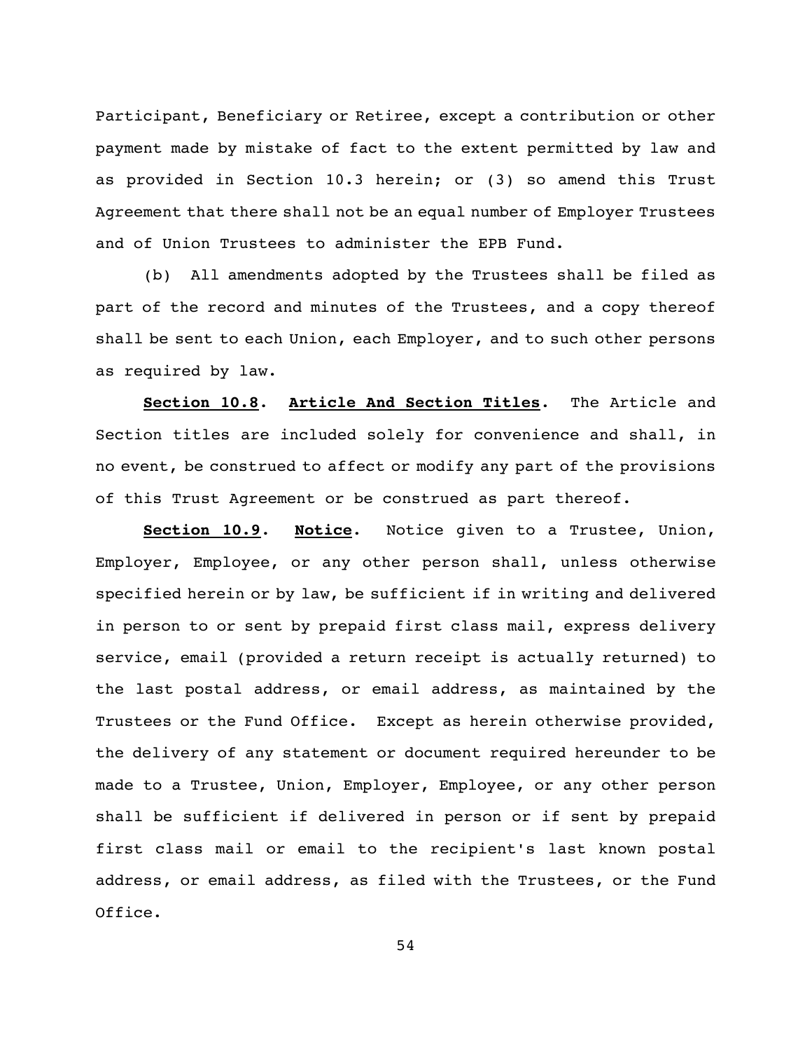Participant, Beneficiary or Retiree, except a contribution or other payment made by mistake of fact to the extent permitted by law and as provided in Section 10.3 herein; or (3) so amend this Trust Agreement that there shall not be an equal number of Employer Trustees and of Union Trustees to administer the EPB Fund.

(b) All amendments adopted by the Trustees shall be filed as part of the record and minutes of the Trustees, and a copy thereof shall be sent to each Union, each Employer, and to such other persons as required by law.

**Section 10.8. Article And Section Titles.** The Article and Section titles are included solely for convenience and shall, in no event, be construed to affect or modify any part of the provisions of this Trust Agreement or be construed as part thereof.

**Section 10.9. Notice.** Notice given to a Trustee, Union, Employer, Employee, or any other person shall, unless otherwise specified herein or by law, be sufficient if in writing and delivered in person to or sent by prepaid first class mail, express delivery service, email (provided a return receipt is actually returned) to the last postal address, or email address, as maintained by the Trustees or the Fund Office. Except as herein otherwise provided, the delivery of any statement or document required hereunder to be made to a Trustee, Union, Employer, Employee, or any other person shall be sufficient if delivered in person or if sent by prepaid first class mail or email to the recipient's last known postal address, or email address, as filed with the Trustees, or the Fund Office.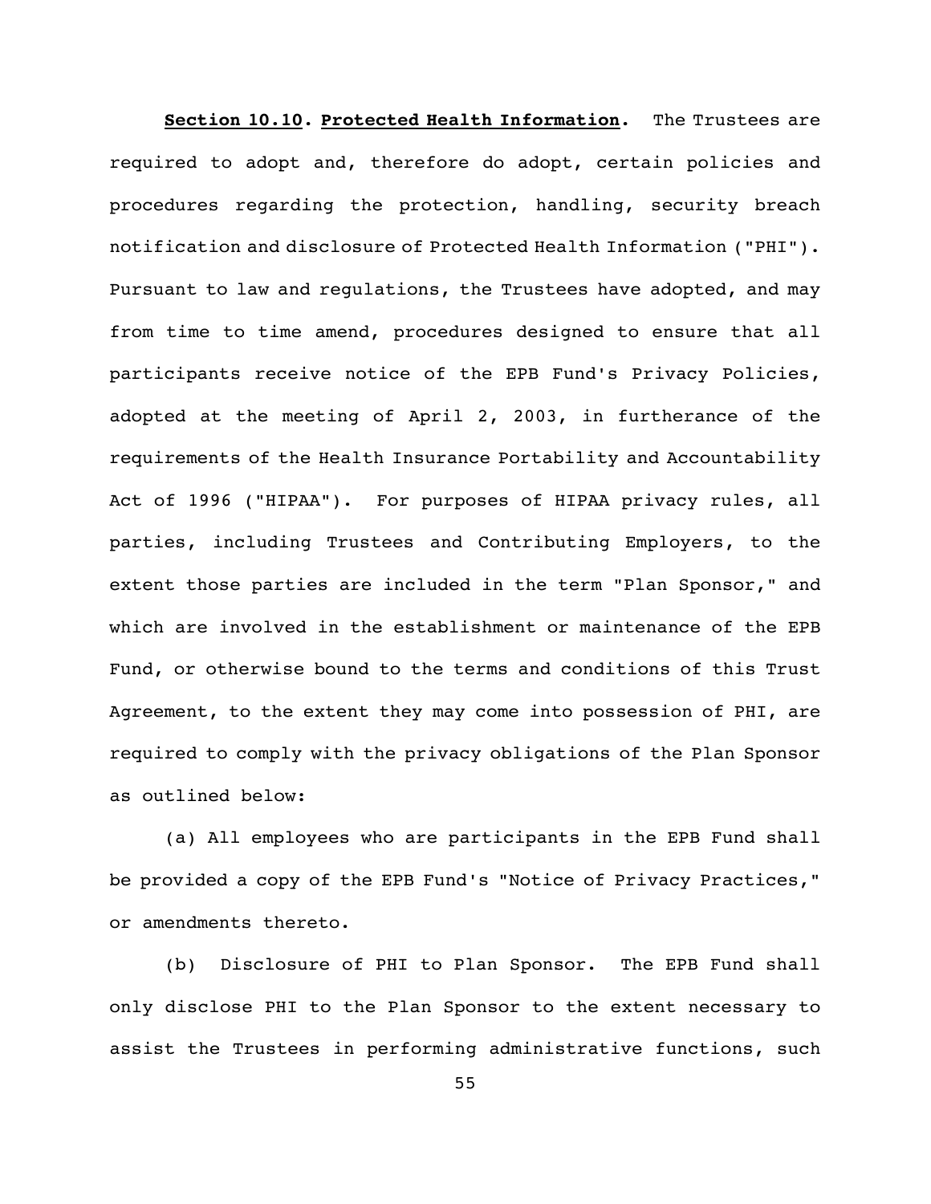**Section 10.10. Protected Health Information.** The Trustees are required to adopt and, therefore do adopt, certain policies and procedures regarding the protection, handling, security breach notification and disclosure of Protected Health Information ("PHI"). Pursuant to law and regulations, the Trustees have adopted, and may from time to time amend, procedures designed to ensure that all participants receive notice of the EPB Fund's Privacy Policies, adopted at the meeting of April 2, 2003, in furtherance of the requirements of the Health Insurance Portability and Accountability Act of 1996 ("HIPAA"). For purposes of HIPAA privacy rules, all parties, including Trustees and Contributing Employers, to the extent those parties are included in the term "Plan Sponsor," and which are involved in the establishment or maintenance of the EPB Fund, or otherwise bound to the terms and conditions of this Trust Agreement, to the extent they may come into possession of PHI, are required to comply with the privacy obligations of the Plan Sponsor as outlined below:

(a) All employees who are participants in the EPB Fund shall be provided a copy of the EPB Fund's "Notice of Privacy Practices," or amendments thereto.

(b) Disclosure of PHI to Plan Sponsor. The EPB Fund shall only disclose PHI to the Plan Sponsor to the extent necessary to assist the Trustees in performing administrative functions, such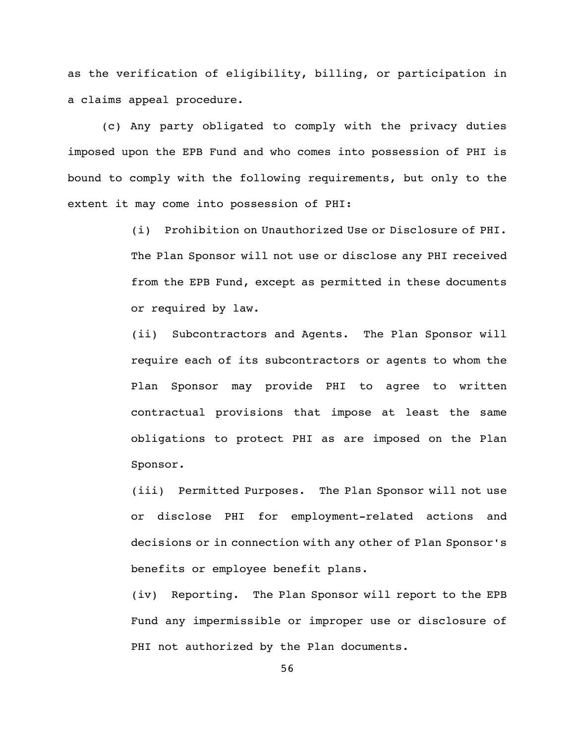as the verification of eligibility, billing, or participation in a claims appeal procedure.

(c) Any party obligated to comply with the privacy duties imposed upon the EPB Fund and who comes into possession of PHI is bound to comply with the following requirements, but only to the extent it may come into possession of PHI:

> (i) Prohibition on Unauthorized Use or Disclosure of PHI. The Plan Sponsor will not use or disclose any PHI received from the EPB Fund, except as permitted in these documents or required by law.
>
> (ii) Subcontractors and Agents. The Plan Sponsor will require each of its subcontractors or agents to whom the Plan Sponsor may provide PHI to agree to written contractual provisions that impose at least the same obligations to protect PHI as are imposed on the Plan Sponsor.
>
> (iii) Permitted Purposes. The Plan Sponsor will not use or disclose PHI for employment-related actions and decisions or in connection with any other of Plan Sponsor's benefits or employee benefit plans.
>
> (iv) Reporting. The Plan Sponsor will report to the EPB Fund any impermissible or improper use or disclosure of PHI not authorized by the Plan documents.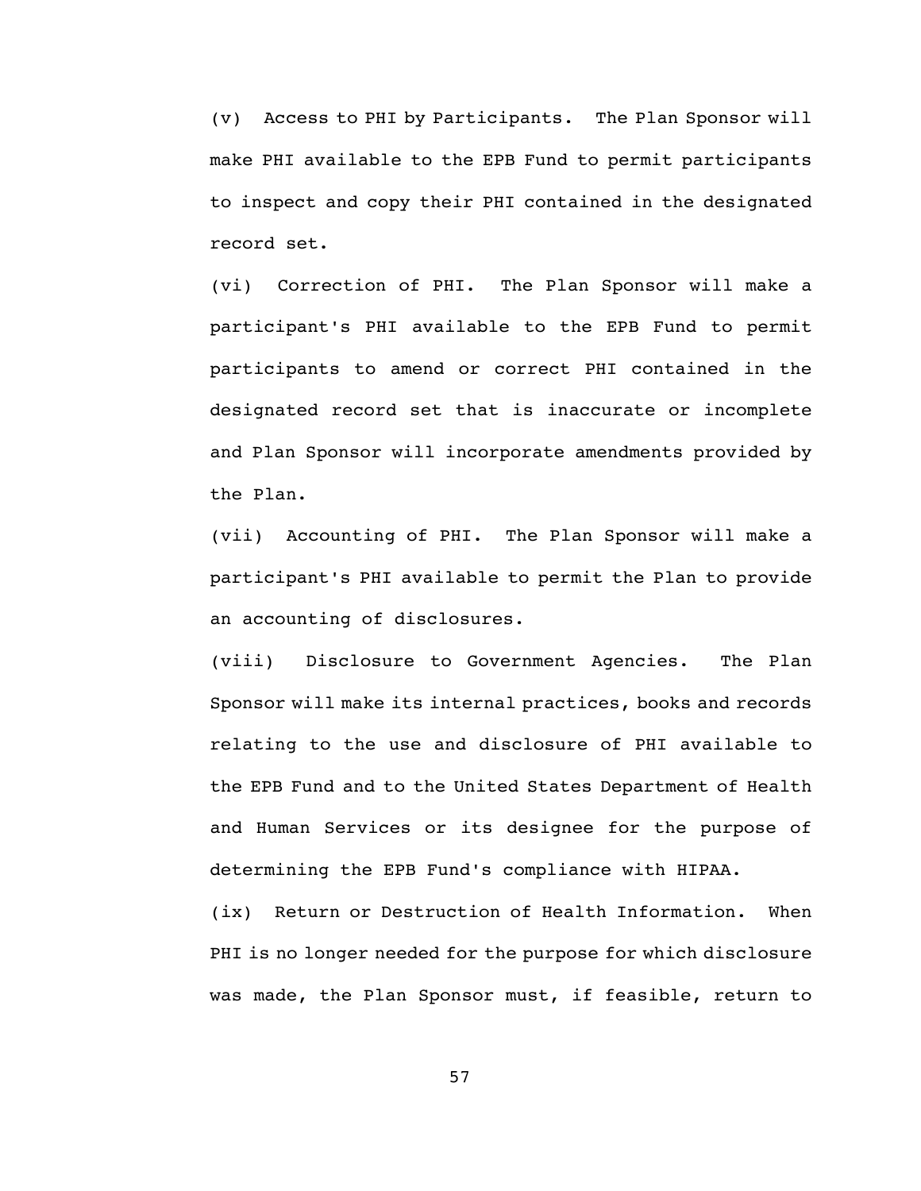(v) Access to PHI by Participants. The Plan Sponsor will make PHI available to the EPB Fund to permit participants to inspect and copy their PHI contained in the designated record set.

(vi) Correction of PHI. The Plan Sponsor will make a participant's PHI available to the EPB Fund to permit participants to amend or correct PHI contained in the designated record set that is inaccurate or incomplete and Plan Sponsor will incorporate amendments provided by the Plan.

(vii) Accounting of PHI. The Plan Sponsor will make a participant's PHI available to permit the Plan to provide an accounting of disclosures.

(viii) Disclosure to Government Agencies. The Plan Sponsor will make its internal practices, books and records relating to the use and disclosure of PHI available to the EPB Fund and to the United States Department of Health and Human Services or its designee for the purpose of determining the EPB Fund's compliance with HIPAA.

(ix) Return or Destruction of Health Information. When PHI is no longer needed for the purpose for which disclosure was made, the Plan Sponsor must, if feasible, return to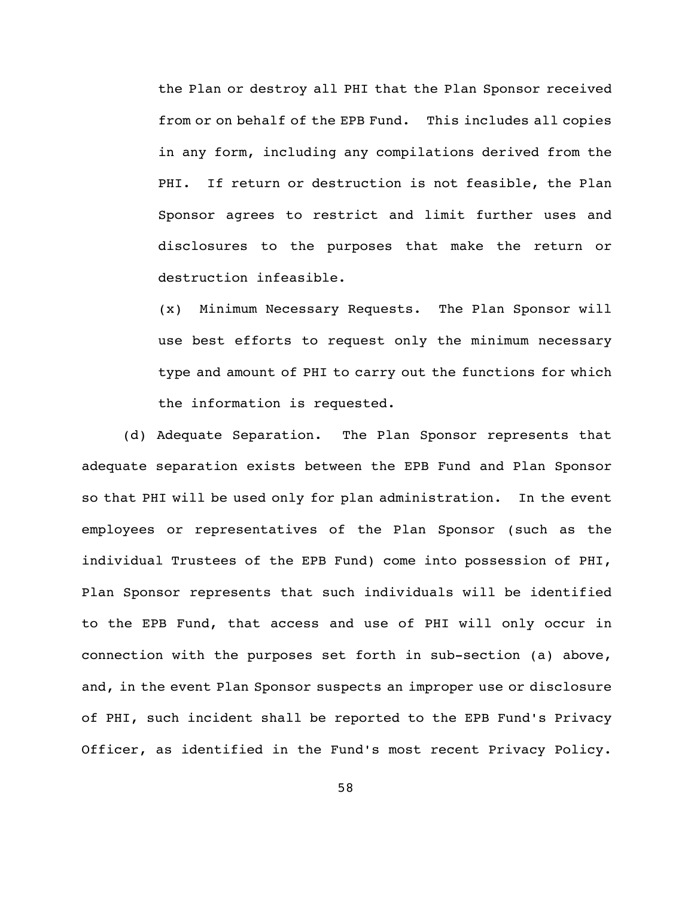the Plan or destroy all PHI that the Plan Sponsor received from or on behalf of the EPB Fund. This includes all copies in any form, including any compilations derived from the PHI. If return or destruction is not feasible, the Plan Sponsor agrees to restrict and limit further uses and disclosures to the purposes that make the return or destruction infeasible.

(x) Minimum Necessary Requests. The Plan Sponsor will use best efforts to request only the minimum necessary type and amount of PHI to carry out the functions for which the information is requested.

(d) Adequate Separation. The Plan Sponsor represents that adequate separation exists between the EPB Fund and Plan Sponsor so that PHI will be used only for plan administration. In the event employees or representatives of the Plan Sponsor (such as the individual Trustees of the EPB Fund) come into possession of PHI, Plan Sponsor represents that such individuals will be identified to the EPB Fund, that access and use of PHI will only occur in connection with the purposes set forth in sub-section (a) above, and, in the event Plan Sponsor suspects an improper use or disclosure of PHI, such incident shall be reported to the EPB Fund's Privacy Officer, as identified in the Fund's most recent Privacy Policy.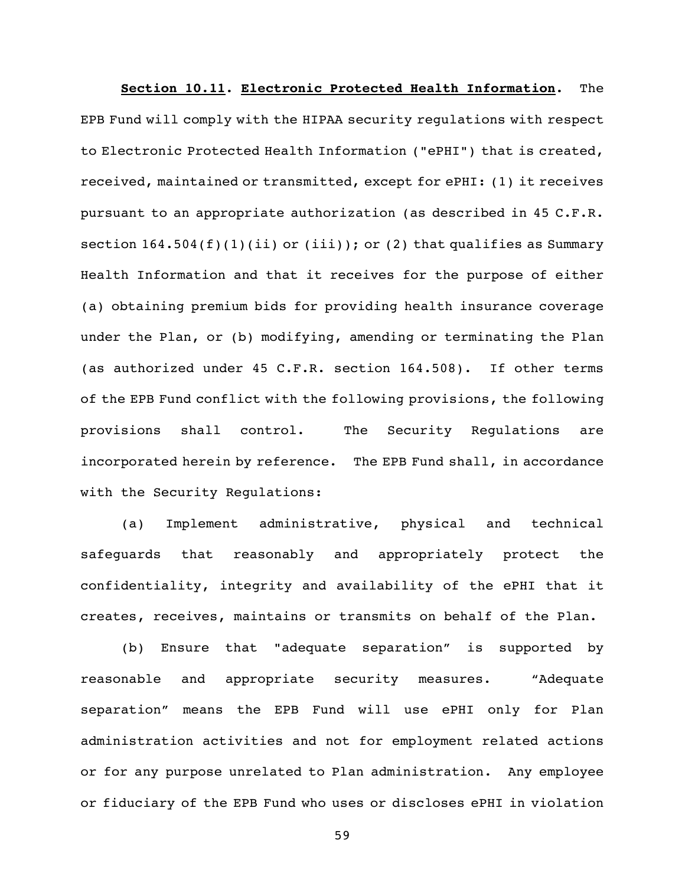**Section 10.11. Electronic Protected Health Information.** The EPB Fund will comply with the HIPAA security regulations with respect to Electronic Protected Health Information ("ePHI") that is created, received, maintained or transmitted, except for ePHI: (1) it receives pursuant to an appropriate authorization (as described in 45 C.F.R. section 164.504(f)(1)(ii) or (iii)); or (2) that qualifies as Summary Health Information and that it receives for the purpose of either (a) obtaining premium bids for providing health insurance coverage under the Plan, or (b) modifying, amending or terminating the Plan (as authorized under 45 C.F.R. section 164.508). If other terms of the EPB Fund conflict with the following provisions, the following provisions shall control. The Security Regulations are incorporated herein by reference. The EPB Fund shall, in accordance with the Security Regulations:

(a) Implement administrative, physical and technical safeguards that reasonably and appropriately protect the confidentiality, integrity and availability of the ePHI that it creates, receives, maintains or transmits on behalf of the Plan.

(b) Ensure that "adequate separation" is supported by reasonable and appropriate security measures. "Adequate separation" means the EPB Fund will use ePHI only for Plan administration activities and not for employment related actions or for any purpose unrelated to Plan administration. Any employee or fiduciary of the EPB Fund who uses or discloses ePHI in violation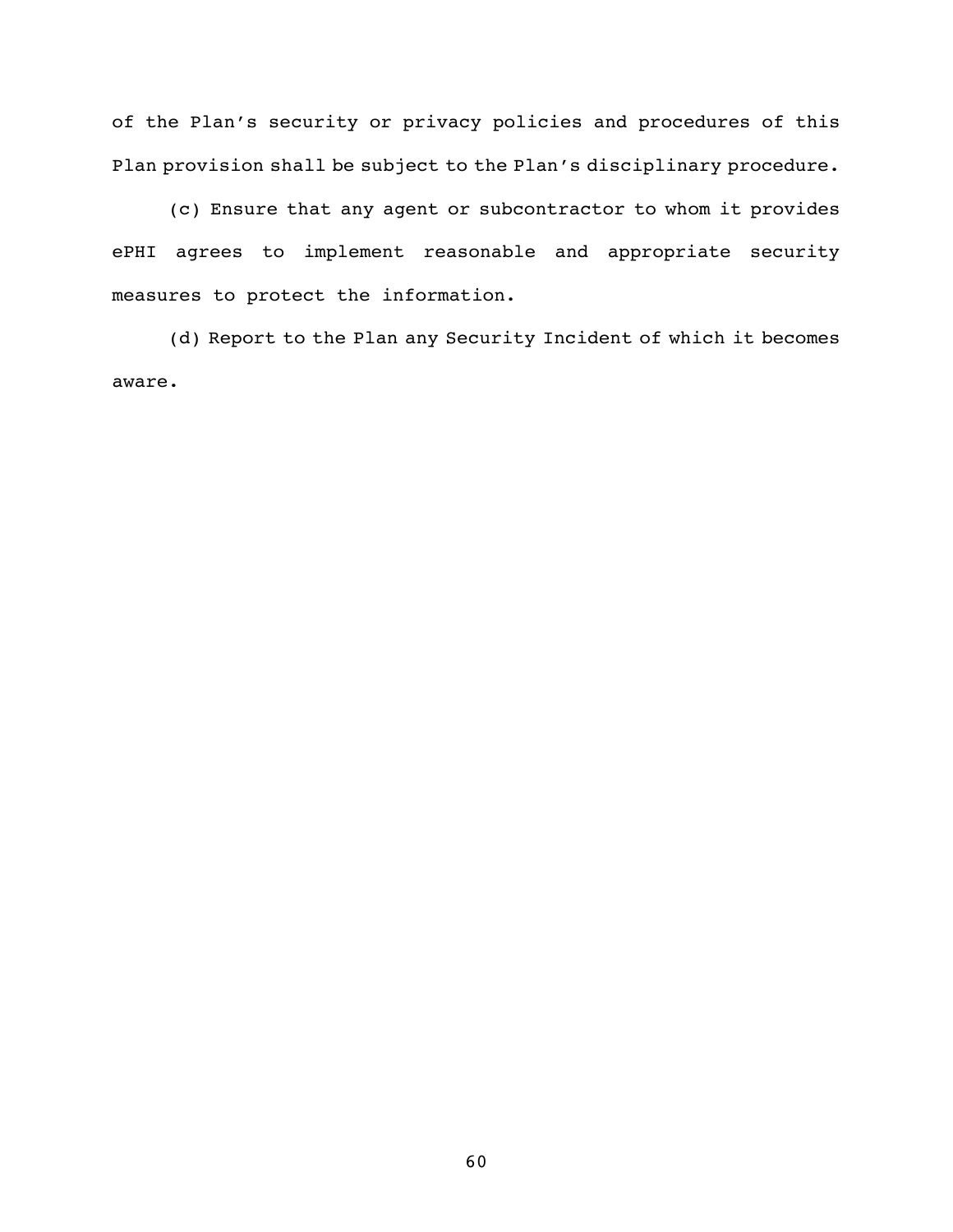of the Plan’s security or privacy policies and procedures of this Plan provision shall be subject to the Plan’s disciplinary procedure.

(c) Ensure that any agent or subcontractor to whom it provides ePHI agrees to implement reasonable and appropriate security measures to protect the information.

(d) Report to the Plan any Security Incident of which it becomes aware.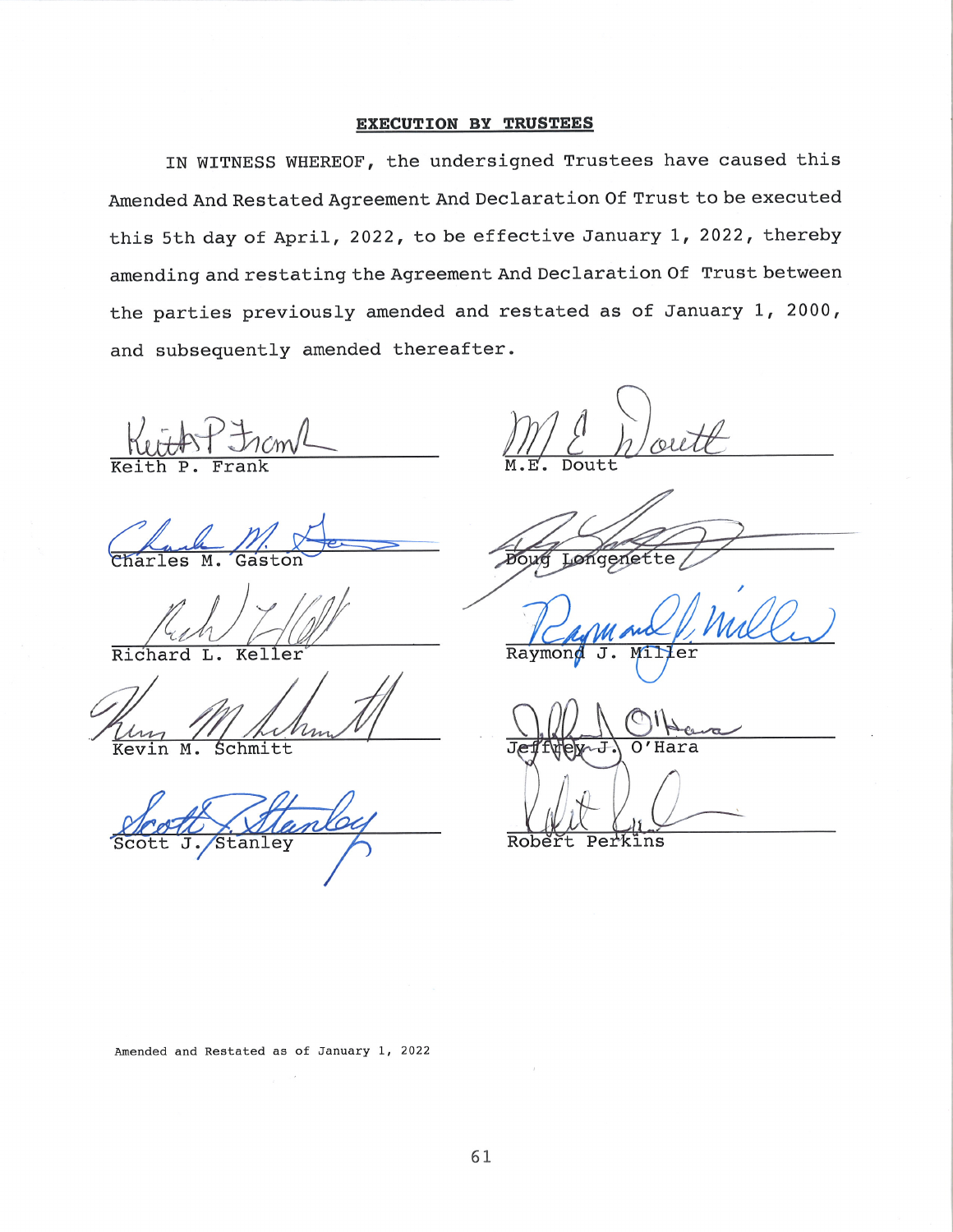**EXECUTION BY TRUSTEES**

IN WITNESS WHEREOF, the undersigned Trustees have caused this Amended And Restated Agreement And Declaration Of Trust to be executed this 5th day of April, 2022, to be effective January 1, 2022, thereby amending and restating the Agreement And Declaration Of Trust between the parties previously amended and restated as of January 1, 2000, and subsequently amended thereafter.

Keith P. Frank

M.E. Doutt

Charles M. Gaston

Doug Longenette

Richard L. Keller

Raymond J. Miller

Kevin M. Schmitt

Jeffrey J. O'Hara

Scott J. Stanley

Robert Perkins

Amended and Restated as of January 1, 2022